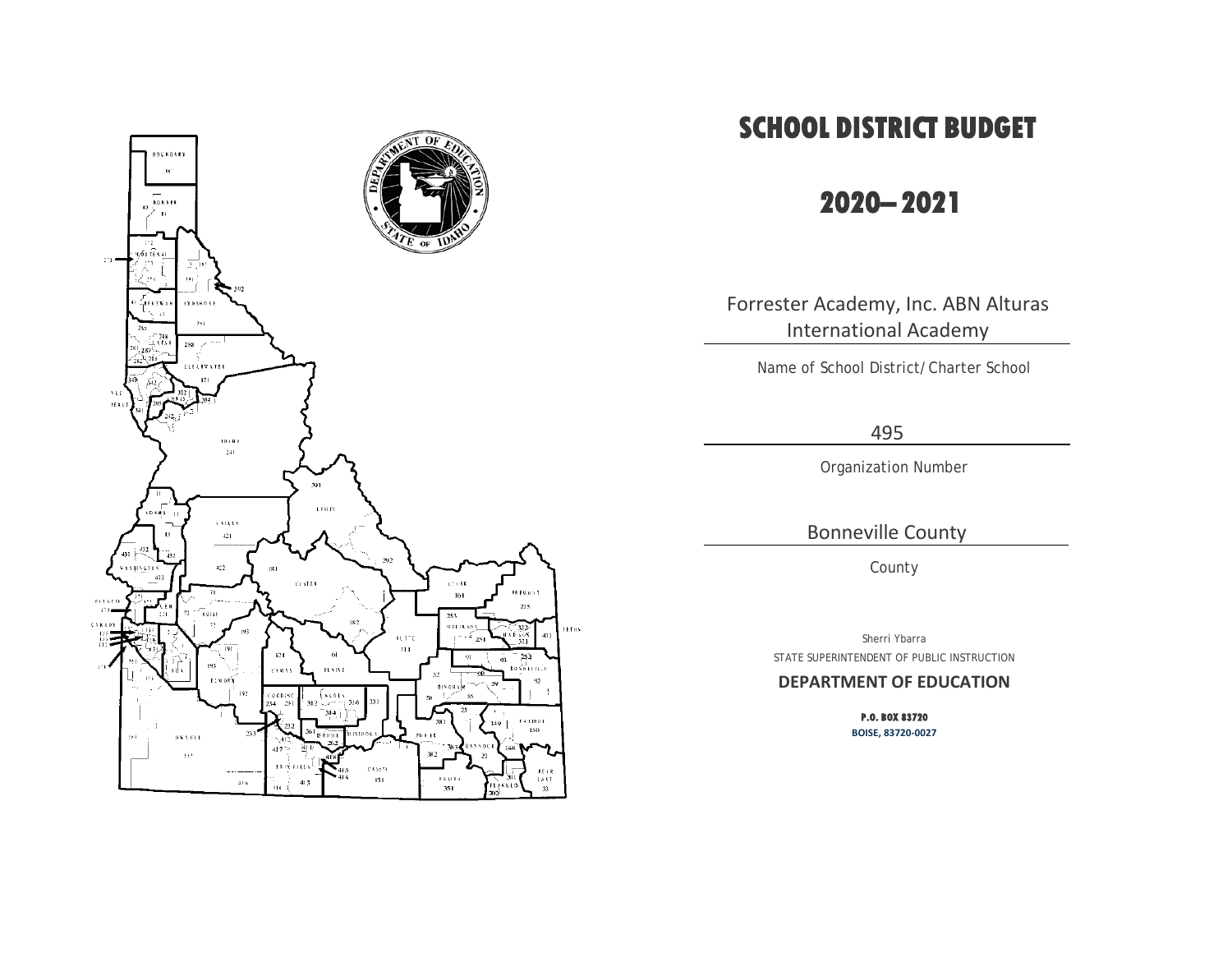# SCHOOL DISTRICT BUDGET

# 2020– 2021

Forrester Academy, Inc. ABN Alturas International Academy

Name of School District/Charter School

495

Organization Number

Bonneville County

County

Sherri Ybarra
STATE SUPERINTENDENT OF PUBLIC INSTRUCTION

**DEPARTMENT OF EDUCATION**

**P.O. BOX 83720**
**BOISE, 83720-0027**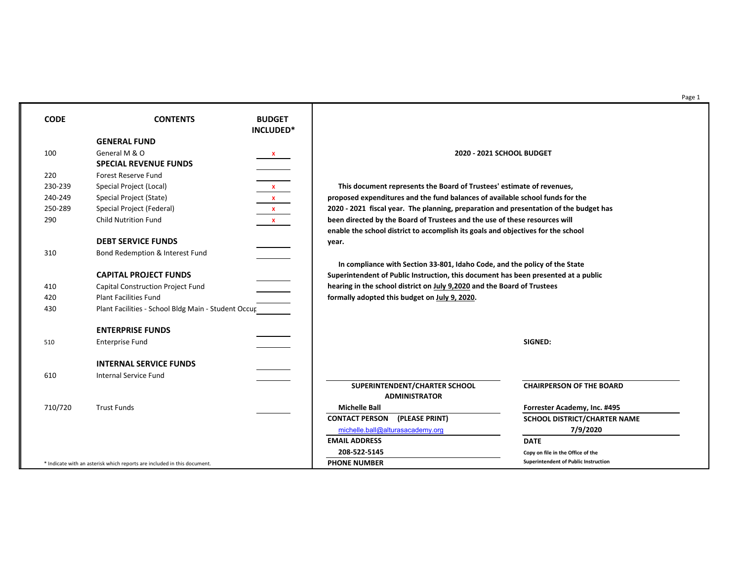| CODE | CONTENTS | BUDGET INCLUDED* |
|---|---|---|
| | **GENERAL FUND** | |
| 100 | General M & O | x |
| | **SPECIAL REVENUE FUNDS** | |
| 220 | Forest Reserve Fund | |
| 230-239 | Special Project (Local) | x |
| 240-249 | Special Project (State) | x |
| 250-289 | Special Project (Federal) | x |
| 290 | Child Nutrition Fund | x |
| | **DEBT SERVICE FUNDS** | |
| 310 | Bond Redemption & Interest Fund | |
| | **CAPITAL PROJECT FUNDS** | |
| 410 | Capital Construction Project Fund | |
| 420 | Plant Facilities Fund | |
| 430 | Plant Facilities - School Bldg Main - Student Occup | |
| | **ENTERPRISE FUNDS** | |
| 510 | Enterprise Fund | |
| | **INTERNAL SERVICE FUNDS** | |
| 610 | Internal Service Fund | |
| 710/720 | Trust Funds | |

* Indicate with an asterisk which reports are included in this document.

**2020 - 2021 SCHOOL BUDGET**

**This document represents the Board of Trustees' estimate of revenues, proposed expenditures and the fund balances of available school funds for the 2020 - 2021 fiscal year. The planning, preparation and presentation of the budget has been directed by the Board of Trustees and the use of these resources will enable the school district to accomplish its goals and objectives for the school year.**

**In compliance with Section 33-801, Idaho Code, and the policy of the State Superintendent of Public Instruction, this document has been presented at a public hearing in the school district on July 9,2020 and the Board of Trustees formally adopted this budget on July 9, 2020.**

**SIGNED:**

**SUPERINTENDENT/CHARTER SCHOOL ADMINISTRATOR**

**CHAIRPERSON OF THE BOARD**

**Michelle Ball**
**CONTACT PERSON (PLEASE PRINT)**

michelle.ball@alturasacademy.org
**EMAIL ADDRESS**

**208-522-5145**
**PHONE NUMBER**

**Forrester Academy, Inc. #495**
**SCHOOL DISTRICT/CHARTER NAME**

**7/9/2020**
**DATE**

**Copy on file in the Office of the Superintendent of Public Instruction**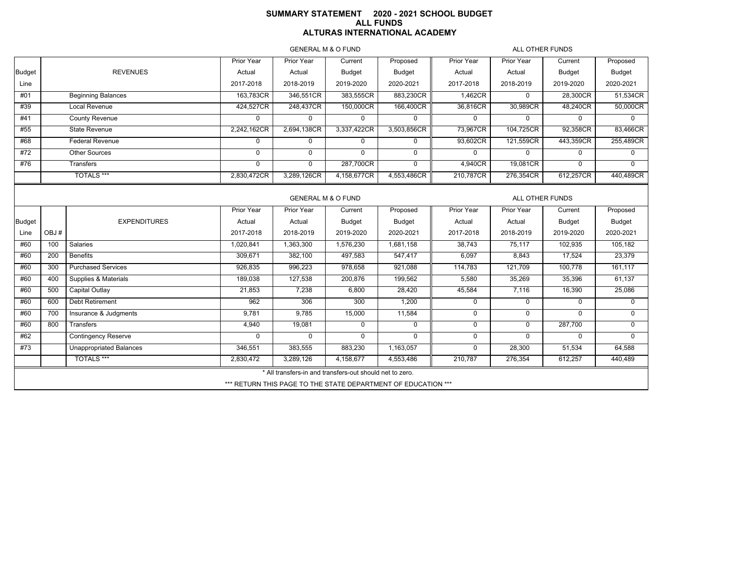# SUMMARY STATEMENT 2020 - 2021 SCHOOL BUDGET
## ALL FUNDS
## ALTURAS INTERNATIONAL ACADEMY

| | | GENERAL M & O FUND | | | | ALL OTHER FUNDS | | | |
|---|---|---|---|---|---|---|---|---|---|
| Budget Line | REVENUES | Prior Year Actual 2017-2018 | Prior Year Actual 2018-2019 | Current Budget 2019-2020 | Proposed Budget 2020-2021 | Prior Year Actual 2017-2018 | Prior Year Actual 2018-2019 | Current Budget 2019-2020 | Proposed Budget 2020-2021 |
| #01 | Beginning Balances | 163,783CR | 346,551CR | 383,555CR | 883,230CR | 1,462CR | 0 | 28,300CR | 51,534CR |
| #39 | Local Revenue | 424,527CR | 248,437CR | 150,000CR | 166,400CR | 36,816CR | 30,989CR | 48,240CR | 50,000CR |
| #41 | County Revenue | 0 | 0 | 0 | 0 | 0 | 0 | 0 | 0 |
| #55 | State Revenue | 2,242,162CR | 2,694,138CR | 3,337,422CR | 3,503,856CR | 73,967CR | 104,725CR | 92,358CR | 83,466CR |
| #68 | Federal Revenue | 0 | 0 | 0 | 0 | 93,602CR | 121,559CR | 443,359CR | 255,489CR |
| #72 | Other Sources | 0 | 0 | 0 | 0 | 0 | 0 | 0 | 0 |
| #76 | Transfers | 0 | 0 | 287,700CR | 0 | 4,940CR | 19,081CR | 0 | 0 |
| | TOTALS *** | 2,830,472CR | 3,289,126CR | 4,158,677CR | 4,553,486CR | 210,787CR | 276,354CR | 612,257CR | 440,489CR |

| | | | GENERAL M & O FUND | | | | ALL OTHER FUNDS | | | |
|---|---|---|---|---|---|---|---|---|---|---|
| Budget Line | OBJ # | EXPENDITURES | Prior Year Actual 2017-2018 | Prior Year Actual 2018-2019 | Current Budget 2019-2020 | Proposed Budget 2020-2021 | Prior Year Actual 2017-2018 | Prior Year Actual 2018-2019 | Current Budget 2019-2020 | Proposed Budget 2020-2021 |
| #60 | 100 | Salaries | 1,020,841 | 1,363,300 | 1,576,230 | 1,681,158 | 38,743 | 75,117 | 102,935 | 105,182 |
| #60 | 200 | Benefits | 309,671 | 382,100 | 497,583 | 547,417 | 6,097 | 8,843 | 17,524 | 23,379 |
| #60 | 300 | Purchased Services | 926,835 | 996,223 | 978,658 | 921,088 | 114,783 | 121,709 | 100,778 | 161,117 |
| #60 | 400 | Supplies & Materials | 189,038 | 127,538 | 200,876 | 199,562 | 5,580 | 35,269 | 35,396 | 61,137 |
| #60 | 500 | Capital Outlay | 21,853 | 7,238 | 6,800 | 28,420 | 45,584 | 7,116 | 16,390 | 25,086 |
| #60 | 600 | Debt Retirement | 962 | 306 | 300 | 1,200 | 0 | 0 | 0 | 0 |
| #60 | 700 | Insurance & Judgments | 9,781 | 9,785 | 15,000 | 11,584 | 0 | 0 | 0 | 0 |
| #60 | 800 | Transfers | 4,940 | 19,081 | 0 | 0 | 0 | 0 | 287,700 | 0 |
| #62 | | Contingency Reserve | 0 | 0 | 0 | 0 | 0 | 0 | 0 | 0 |
| #73 | | Unappropriated Balances | 346,551 | 383,555 | 883,230 | 1,163,057 | 0 | 28,300 | 51,534 | 64,588 |
| | | TOTALS *** | 2,830,472 | 3,289,126 | 4,158,677 | 4,553,486 | 210,787 | 276,354 | 612,257 | 440,489 |

* All transfers-in and transfers-out should net to zero.

*** RETURN THIS PAGE TO THE STATE DEPARTMENT OF EDUCATION ***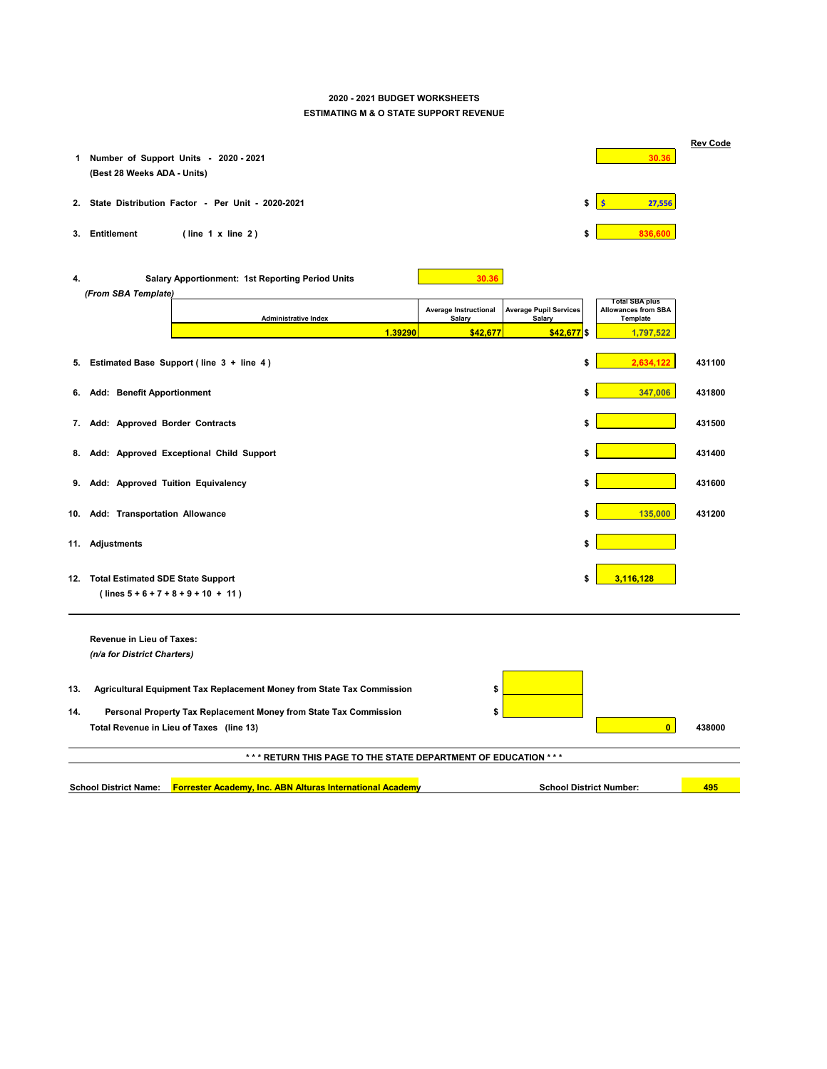**2020 - 2021 BUDGET WORKSHEETS**

**ESTIMATING M & O STATE SUPPORT REVENUE**

| | | | Rev Code |
|---|---|---|---|
| 1 | Number of Support Units - 2020 - 2021 (Best 28 Weeks ADA - Units) | 30.36 | |
| 2. | State Distribution Factor - Per Unit - 2020-2021 | $ 27,556 | |
| 3. | Entitlement ( line 1 x line 2 ) | $ 836,600 | |

**4. Salary Apportionment: 1st Reporting Period Units** 30.36

*(From SBA Template)*

| Administrative Index | Average Instructional Salary | Average Pupil Services Salary | Total SBA plus Allowances from SBA Template |
|---|---|---|---|
| 1.39290 | $42,677 | $42,677 | $ 1,797,522 |

| | | | Rev Code |
|---|---|---|---|
| 5. | Estimated Base Support ( line 3 + line 4 ) | $ 2,634,122 | 431100 |
| 6. | Add: Benefit Apportionment | $ 347,006 | 431800 |
| 7. | Add: Approved Border Contracts | $ | 431500 |
| 8. | Add: Approved Exceptional Child Support | $ | 431400 |
| 9. | Add: Approved Tuition Equivalency | $ | 431600 |
| 10. | Add: Transportation Allowance | $ 135,000 | 431200 |
| 11. | Adjustments | $ | |
| 12. | Total Estimated SDE State Support ( lines 5 + 6 + 7 + 8 + 9 + 10 + 11 ) | $ 3,116,128 | |

**Revenue in Lieu of Taxes:**

*(n/a for District Charters)*

| | | | | Rev Code |
|---|---|---|---|---|
| 13. | Agricultural Equipment Tax Replacement Money from State Tax Commission | $ | | |
| 14. | Personal Property Tax Replacement Money from State Tax Commission | $ | | |
| | Total Revenue in Lieu of Taxes (line 13) | | 0 | 438000 |

**\*\*\* RETURN THIS PAGE TO THE STATE DEPARTMENT OF EDUCATION \*\*\***

**School District Name:** Forrester Academy, Inc. ABN Alturas International Academy **School District Number:** 495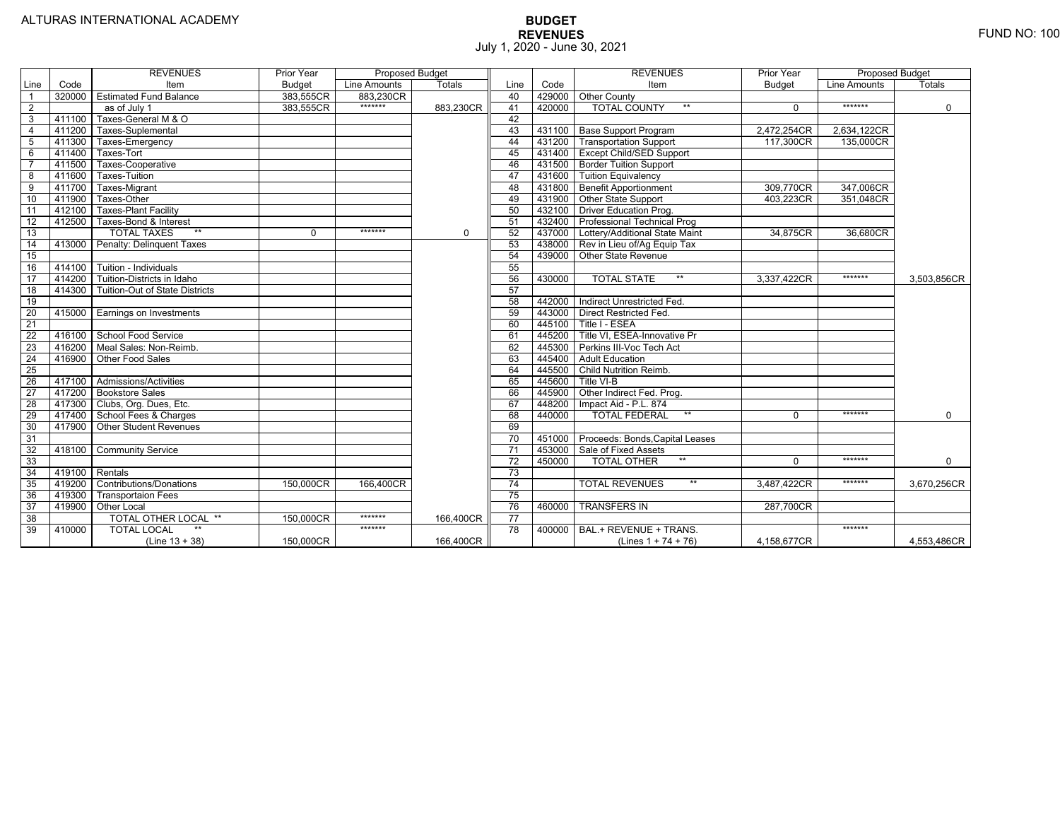ALTURAS INTERNATIONAL ACADEMY

# BUDGET
## REVENUES
July 1, 2020 - June 30, 2021

FUND NO: 100

| Line | Code | REVENUES Item | Prior Year Budget | Proposed Budget Line Amounts | Proposed Budget Totals |
|---|---|---|---|---|---|
| 1 | 320000 | Estimated Fund Balance | 383,555CR | 883,230CR | |
| 2 | | as of July 1 | 383,555CR | ******* | 883,230CR |
| 3 | 411100 | Taxes-General M & O | | | |
| 4 | 411200 | Taxes-Suplemental | | | |
| 5 | 411300 | Taxes-Emergency | | | |
| 6 | 411400 | Taxes-Tort | | | |
| 7 | 411500 | Taxes-Cooperative | | | |
| 8 | 411600 | Taxes-Tuition | | | |
| 9 | 411700 | Taxes-Migrant | | | |
| 10 | 411900 | Taxes-Other | | | |
| 11 | 412100 | Taxes-Plant Facility | | | |
| 12 | 412500 | Taxes-Bond & Interest | | | |
| 13 | | TOTAL TAXES ** | 0 | ******* | 0 |
| 14 | 413000 | Penalty: Delinquent Taxes | | | |
| 15 | | | | | |
| 16 | 414100 | Tuition - Individuals | | | |
| 17 | 414200 | Tuition-Districts in Idaho | | | |
| 18 | 414300 | Tuition-Out of State Districts | | | |
| 19 | | | | | |
| 20 | 415000 | Earnings on Investments | | | |
| 21 | | | | | |
| 22 | 416100 | School Food Service | | | |
| 23 | 416200 | Meal Sales: Non-Reimb. | | | |
| 24 | 416900 | Other Food Sales | | | |
| 25 | | | | | |
| 26 | 417100 | Admissions/Activities | | | |
| 27 | 417200 | Bookstore Sales | | | |
| 28 | 417300 | Clubs, Org. Dues, Etc. | | | |
| 29 | 417400 | School Fees & Charges | | | |
| 30 | 417900 | Other Student Revenues | | | |
| 31 | | | | | |
| 32 | 418100 | Community Service | | | |
| 33 | | | | | |
| 34 | 419100 | Rentals | | | |
| 35 | 419200 | Contributions/Donations | 150,000CR | 166,400CR | |
| 36 | 419300 | Transportaion Fees | | | |
| 37 | 419900 | Other Local | | | |
| 38 | | TOTAL OTHER LOCAL ** | 150,000CR | ******* | 166,400CR |
| 39 | 410000 | TOTAL LOCAL ** (Line 13 + 38) | 150,000CR | ******* | 166,400CR |

| Line | Code | REVENUES Item | Prior Year Budget | Proposed Budget Line Amounts | Proposed Budget Totals |
|---|---|---|---|---|---|
| 40 | 429000 | Other County | | | |
| 41 | 420000 | TOTAL COUNTY ** | 0 | ******* | 0 |
| 42 | | | | | |
| 43 | 431100 | Base Support Program | 2,472,254CR | 2,634,122CR | |
| 44 | 431200 | Transportation Support | 117,300CR | 135,000CR | |
| 45 | 431400 | Except Child/SED Support | | | |
| 46 | 431500 | Border Tuition Support | | | |
| 47 | 431600 | Tuition Equivalency | | | |
| 48 | 431800 | Benefit Apportionment | 309,770CR | 347,006CR | |
| 49 | 431900 | Other State Support | 403,223CR | 351,048CR | |
| 50 | 432100 | Driver Education Prog. | | | |
| 51 | 432400 | Professional Technical Prog | | | |
| 52 | 437000 | Lottery/Additional State Maint | 34,875CR | 36,680CR | |
| 53 | 438000 | Rev in Lieu of/Ag Equip Tax | | | |
| 54 | 439000 | Other State Revenue | | | |
| 55 | | | | | |
| 56 | 430000 | TOTAL STATE ** | 3,337,422CR | ******* | 3,503,856CR |
| 57 | | | | | |
| 58 | 442000 | Indirect Unrestricted Fed. | | | |
| 59 | 443000 | Direct Restricted Fed. | | | |
| 60 | 445100 | Title I - ESEA | | | |
| 61 | 445200 | Title VI, ESEA-Innovative Pr | | | |
| 62 | 445300 | Perkins III-Voc Tech Act | | | |
| 63 | 445400 | Adult Education | | | |
| 64 | 445500 | Child Nutrition Reimb. | | | |
| 65 | 445600 | Title VI-B | | | |
| 66 | 445900 | Other Indirect Fed. Prog. | | | |
| 67 | 448200 | Impact Aid - P.L. 874 | | | |
| 68 | 440000 | TOTAL FEDERAL ** | 0 | ******* | 0 |
| 69 | | | | | |
| 70 | 451000 | Proceeds: Bonds,Capital Leases | | | |
| 71 | 453000 | Sale of Fixed Assets | | | |
| 72 | 450000 | TOTAL OTHER ** | 0 | ******* | 0 |
| 73 | | | | | |
| 74 | | TOTAL REVENUES ** | 3,487,422CR | ******* | 3,670,256CR |
| 75 | | | | | |
| 76 | 460000 | TRANSFERS IN | 287,700CR | | |
| 77 | | | | | |
| 78 | 400000 | BAL.+ REVENUE + TRANS. (Lines 1 + 74 + 76) | 4,158,677CR | ******* | 4,553,486CR |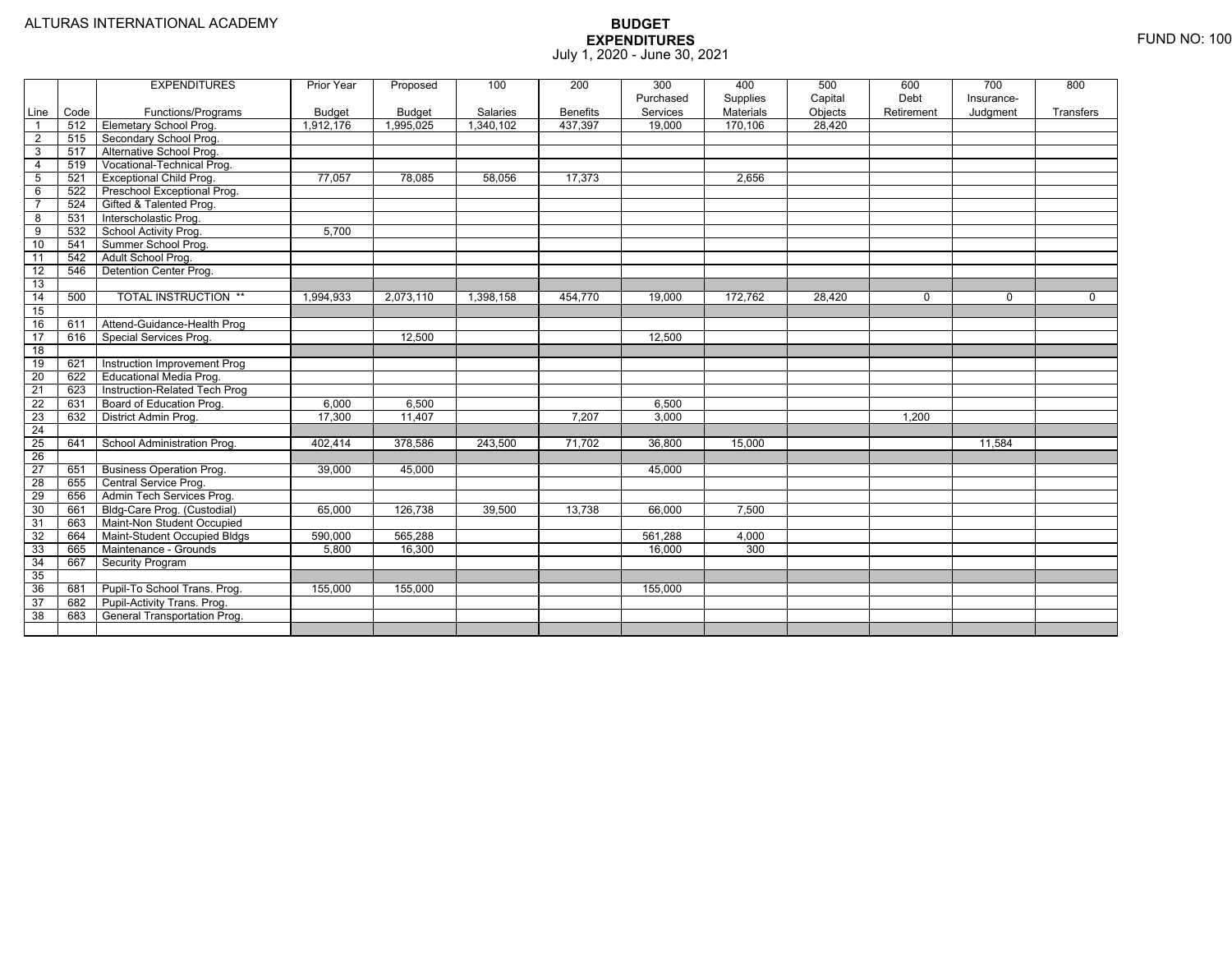ALTURAS INTERNATIONAL ACADEMY

# BUDGET
## EXPENDITURES
July 1, 2020 - June 30, 2021

FUND NO: 100

| Line | Code | EXPENDITURES Functions/Programs | Prior Year Budget | Proposed Budget | 100 Salaries | 200 Benefits | 300 Purchased Services | 400 Supplies Materials | 500 Capital Objects | 600 Debt Retirement | 700 Insurance-Judgment | 800 Transfers |
|---|---|---|---|---|---|---|---|---|---|---|---|---|
| 1 | 512 | Elemetary School Prog. | 1,912,176 | 1,995,025 | 1,340,102 | 437,397 | 19,000 | 170,106 | 28,420 | | | |
| 2 | 515 | Secondary School Prog. | | | | | | | | | | |
| 3 | 517 | Alternative School Prog. | | | | | | | | | | |
| 4 | 519 | Vocational-Technical Prog. | | | | | | | | | | |
| 5 | 521 | Exceptional Child Prog. | 77,057 | 78,085 | 58,056 | 17,373 | | 2,656 | | | | |
| 6 | 522 | Preschool Exceptional Prog. | | | | | | | | | | |
| 7 | 524 | Gifted & Talented Prog. | | | | | | | | | | |
| 8 | 531 | Interscholastic Prog. | | | | | | | | | | |
| 9 | 532 | School Activity Prog. | 5,700 | | | | | | | | | |
| 10 | 541 | Summer School Prog. | | | | | | | | | | |
| 11 | 542 | Adult School Prog. | | | | | | | | | | |
| 12 | 546 | Detention Center Prog. | | | | | | | | | | |
| 13 | | | | | | | | | | | | |
| 14 | 500 | TOTAL INSTRUCTION ** | 1,994,933 | 2,073,110 | 1,398,158 | 454,770 | 19,000 | 172,762 | 28,420 | 0 | 0 | 0 |
| 15 | | | | | | | | | | | | |
| 16 | 611 | Attend-Guidance-Health Prog | | | | | | | | | | |
| 17 | 616 | Special Services Prog. | | 12,500 | | | 12,500 | | | | | |
| 18 | | | | | | | | | | | | |
| 19 | 621 | Instruction Improvement Prog | | | | | | | | | | |
| 20 | 622 | Educational Media Prog. | | | | | | | | | | |
| 21 | 623 | Instruction-Related Tech Prog | | | | | | | | | | |
| 22 | 631 | Board of Education Prog. | 6,000 | 6,500 | | | 6,500 | | | | | |
| 23 | 632 | District Admin Prog. | 17,300 | 11,407 | | 7,207 | 3,000 | | | 1,200 | | |
| 24 | | | | | | | | | | | | |
| 25 | 641 | School Administration Prog. | 402,414 | 378,586 | 243,500 | 71,702 | 36,800 | 15,000 | | | 11,584 | |
| 26 | | | | | | | | | | | | |
| 27 | 651 | Business Operation Prog. | 39,000 | 45,000 | | | 45,000 | | | | | |
| 28 | 655 | Central Service Prog. | | | | | | | | | | |
| 29 | 656 | Admin Tech Services Prog. | | | | | | | | | | |
| 30 | 661 | Bldg-Care Prog. (Custodial) | 65,000 | 126,738 | 39,500 | 13,738 | 66,000 | 7,500 | | | | |
| 31 | 663 | Maint-Non Student Occupied | | | | | | | | | | |
| 32 | 664 | Maint-Student Occupied Bldgs | 590,000 | 565,288 | | | 561,288 | 4,000 | | | | |
| 33 | 665 | Maintenance - Grounds | 5,800 | 16,300 | | | 16,000 | 300 | | | | |
| 34 | 667 | Security Program | | | | | | | | | | |
| 35 | | | | | | | | | | | | |
| 36 | 681 | Pupil-To School Trans. Prog. | 155,000 | 155,000 | | | 155,000 | | | | | |
| 37 | 682 | Pupil-Activity Trans. Prog. | | | | | | | | | | |
| 38 | 683 | General Transportation Prog. | | | | | | | | | | |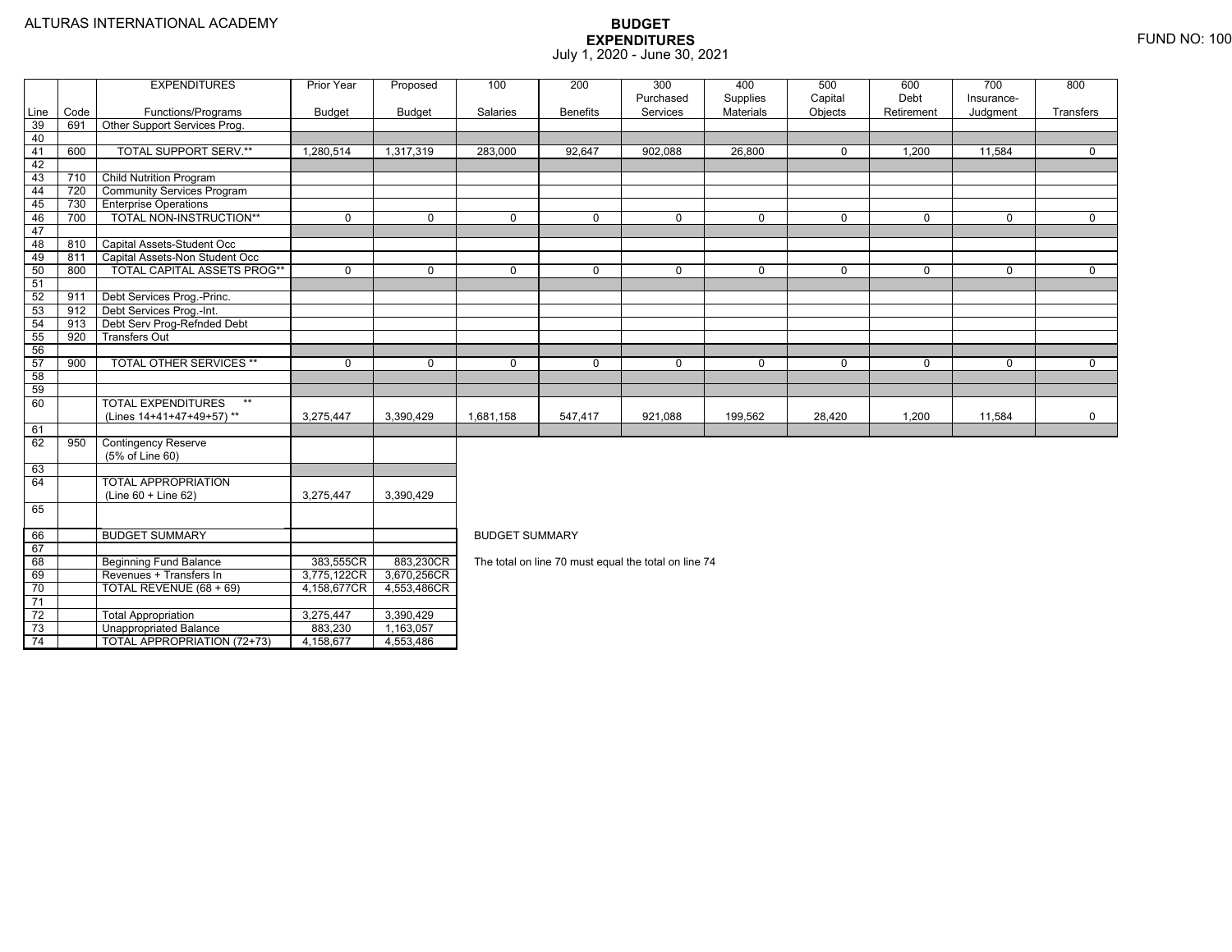ALTURAS INTERNATIONAL ACADEMY

# BUDGET EXPENDITURES

July 1, 2020 - June 30, 2021

FUND NO: 100

| Line | Code | EXPENDITURES Functions/Programs | Prior Year Budget | Proposed Budget | 100 Salaries | 200 Benefits | 300 Purchased Services | 400 Supplies Materials | 500 Capital Objects | 600 Debt Retirement | 700 Insurance-Judgment | 800 Transfers |
|---|---|---|---|---|---|---|---|---|---|---|---|---|
| 39 | 691 | Other Support Services Prog. | | | | | | | | | | |
| 40 | | | | | | | | | | | | |
| 41 | 600 | TOTAL SUPPORT SERV.** | 1,280,514 | 1,317,319 | 283,000 | 92,647 | 902,088 | 26,800 | 0 | 1,200 | 11,584 | 0 |
| 42 | | | | | | | | | | | | |
| 43 | 710 | Child Nutrition Program | | | | | | | | | | |
| 44 | 720 | Community Services Program | | | | | | | | | | |
| 45 | 730 | Enterprise Operations | | | | | | | | | | |
| 46 | 700 | TOTAL NON-INSTRUCTION** | 0 | 0 | 0 | 0 | 0 | 0 | 0 | 0 | 0 | 0 |
| 47 | | | | | | | | | | | | |
| 48 | 810 | Capital Assets-Student Occ | | | | | | | | | | |
| 49 | 811 | Capital Assets-Non Student Occ | | | | | | | | | | |
| 50 | 800 | TOTAL CAPITAL ASSETS PROG** | 0 | 0 | 0 | 0 | 0 | 0 | 0 | 0 | 0 | 0 |
| 51 | | | | | | | | | | | | |
| 52 | 911 | Debt Services Prog.-Princ. | | | | | | | | | | |
| 53 | 912 | Debt Services Prog.-Int. | | | | | | | | | | |
| 54 | 913 | Debt Serv Prog-Refnded Debt | | | | | | | | | | |
| 55 | 920 | Transfers Out | | | | | | | | | | |
| 56 | | | | | | | | | | | | |
| 57 | 900 | TOTAL OTHER SERVICES ** | 0 | 0 | 0 | 0 | 0 | 0 | 0 | 0 | 0 | 0 |
| 58 | | | | | | | | | | | | |
| 59 | | | | | | | | | | | | |
| 60 | | TOTAL EXPENDITURES ** (Lines 14+41+47+49+57) ** | 3,275,447 | 3,390,429 | 1,681,158 | 547,417 | 921,088 | 199,562 | 28,420 | 1,200 | 11,584 | 0 |
| 61 | | | | | | | | | | | | |
| 62 | 950 | Contingency Reserve (5% of Line 60) | | | | | | | | | | |
| 63 | | | | | | | | | | | | |
| 64 | | TOTAL APPROPRIATION (Line 60 + Line 62) | 3,275,447 | 3,390,429 | | | | | | | | |
| 65 | | | | | | | | | | | | |
| 66 | | BUDGET SUMMARY | | | | | | | | | | |
| 67 | | | | | | | | | | | | |
| 68 | | Beginning Fund Balance | 383,555CR | 883,230CR | | | | | | | | |
| 69 | | Revenues + Transfers In | 3,775,122CR | 3,670,256CR | | | | | | | | |
| 70 | | TOTAL REVENUE (68 + 69) | 4,158,677CR | 4,553,486CR | | | | | | | | |
| 71 | | | | | | | | | | | | |
| 72 | | Total Appropriation | 3,275,447 | 3,390,429 | | | | | | | | |
| 73 | | Unappropriated Balance | 883,230 | 1,163,057 | | | | | | | | |
| 74 | | TOTAL APPROPRIATION (72+73) | 4,158,677 | 4,553,486 | | | | | | | | |

BUDGET SUMMARY

The total on line 70 must equal the total on line 74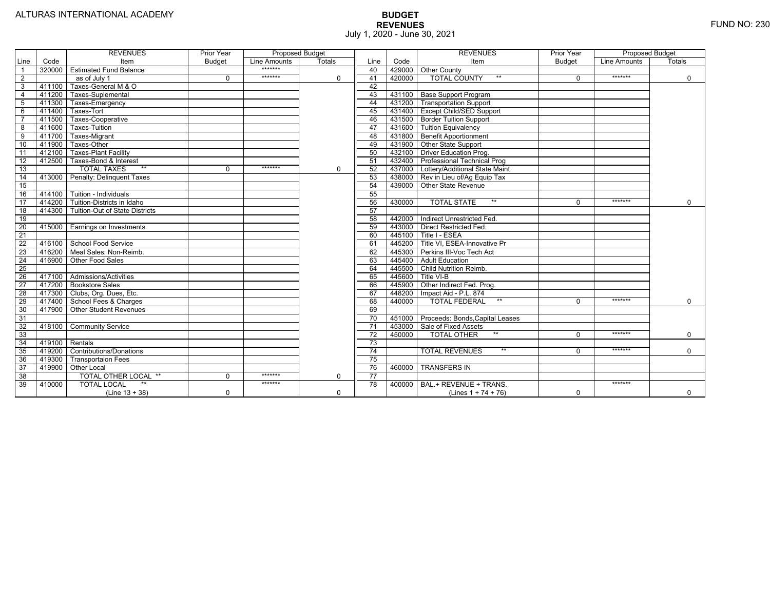ALTURAS INTERNATIONAL ACADEMY

# BUDGET
## REVENUES
July 1, 2020 - June 30, 2021

FUND NO: 230

| Line | Code | REVENUES Item | Prior Year Budget | Proposed Budget Line Amounts | Proposed Budget Totals |
|---|---|---|---|---|---|
| 1 | 320000 | Estimated Fund Balance | | ******* | |
| 2 | | as of July 1 | 0 | ******* | 0 |
| 3 | 411100 | Taxes-General M & O | | | |
| 4 | 411200 | Taxes-Suplemental | | | |
| 5 | 411300 | Taxes-Emergency | | | |
| 6 | 411400 | Taxes-Tort | | | |
| 7 | 411500 | Taxes-Cooperative | | | |
| 8 | 411600 | Taxes-Tuition | | | |
| 9 | 411700 | Taxes-Migrant | | | |
| 10 | 411900 | Taxes-Other | | | |
| 11 | 412100 | Taxes-Plant Facility | | | |
| 12 | 412500 | Taxes-Bond & Interest | | | |
| 13 | | TOTAL TAXES ** | 0 | ******* | 0 |
| 14 | 413000 | Penalty: Delinquent Taxes | | | |
| 15 | | | | | |
| 16 | 414100 | Tuition - Individuals | | | |
| 17 | 414200 | Tuition-Districts in Idaho | | | |
| 18 | 414300 | Tuition-Out of State Districts | | | |
| 19 | | | | | |
| 20 | 415000 | Earnings on Investments | | | |
| 21 | | | | | |
| 22 | 416100 | School Food Service | | | |
| 23 | 416200 | Meal Sales: Non-Reimb. | | | |
| 24 | 416900 | Other Food Sales | | | |
| 25 | | | | | |
| 26 | 417100 | Admissions/Activities | | | |
| 27 | 417200 | Bookstore Sales | | | |
| 28 | 417300 | Clubs, Org. Dues, Etc. | | | |
| 29 | 417400 | School Fees & Charges | | | |
| 30 | 417900 | Other Student Revenues | | | |
| 31 | | | | | |
| 32 | 418100 | Community Service | | | |
| 33 | | | | | |
| 34 | 419100 | Rentals | | | |
| 35 | 419200 | Contributions/Donations | | | |
| 36 | 419300 | Transportaion Fees | | | |
| 37 | 419900 | Other Local | | | |
| 38 | | TOTAL OTHER LOCAL ** | 0 | ******* | 0 |
| 39 | 410000 | TOTAL LOCAL ** (Line 13 + 38) | 0 | ******* | 0 |

| Line | Code | REVENUES Item | Prior Year Budget | Proposed Budget Line Amounts | Proposed Budget Totals |
|---|---|---|---|---|---|
| 40 | 429000 | Other County | | | |
| 41 | 420000 | TOTAL COUNTY ** | 0 | ******* | 0 |
| 42 | | | | | |
| 43 | 431100 | Base Support Program | | | |
| 44 | 431200 | Transportation Support | | | |
| 45 | 431400 | Except Child/SED Support | | | |
| 46 | 431500 | Border Tuition Support | | | |
| 47 | 431600 | Tuition Equivalency | | | |
| 48 | 431800 | Benefit Apportionment | | | |
| 49 | 431900 | Other State Support | | | |
| 50 | 432100 | Driver Education Prog. | | | |
| 51 | 432400 | Professional Technical Prog | | | |
| 52 | 437000 | Lottery/Additional State Maint | | | |
| 53 | 438000 | Rev in Lieu of/Ag Equip Tax | | | |
| 54 | 439000 | Other State Revenue | | | |
| 55 | | | | | |
| 56 | 430000 | TOTAL STATE ** | 0 | ******* | 0 |
| 57 | | | | | |
| 58 | 442000 | Indirect Unrestricted Fed. | | | |
| 59 | 443000 | Direct Restricted Fed. | | | |
| 60 | 445100 | Title I - ESEA | | | |
| 61 | 445200 | Title VI, ESEA-Innovative Pr | | | |
| 62 | 445300 | Perkins III-Voc Tech Act | | | |
| 63 | 445400 | Adult Education | | | |
| 64 | 445500 | Child Nutrition Reimb. | | | |
| 65 | 445600 | Title VI-B | | | |
| 66 | 445900 | Other Indirect Fed. Prog. | | | |
| 67 | 448200 | Impact Aid - P.L. 874 | | | |
| 68 | 440000 | TOTAL FEDERAL ** | 0 | ******* | 0 |
| 69 | | | | | |
| 70 | 451000 | Proceeds: Bonds,Capital Leases | | | |
| 71 | 453000 | Sale of Fixed Assets | | | |
| 72 | 450000 | TOTAL OTHER ** | 0 | ******* | 0 |
| 73 | | | | | |
| 74 | | TOTAL REVENUES ** | 0 | ******* | 0 |
| 75 | | | | | |
| 76 | 460000 | TRANSFERS IN | | | |
| 77 | | | | | |
| 78 | 400000 | BAL.+ REVENUE + TRANS. (Lines 1 + 74 + 76) | 0 | ******* | 0 |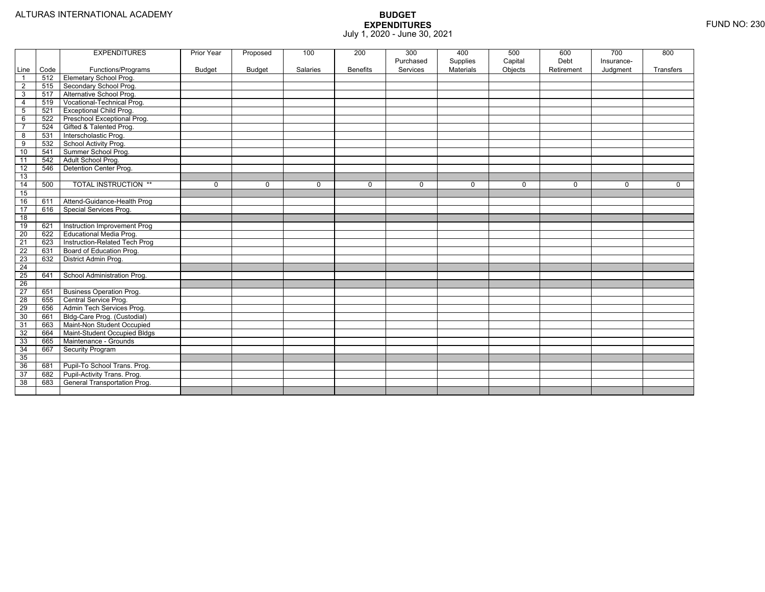ALTURAS INTERNATIONAL ACADEMY

# BUDGET
## EXPENDITURES
July 1, 2020 - June 30, 2021

FUND NO: 230

| | | EXPENDITURES | Prior Year | Proposed | 100 | 200 | 300 | 400 | 500 | 600 | 700 | 800 |
|---|---|---|---|---|---|---|---|---|---|---|---|---|
| | | | | | | | Purchased | Supplies | Capital | Debt | Insurance- | |
| Line | Code | Functions/Programs | Budget | Budget | Salaries | Benefits | Services | Materials | Objects | Retirement | Judgment | Transfers |
| 1 | 512 | Elemetary School Prog. | | | | | | | | | | |
| 2 | 515 | Secondary School Prog. | | | | | | | | | | |
| 3 | 517 | Alternative School Prog. | | | | | | | | | | |
| 4 | 519 | Vocational-Technical Prog. | | | | | | | | | | |
| 5 | 521 | Exceptional Child Prog. | | | | | | | | | | |
| 6 | 522 | Preschool Exceptional Prog. | | | | | | | | | | |
| 7 | 524 | Gifted & Talented Prog. | | | | | | | | | | |
| 8 | 531 | Interscholastic Prog. | | | | | | | | | | |
| 9 | 532 | School Activity Prog. | | | | | | | | | | |
| 10 | 541 | Summer School Prog. | | | | | | | | | | |
| 11 | 542 | Adult School Prog. | | | | | | | | | | |
| 12 | 546 | Detention Center Prog. | | | | | | | | | | |
| 13 | | | | | | | | | | | | |
| 14 | 500 | TOTAL INSTRUCTION ** | 0 | 0 | 0 | 0 | 0 | 0 | 0 | 0 | 0 | 0 |
| 15 | | | | | | | | | | | | |
| 16 | 611 | Attend-Guidance-Health Prog | | | | | | | | | | |
| 17 | 616 | Special Services Prog. | | | | | | | | | | |
| 18 | | | | | | | | | | | | |
| 19 | 621 | Instruction Improvement Prog | | | | | | | | | | |
| 20 | 622 | Educational Media Prog. | | | | | | | | | | |
| 21 | 623 | Instruction-Related Tech Prog | | | | | | | | | | |
| 22 | 631 | Board of Education Prog. | | | | | | | | | | |
| 23 | 632 | District Admin Prog. | | | | | | | | | | |
| 24 | | | | | | | | | | | | |
| 25 | 641 | School Administration Prog. | | | | | | | | | | |
| 26 | | | | | | | | | | | | |
| 27 | 651 | Business Operation Prog. | | | | | | | | | | |
| 28 | 655 | Central Service Prog. | | | | | | | | | | |
| 29 | 656 | Admin Tech Services Prog. | | | | | | | | | | |
| 30 | 661 | Bldg-Care Prog. (Custodial) | | | | | | | | | | |
| 31 | 663 | Maint-Non Student Occupied | | | | | | | | | | |
| 32 | 664 | Maint-Student Occupied Bldgs | | | | | | | | | | |
| 33 | 665 | Maintenance - Grounds | | | | | | | | | | |
| 34 | 667 | Security Program | | | | | | | | | | |
| 35 | | | | | | | | | | | | |
| 36 | 681 | Pupil-To School Trans. Prog. | | | | | | | | | | |
| 37 | 682 | Pupil-Activity Trans. Prog. | | | | | | | | | | |
| 38 | 683 | General Transportation Prog. | | | | | | | | | | |
| | | | | | | | | | | | | |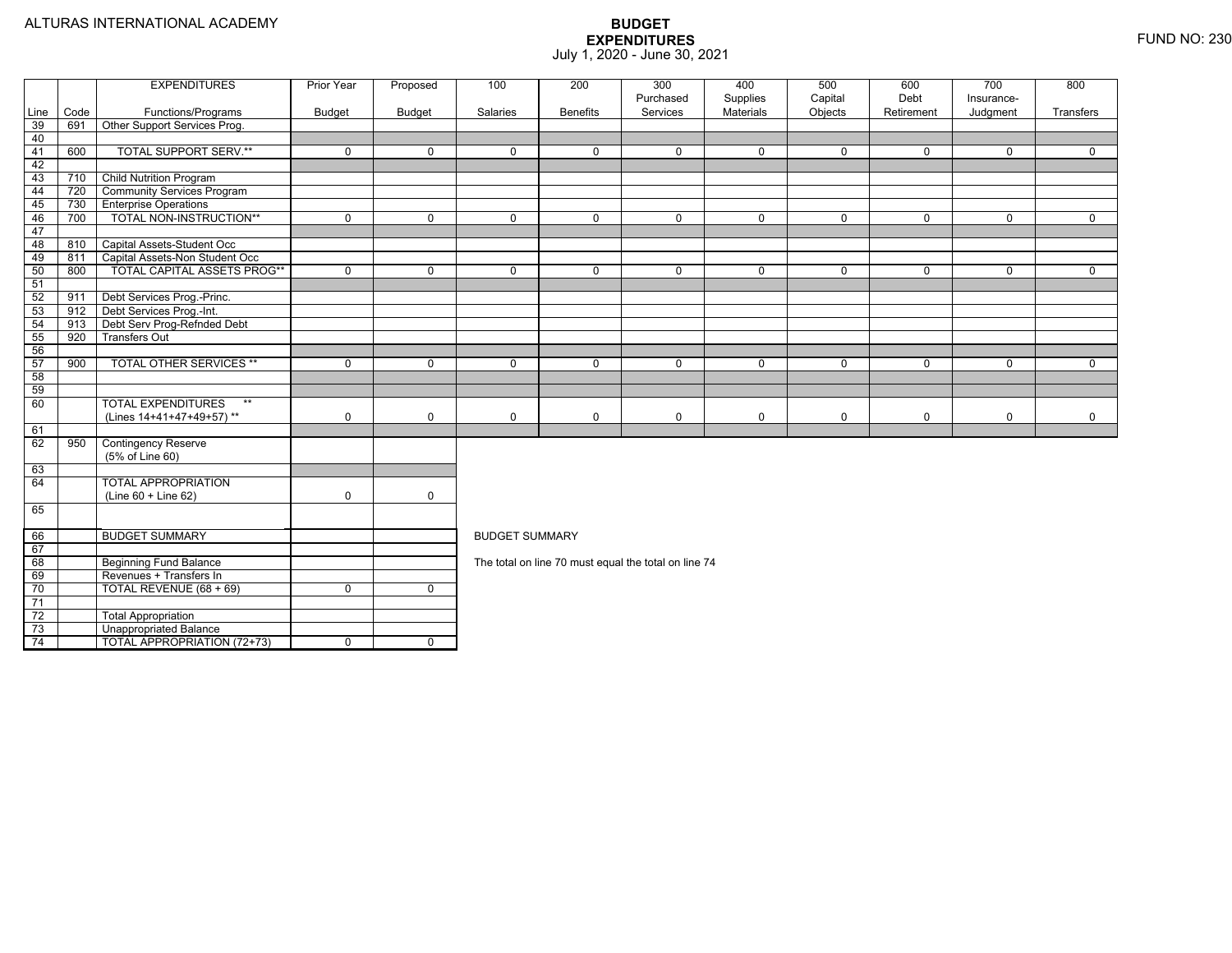ALTURAS INTERNATIONAL ACADEMY

# BUDGET EXPENDITURES

July 1, 2020 - June 30, 2021

FUND NO: 230

| Line | Code | EXPENDITURES Functions/Programs | Prior Year Budget | Proposed Budget | 100 Salaries | 200 Benefits | 300 Purchased Services | 400 Supplies Materials | 500 Capital Objects | 600 Debt Retirement | 700 Insurance-Judgment | 800 Transfers |
|---|---|---|---|---|---|---|---|---|---|---|---|---|
| 39 | 691 | Other Support Services Prog. | | | | | | | | | | |
| 40 | | | | | | | | | | | | |
| 41 | 600 | TOTAL SUPPORT SERV.** | 0 | 0 | 0 | 0 | 0 | 0 | 0 | 0 | 0 | 0 |
| 42 | | | | | | | | | | | | |
| 43 | 710 | Child Nutrition Program | | | | | | | | | | |
| 44 | 720 | Community Services Program | | | | | | | | | | |
| 45 | 730 | Enterprise Operations | | | | | | | | | | |
| 46 | 700 | TOTAL NON-INSTRUCTION** | 0 | 0 | 0 | 0 | 0 | 0 | 0 | 0 | 0 | 0 |
| 47 | | | | | | | | | | | | |
| 48 | 810 | Capital Assets-Student Occ | | | | | | | | | | |
| 49 | 811 | Capital Assets-Non Student Occ | | | | | | | | | | |
| 50 | 800 | TOTAL CAPITAL ASSETS PROG** | 0 | 0 | 0 | 0 | 0 | 0 | 0 | 0 | 0 | 0 |
| 51 | | | | | | | | | | | | |
| 52 | 911 | Debt Services Prog.-Princ. | | | | | | | | | | |
| 53 | 912 | Debt Services Prog.-Int. | | | | | | | | | | |
| 54 | 913 | Debt Serv Prog-Refnded Debt | | | | | | | | | | |
| 55 | 920 | Transfers Out | | | | | | | | | | |
| 56 | | | | | | | | | | | | |
| 57 | 900 | TOTAL OTHER SERVICES ** | 0 | 0 | 0 | 0 | 0 | 0 | 0 | 0 | 0 | 0 |
| 58 | | | | | | | | | | | | |
| 59 | | | | | | | | | | | | |
| 60 | | TOTAL EXPENDITURES ** (Lines 14+41+47+49+57) ** | 0 | 0 | 0 | 0 | 0 | 0 | 0 | 0 | 0 | 0 |
| 61 | | | | | | | | | | | | |
| 62 | 950 | Contingency Reserve (5% of Line 60) | | | | | | | | | | |
| 63 | | | | | | | | | | | | |
| 64 | | TOTAL APPROPRIATION (Line 60 + Line 62) | 0 | 0 | | | | | | | | |
| 65 | | | | | | | | | | | | |

| Line | Code | | Prior Year Budget | Proposed Budget |
|---|---|---|---|---|
| 66 | | BUDGET SUMMARY | | |
| 67 | | | | |
| 68 | | Beginning Fund Balance | | |
| 69 | | Revenues + Transfers In | | |
| 70 | | TOTAL REVENUE (68 + 69) | 0 | 0 |
| 71 | | | | |
| 72 | | Total Appropriation | | |
| 73 | | Unappropriated Balance | | |
| 74 | | TOTAL APPROPRIATION (72+73) | 0 | 0 |

BUDGET SUMMARY

The total on line 70 must equal the total on line 74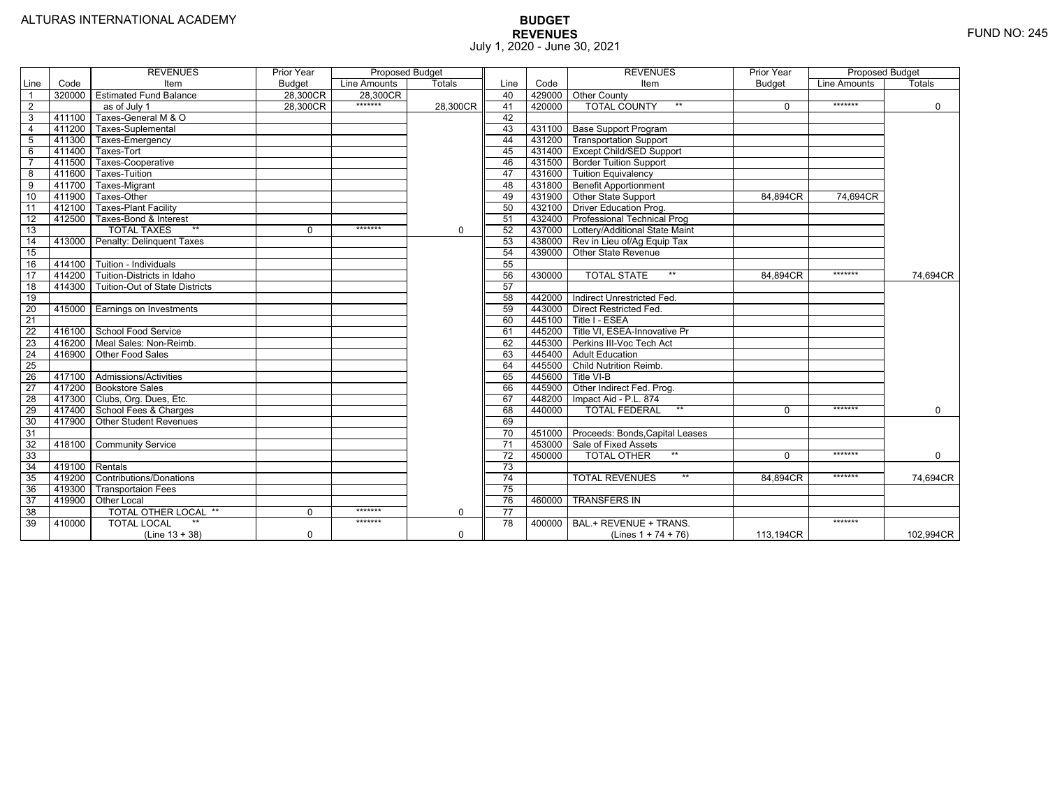ALTURAS INTERNATIONAL ACADEMY

FUND NO: 245

# BUDGET
## REVENUES
July 1, 2020 - June 30, 2021

| Line | Code | REVENUES Item | Prior Year Budget | Proposed Budget Line Amounts | Proposed Budget Totals | Line | Code | REVENUES Item | Prior Year Budget | Proposed Budget Line Amounts | Proposed Budget Totals |
|---|---|---|---|---|---|---|---|---|---|---|---|
| 1 | 320000 | Estimated Fund Balance | 28,300CR | 28,300CR | | 40 | 429000 | Other County | | | |
| 2 | | as of July 1 | 28,300CR | ******* | 28,300CR | 41 | 420000 | TOTAL COUNTY ** | 0 | ******* | 0 |
| 3 | 411100 | Taxes-General M & O | | | | 42 | | | | | |
| 4 | 411200 | Taxes-Suplemental | | | | 43 | 431100 | Base Support Program | | | |
| 5 | 411300 | Taxes-Emergency | | | | 44 | 431200 | Transportation Support | | | |
| 6 | 411400 | Taxes-Tort | | | | 45 | 431400 | Except Child/SED Support | | | |
| 7 | 411500 | Taxes-Cooperative | | | | 46 | 431500 | Border Tuition Support | | | |
| 8 | 411600 | Taxes-Tuition | | | | 47 | 431600 | Tuition Equivalency | | | |
| 9 | 411700 | Taxes-Migrant | | | | 48 | 431800 | Benefit Apportionment | | | |
| 10 | 411900 | Taxes-Other | | | | 49 | 431900 | Other State Support | 84,894CR | 74,694CR | |
| 11 | 412100 | Taxes-Plant Facility | | | | 50 | 432100 | Driver Education Prog. | | | |
| 12 | 412500 | Taxes-Bond & Interest | | | | 51 | 432400 | Professional Technical Prog | | | |
| 13 | | TOTAL TAXES ** | 0 | ******* | 0 | 52 | 437000 | Lottery/Additional State Maint | | | |
| 14 | 413000 | Penalty: Delinquent Taxes | | | | 53 | 438000 | Rev in Lieu of/Ag Equip Tax | | | |
| 15 | | | | | | 54 | 439000 | Other State Revenue | | | |
| 16 | 414100 | Tuition - Individuals | | | | 55 | | | | | |
| 17 | 414200 | Tuition-Districts in Idaho | | | | 56 | 430000 | TOTAL STATE ** | 84,894CR | ******* | 74,694CR |
| 18 | 414300 | Tuition-Out of State Districts | | | | 57 | | | | | |
| 19 | | | | | | 58 | 442000 | Indirect Unrestricted Fed. | | | |
| 20 | 415000 | Earnings on Investments | | | | 59 | 443000 | Direct Restricted Fed. | | | |
| 21 | | | | | | 60 | 445100 | Title I - ESEA | | | |
| 22 | 416100 | School Food Service | | | | 61 | 445200 | Title VI, ESEA-Innovative Pr | | | |
| 23 | 416200 | Meal Sales: Non-Reimb. | | | | 62 | 445300 | Perkins III-Voc Tech Act | | | |
| 24 | 416900 | Other Food Sales | | | | 63 | 445400 | Adult Education | | | |
| 25 | | | | | | 64 | 445500 | Child Nutrition Reimb. | | | |
| 26 | 417100 | Admissions/Activities | | | | 65 | 445600 | Title VI-B | | | |
| 27 | 417200 | Bookstore Sales | | | | 66 | 445900 | Other Indirect Fed. Prog. | | | |
| 28 | 417300 | Clubs, Org. Dues, Etc. | | | | 67 | 448200 | Impact Aid - P.L. 874 | | | |
| 29 | 417400 | School Fees & Charges | | | | 68 | 440000 | TOTAL FEDERAL ** | 0 | ******* | 0 |
| 30 | 417900 | Other Student Revenues | | | | 69 | | | | | |
| 31 | | | | | | 70 | 451000 | Proceeds: Bonds,Capital Leases | | | |
| 32 | 418100 | Community Service | | | | 71 | 453000 | Sale of Fixed Assets | | | |
| 33 | | | | | | 72 | 450000 | TOTAL OTHER ** | 0 | ******* | 0 |
| 34 | 419100 | Rentals | | | | 73 | | | | | |
| 35 | 419200 | Contributions/Donations | | | | 74 | | TOTAL REVENUES ** | 84,894CR | ******* | 74,694CR |
| 36 | 419300 | Transportaion Fees | | | | 75 | | | | | |
| 37 | 419900 | Other Local | | | | 76 | 460000 | TRANSFERS IN | | | |
| 38 | | TOTAL OTHER LOCAL ** | 0 | ******* | 0 | 77 | | | | | |
| 39 | 410000 | TOTAL LOCAL ** (Line 13 + 38) | 0 | ******* | 0 | 78 | 400000 | BAL.+ REVENUE + TRANS. (Lines 1 + 74 + 76) | 113,194CR | ******* | 102,994CR |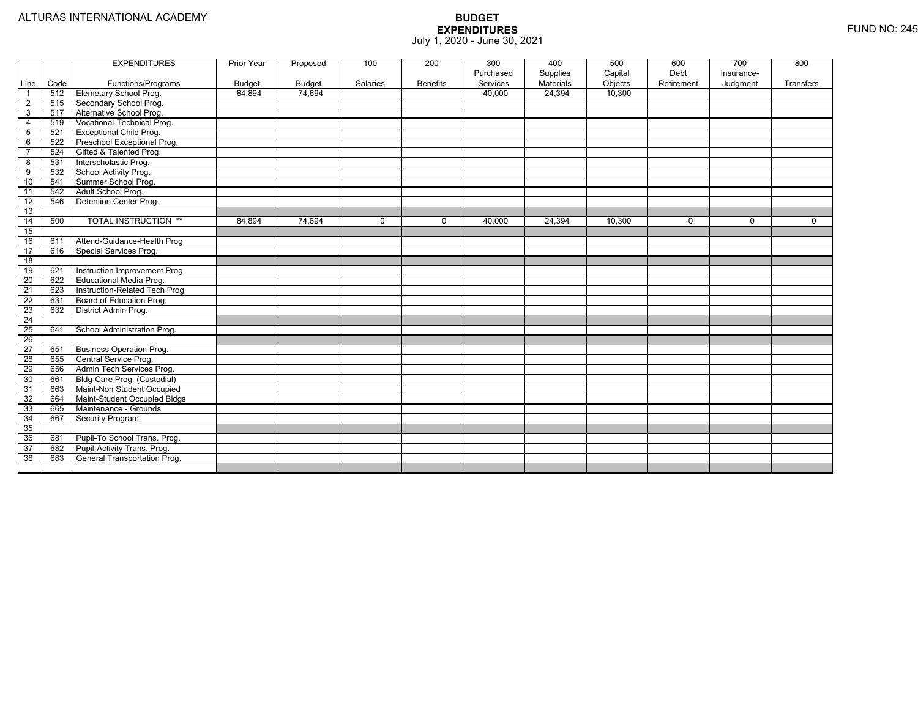ALTURAS INTERNATIONAL ACADEMY

# BUDGET EXPENDITURES

July 1, 2020 - June 30, 2021

FUND NO: 245

| Line | Code | EXPENDITURES Functions/Programs | Prior Year Budget | Proposed Budget | 100 Salaries | 200 Benefits | 300 Purchased Services | 400 Supplies Materials | 500 Capital Objects | 600 Debt Retirement | 700 Insurance-Judgment | 800 Transfers |
|---|---|---|---|---|---|---|---|---|---|---|---|---|
| 1 | 512 | Elemetary School Prog. | 84,894 | 74,694 | | | 40,000 | 24,394 | 10,300 | | | |
| 2 | 515 | Secondary School Prog. | | | | | | | | | | |
| 3 | 517 | Alternative School Prog. | | | | | | | | | | |
| 4 | 519 | Vocational-Technical Prog. | | | | | | | | | | |
| 5 | 521 | Exceptional Child Prog. | | | | | | | | | | |
| 6 | 522 | Preschool Exceptional Prog. | | | | | | | | | | |
| 7 | 524 | Gifted & Talented Prog. | | | | | | | | | | |
| 8 | 531 | Interscholastic Prog. | | | | | | | | | | |
| 9 | 532 | School Activity Prog. | | | | | | | | | | |
| 10 | 541 | Summer School Prog. | | | | | | | | | | |
| 11 | 542 | Adult School Prog. | | | | | | | | | | |
| 12 | 546 | Detention Center Prog. | | | | | | | | | | |
| 13 | | | | | | | | | | | | |
| 14 | 500 | TOTAL INSTRUCTION ** | 84,894 | 74,694 | 0 | 0 | 40,000 | 24,394 | 10,300 | 0 | 0 | 0 |
| 15 | | | | | | | | | | | | |
| 16 | 611 | Attend-Guidance-Health Prog | | | | | | | | | | |
| 17 | 616 | Special Services Prog. | | | | | | | | | | |
| 18 | | | | | | | | | | | | |
| 19 | 621 | Instruction Improvement Prog | | | | | | | | | | |
| 20 | 622 | Educational Media Prog. | | | | | | | | | | |
| 21 | 623 | Instruction-Related Tech Prog | | | | | | | | | | |
| 22 | 631 | Board of Education Prog. | | | | | | | | | | |
| 23 | 632 | District Admin Prog. | | | | | | | | | | |
| 24 | | | | | | | | | | | | |
| 25 | 641 | School Administration Prog. | | | | | | | | | | |
| 26 | | | | | | | | | | | | |
| 27 | 651 | Business Operation Prog. | | | | | | | | | | |
| 28 | 655 | Central Service Prog. | | | | | | | | | | |
| 29 | 656 | Admin Tech Services Prog. | | | | | | | | | | |
| 30 | 661 | Bldg-Care Prog. (Custodial) | | | | | | | | | | |
| 31 | 663 | Maint-Non Student Occupied | | | | | | | | | | |
| 32 | 664 | Maint-Student Occupied Bldgs | | | | | | | | | | |
| 33 | 665 | Maintenance - Grounds | | | | | | | | | | |
| 34 | 667 | Security Program | | | | | | | | | | |
| 35 | | | | | | | | | | | | |
| 36 | 681 | Pupil-To School Trans. Prog. | | | | | | | | | | |
| 37 | 682 | Pupil-Activity Trans. Prog. | | | | | | | | | | |
| 38 | 683 | General Transportation Prog. | | | | | | | | | | |
| | | | | | | | | | | | | |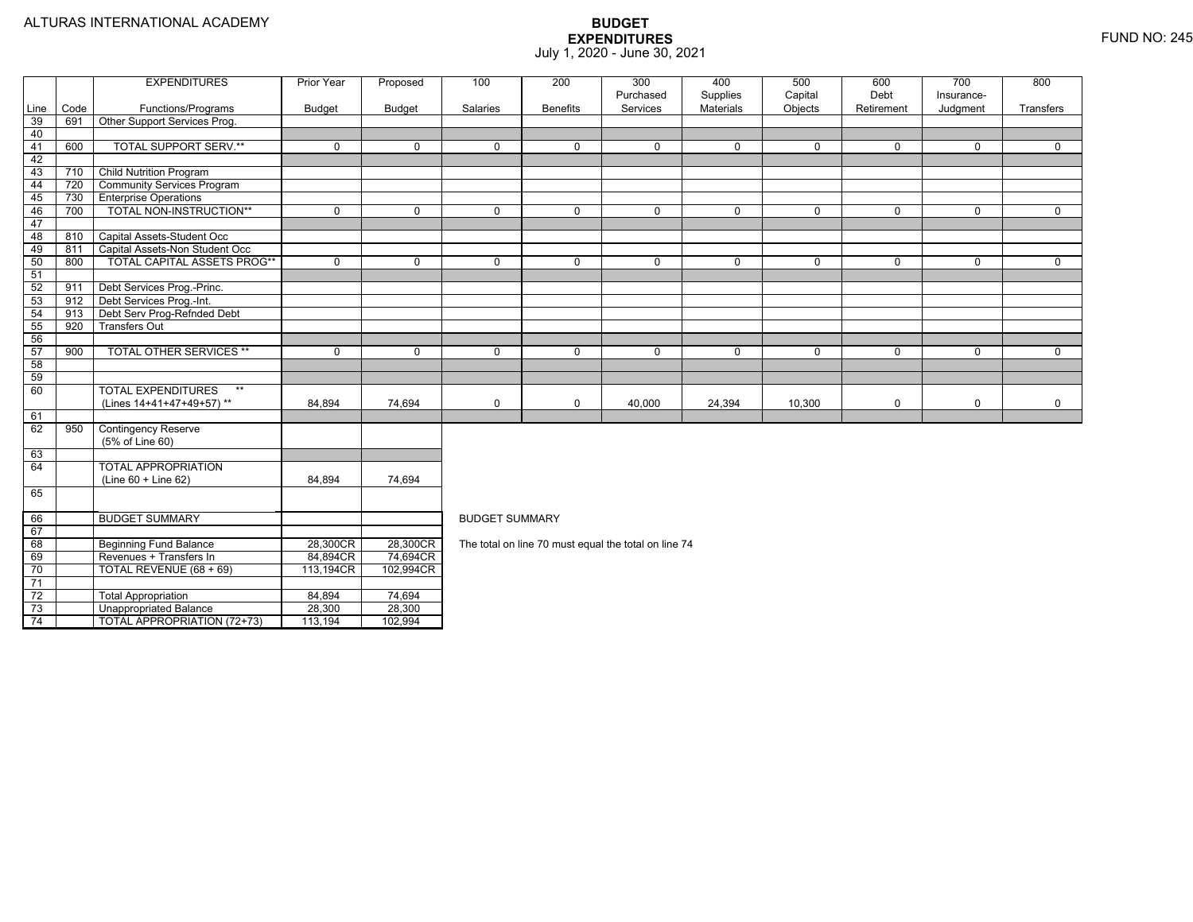ALTURAS INTERNATIONAL ACADEMY

# BUDGET EXPENDITURES

July 1, 2020 - June 30, 2021

FUND NO: 245

| Line | Code | EXPENDITURES Functions/Programs | Prior Year Budget | Proposed Budget | 100 Salaries | 200 Benefits | 300 Purchased Services | 400 Supplies Materials | 500 Capital Objects | 600 Debt Retirement | 700 Insurance-Judgment | 800 Transfers |
|---|---|---|---|---|---|---|---|---|---|---|---|---|
| 39 | 691 | Other Support Services Prog. | | | | | | | | | | |
| 40 | | | | | | | | | | | | |
| 41 | 600 | TOTAL SUPPORT SERV.** | 0 | 0 | 0 | 0 | 0 | 0 | 0 | 0 | 0 | 0 |
| 42 | | | | | | | | | | | | |
| 43 | 710 | Child Nutrition Program | | | | | | | | | | |
| 44 | 720 | Community Services Program | | | | | | | | | | |
| 45 | 730 | Enterprise Operations | | | | | | | | | | |
| 46 | 700 | TOTAL NON-INSTRUCTION** | 0 | 0 | 0 | 0 | 0 | 0 | 0 | 0 | 0 | 0 |
| 47 | | | | | | | | | | | | |
| 48 | 810 | Capital Assets-Student Occ | | | | | | | | | | |
| 49 | 811 | Capital Assets-Non Student Occ | | | | | | | | | | |
| 50 | 800 | TOTAL CAPITAL ASSETS PROG** | 0 | 0 | 0 | 0 | 0 | 0 | 0 | 0 | 0 | 0 |
| 51 | | | | | | | | | | | | |
| 52 | 911 | Debt Services Prog.-Princ. | | | | | | | | | | |
| 53 | 912 | Debt Services Prog.-Int. | | | | | | | | | | |
| 54 | 913 | Debt Serv Prog-Refnded Debt | | | | | | | | | | |
| 55 | 920 | Transfers Out | | | | | | | | | | |
| 56 | | | | | | | | | | | | |
| 57 | 900 | TOTAL OTHER SERVICES ** | 0 | 0 | 0 | 0 | 0 | 0 | 0 | 0 | 0 | 0 |
| 58 | | | | | | | | | | | | |
| 59 | | | | | | | | | | | | |
| 60 | | TOTAL EXPENDITURES ** (Lines 14+41+47+49+57) ** | 84,894 | 74,694 | 0 | 0 | 40,000 | 24,394 | 10,300 | 0 | 0 | 0 |
| 61 | | | | | | | | | | | | |
| 62 | 950 | Contingency Reserve (5% of Line 60) | | | | | | | | | | |
| 63 | | | | | | | | | | | | |
| 64 | | TOTAL APPROPRIATION (Line 60 + Line 62) | 84,894 | 74,694 | | | | | | | | |
| 65 | | | | | | | | | | | | |

| Line | | BUDGET SUMMARY | Prior Year Budget | Proposed Budget |
|---|---|---|---|---|
| 66 | | BUDGET SUMMARY | | |
| 67 | | | | |
| 68 | | Beginning Fund Balance | 28,300CR | 28,300CR |
| 69 | | Revenues + Transfers In | 84,894CR | 74,694CR |
| 70 | | TOTAL REVENUE (68 + 69) | 113,194CR | 102,994CR |
| 71 | | | | |
| 72 | | Total Appropriation | 84,894 | 74,694 |
| 73 | | Unappropriated Balance | 28,300 | 28,300 |
| 74 | | TOTAL APPROPRIATION (72+73) | 113,194 | 102,994 |

BUDGET SUMMARY

The total on line 70 must equal the total on line 74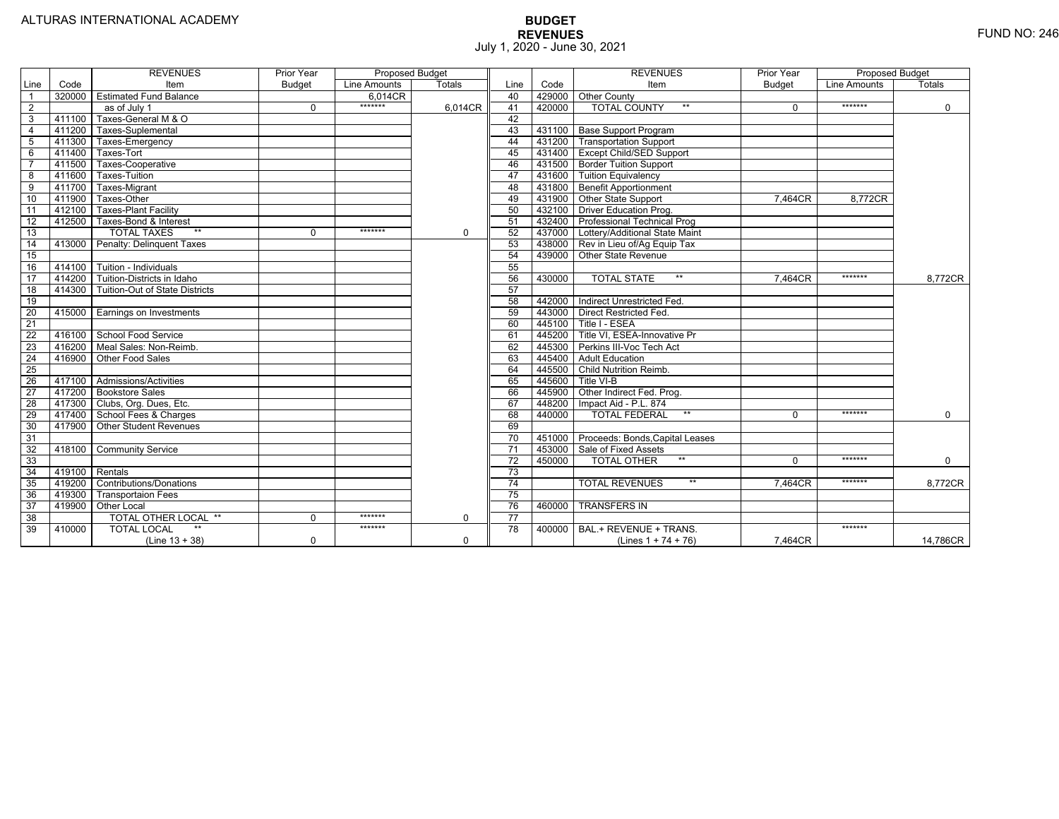ALTURAS INTERNATIONAL ACADEMY

**BUDGET**
**REVENUES**
July 1, 2020 - June 30, 2021

FUND NO: 246

| Line | Code | REVENUES Item | Prior Year Budget | Proposed Budget Line Amounts | Proposed Budget Totals | Line | Code | REVENUES Item | Prior Year Budget | Proposed Budget Line Amounts | Proposed Budget Totals |
|---|---|---|---|---|---|---|---|---|---|---|---|
| 1 | 320000 | Estimated Fund Balance | | 6,014CR | | 40 | 429000 | Other County | | | |
| 2 | | as of July 1 | 0 | ******* | 6,014CR | 41 | 420000 | TOTAL COUNTY ** | 0 | ******* | 0 |
| 3 | 411100 | Taxes-General M & O | | | | 42 | | | | | |
| 4 | 411200 | Taxes-Suplemental | | | | 43 | 431100 | Base Support Program | | | |
| 5 | 411300 | Taxes-Emergency | | | | 44 | 431200 | Transportation Support | | | |
| 6 | 411400 | Taxes-Tort | | | | 45 | 431400 | Except Child/SED Support | | | |
| 7 | 411500 | Taxes-Cooperative | | | | 46 | 431500 | Border Tuition Support | | | |
| 8 | 411600 | Taxes-Tuition | | | | 47 | 431600 | Tuition Equivalency | | | |
| 9 | 411700 | Taxes-Migrant | | | | 48 | 431800 | Benefit Apportionment | | | |
| 10 | 411900 | Taxes-Other | | | | 49 | 431900 | Other State Support | 7,464CR | 8,772CR | |
| 11 | 412100 | Taxes-Plant Facility | | | | 50 | 432100 | Driver Education Prog. | | | |
| 12 | 412500 | Taxes-Bond & Interest | | | | 51 | 432400 | Professional Technical Prog | | | |
| 13 | | TOTAL TAXES ** | 0 | ******* | 0 | 52 | 437000 | Lottery/Additional State Maint | | | |
| 14 | 413000 | Penalty: Delinquent Taxes | | | | 53 | 438000 | Rev in Lieu of/Ag Equip Tax | | | |
| 15 | | | | | | 54 | 439000 | Other State Revenue | | | |
| 16 | 414100 | Tuition - Individuals | | | | 55 | | | | | |
| 17 | 414200 | Tuition-Districts in Idaho | | | | 56 | 430000 | TOTAL STATE ** | 7,464CR | ******* | 8,772CR |
| 18 | 414300 | Tuition-Out of State Districts | | | | 57 | | | | | |
| 19 | | | | | | 58 | 442000 | Indirect Unrestricted Fed. | | | |
| 20 | 415000 | Earnings on Investments | | | | 59 | 443000 | Direct Restricted Fed. | | | |
| 21 | | | | | | 60 | 445100 | Title I - ESEA | | | |
| 22 | 416100 | School Food Service | | | | 61 | 445200 | Title VI, ESEA-Innovative Pr | | | |
| 23 | 416200 | Meal Sales: Non-Reimb. | | | | 62 | 445300 | Perkins III-Voc Tech Act | | | |
| 24 | 416900 | Other Food Sales | | | | 63 | 445400 | Adult Education | | | |
| 25 | | | | | | 64 | 445500 | Child Nutrition Reimb. | | | |
| 26 | 417100 | Admissions/Activities | | | | 65 | 445600 | Title VI-B | | | |
| 27 | 417200 | Bookstore Sales | | | | 66 | 445900 | Other Indirect Fed. Prog. | | | |
| 28 | 417300 | Clubs, Org. Dues, Etc. | | | | 67 | 448200 | Impact Aid - P.L. 874 | | | |
| 29 | 417400 | School Fees & Charges | | | | 68 | 440000 | TOTAL FEDERAL ** | 0 | ******* | 0 |
| 30 | 417900 | Other Student Revenues | | | | 69 | | | | | |
| 31 | | | | | | 70 | 451000 | Proceeds: Bonds,Capital Leases | | | |
| 32 | 418100 | Community Service | | | | 71 | 453000 | Sale of Fixed Assets | | | |
| 33 | | | | | | 72 | 450000 | TOTAL OTHER ** | 0 | ******* | 0 |
| 34 | 419100 | Rentals | | | | 73 | | | | | |
| 35 | 419200 | Contributions/Donations | | | | 74 | | TOTAL REVENUES ** | 7,464CR | ******* | 8,772CR |
| 36 | 419300 | Transportaion Fees | | | | 75 | | | | | |
| 37 | 419900 | Other Local | | | | 76 | 460000 | TRANSFERS IN | | | |
| 38 | | TOTAL OTHER LOCAL ** | 0 | ******* | 0 | 77 | | | | | |
| 39 | 410000 | TOTAL LOCAL ** (Line 13 + 38) | 0 | ******* | 0 | 78 | 400000 | BAL.+ REVENUE + TRANS. (Lines 1 + 74 + 76) | 7,464CR | ******* | 14,786CR |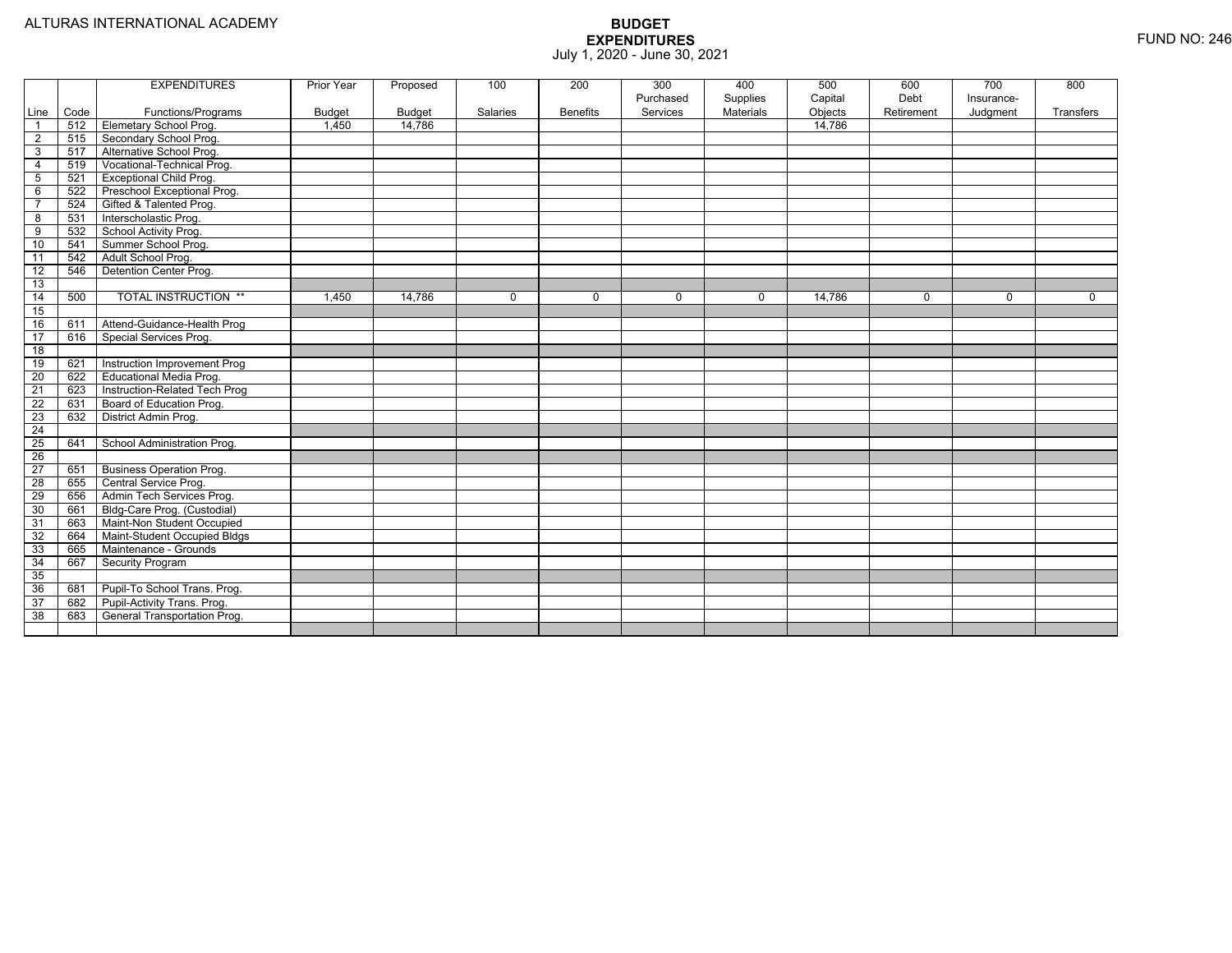ALTURAS INTERNATIONAL ACADEMY

# BUDGET
## EXPENDITURES
July 1, 2020 - June 30, 2021

FUND NO: 246

| Line | Code | EXPENDITURES Functions/Programs | Prior Year Budget | Proposed Budget | 100 Salaries | 200 Benefits | 300 Purchased Services | 400 Supplies Materials | 500 Capital Objects | 600 Debt Retirement | 700 Insurance-Judgment | 800 Transfers |
|---|---|---|---|---|---|---|---|---|---|---|---|---|
| 1 | 512 | Elemetary School Prog. | 1,450 | 14,786 | | | | | 14,786 | | | |
| 2 | 515 | Secondary School Prog. | | | | | | | | | | |
| 3 | 517 | Alternative School Prog. | | | | | | | | | | |
| 4 | 519 | Vocational-Technical Prog. | | | | | | | | | | |
| 5 | 521 | Exceptional Child Prog. | | | | | | | | | | |
| 6 | 522 | Preschool Exceptional Prog. | | | | | | | | | | |
| 7 | 524 | Gifted & Talented Prog. | | | | | | | | | | |
| 8 | 531 | Interscholastic Prog. | | | | | | | | | | |
| 9 | 532 | School Activity Prog. | | | | | | | | | | |
| 10 | 541 | Summer School Prog. | | | | | | | | | | |
| 11 | 542 | Adult School Prog. | | | | | | | | | | |
| 12 | 546 | Detention Center Prog. | | | | | | | | | | |
| 13 | | | | | | | | | | | | |
| 14 | 500 | TOTAL INSTRUCTION ** | 1,450 | 14,786 | 0 | 0 | 0 | 0 | 14,786 | 0 | 0 | 0 |
| 15 | | | | | | | | | | | | |
| 16 | 611 | Attend-Guidance-Health Prog | | | | | | | | | | |
| 17 | 616 | Special Services Prog. | | | | | | | | | | |
| 18 | | | | | | | | | | | | |
| 19 | 621 | Instruction Improvement Prog | | | | | | | | | | |
| 20 | 622 | Educational Media Prog. | | | | | | | | | | |
| 21 | 623 | Instruction-Related Tech Prog | | | | | | | | | | |
| 22 | 631 | Board of Education Prog. | | | | | | | | | | |
| 23 | 632 | District Admin Prog. | | | | | | | | | | |
| 24 | | | | | | | | | | | | |
| 25 | 641 | School Administration Prog. | | | | | | | | | | |
| 26 | | | | | | | | | | | | |
| 27 | 651 | Business Operation Prog. | | | | | | | | | | |
| 28 | 655 | Central Service Prog. | | | | | | | | | | |
| 29 | 656 | Admin Tech Services Prog. | | | | | | | | | | |
| 30 | 661 | Bldg-Care Prog. (Custodial) | | | | | | | | | | |
| 31 | 663 | Maint-Non Student Occupied | | | | | | | | | | |
| 32 | 664 | Maint-Student Occupied Bldgs | | | | | | | | | | |
| 33 | 665 | Maintenance - Grounds | | | | | | | | | | |
| 34 | 667 | Security Program | | | | | | | | | | |
| 35 | | | | | | | | | | | | |
| 36 | 681 | Pupil-To School Trans. Prog. | | | | | | | | | | |
| 37 | 682 | Pupil-Activity Trans. Prog. | | | | | | | | | | |
| 38 | 683 | General Transportation Prog. | | | | | | | | | | |
| | | | | | | | | | | | | |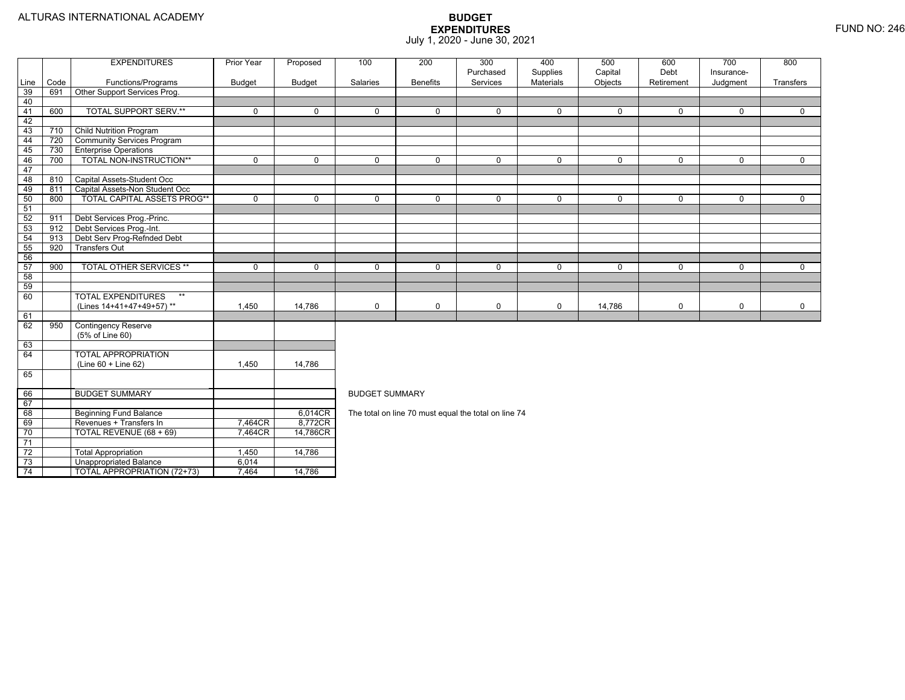ALTURAS INTERNATIONAL ACADEMY

# BUDGET
## EXPENDITURES
July 1, 2020 - June 30, 2021

FUND NO: 246

| Line | Code | EXPENDITURES Functions/Programs | Prior Year Budget | Proposed Budget | 100 Salaries | 200 Benefits | 300 Purchased Services | 400 Supplies Materials | 500 Capital Objects | 600 Debt Retirement | 700 Insurance-Judgment | 800 Transfers |
|---|---|---|---|---|---|---|---|---|---|---|---|---|
| 39 | 691 | Other Support Services Prog. | | | | | | | | | | |
| 40 | | | | | | | | | | | | |
| 41 | 600 | TOTAL SUPPORT SERV.** | 0 | 0 | 0 | 0 | 0 | 0 | 0 | 0 | 0 | 0 |
| 42 | | | | | | | | | | | | |
| 43 | 710 | Child Nutrition Program | | | | | | | | | | |
| 44 | 720 | Community Services Program | | | | | | | | | | |
| 45 | 730 | Enterprise Operations | | | | | | | | | | |
| 46 | 700 | TOTAL NON-INSTRUCTION** | 0 | 0 | 0 | 0 | 0 | 0 | 0 | 0 | 0 | 0 |
| 47 | | | | | | | | | | | | |
| 48 | 810 | Capital Assets-Student Occ | | | | | | | | | | |
| 49 | 811 | Capital Assets-Non Student Occ | | | | | | | | | | |
| 50 | 800 | TOTAL CAPITAL ASSETS PROG** | 0 | 0 | 0 | 0 | 0 | 0 | 0 | 0 | 0 | 0 |
| 51 | | | | | | | | | | | | |
| 52 | 911 | Debt Services Prog.-Princ. | | | | | | | | | | |
| 53 | 912 | Debt Services Prog.-Int. | | | | | | | | | | |
| 54 | 913 | Debt Serv Prog-Refnded Debt | | | | | | | | | | |
| 55 | 920 | Transfers Out | | | | | | | | | | |
| 56 | | | | | | | | | | | | |
| 57 | 900 | TOTAL OTHER SERVICES ** | 0 | 0 | 0 | 0 | 0 | 0 | 0 | 0 | 0 | 0 |
| 58 | | | | | | | | | | | | |
| 59 | | | | | | | | | | | | |
| 60 | | TOTAL EXPENDITURES ** (Lines 14+41+47+49+57) ** | 1,450 | 14,786 | 0 | 0 | 0 | 0 | 14,786 | 0 | 0 | 0 |
| 61 | | | | | | | | | | | | |
| 62 | 950 | Contingency Reserve (5% of Line 60) | | | | | | | | | | |
| 63 | | | | | | | | | | | | |
| 64 | | TOTAL APPROPRIATION (Line 60 + Line 62) | 1,450 | 14,786 | | | | | | | | |
| 65 | | | | | | | | | | | | |

| Line | | BUDGET SUMMARY | Prior Year Budget | Proposed Budget |
|---|---|---|---|---|
| 66 | | BUDGET SUMMARY | | |
| 67 | | | | |
| 68 | | Beginning Fund Balance | | 6,014CR |
| 69 | | Revenues + Transfers In | 7,464CR | 8,772CR |
| 70 | | TOTAL REVENUE (68 + 69) | 7,464CR | 14,786CR |
| 71 | | | | |
| 72 | | Total Appropriation | 1,450 | 14,786 |
| 73 | | Unappropriated Balance | 6,014 | |
| 74 | | TOTAL APPROPRIATION (72+73) | 7,464 | 14,786 |

BUDGET SUMMARY

The total on line 70 must equal the total on line 74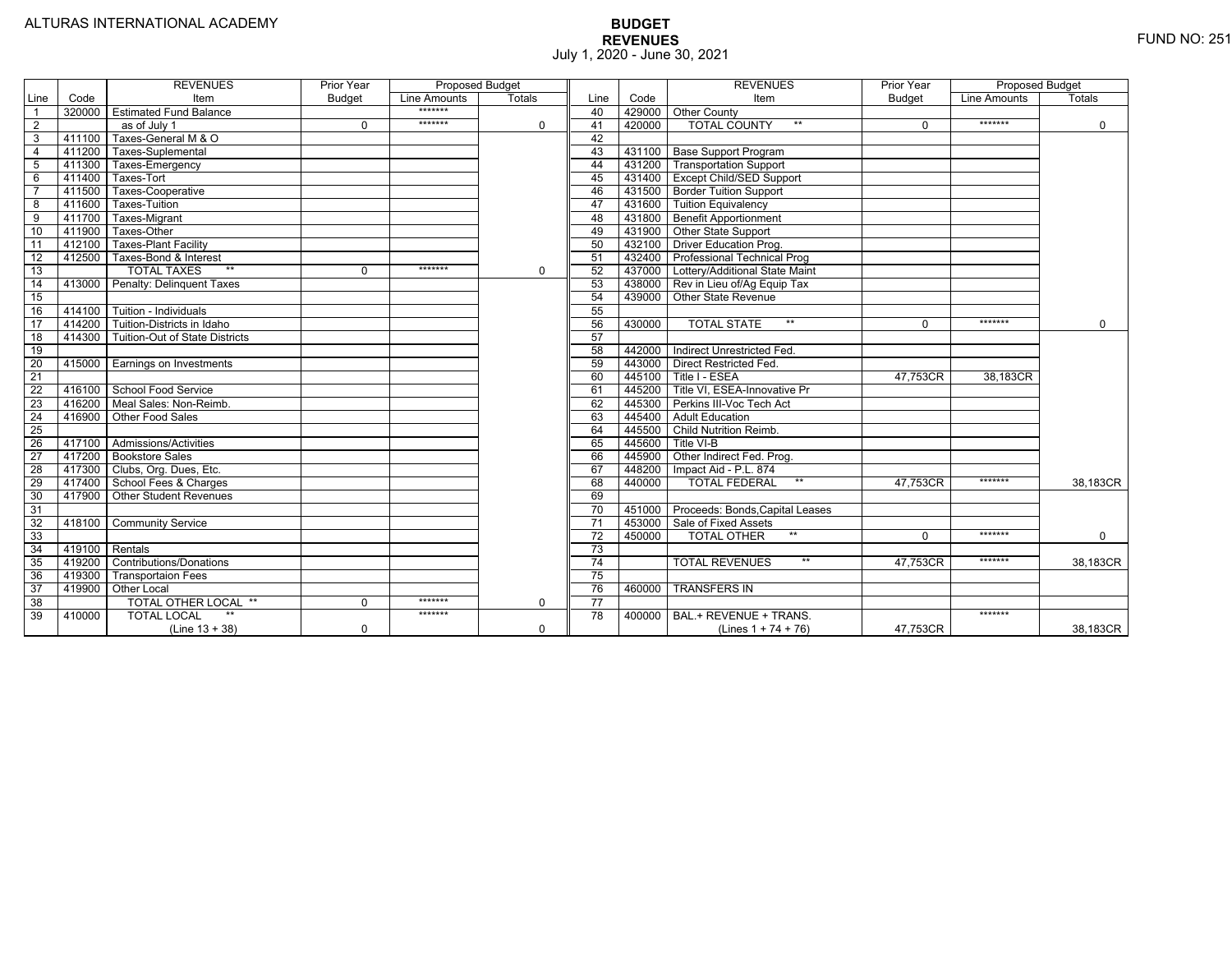ALTURAS INTERNATIONAL ACADEMY

# BUDGET
## REVENUES
July 1, 2020 - June 30, 2021

FUND NO: 251

| Line | Code | REVENUES Item | Prior Year Budget | Proposed Budget Line Amounts | Proposed Budget Totals |
|---|---|---|---|---|---|
| 1 | 320000 | Estimated Fund Balance | | ******* | |
| 2 | | as of July 1 | 0 | ******* | 0 |
| 3 | 411100 | Taxes-General M & O | | | |
| 4 | 411200 | Taxes-Suplemental | | | |
| 5 | 411300 | Taxes-Emergency | | | |
| 6 | 411400 | Taxes-Tort | | | |
| 7 | 411500 | Taxes-Cooperative | | | |
| 8 | 411600 | Taxes-Tuition | | | |
| 9 | 411700 | Taxes-Migrant | | | |
| 10 | 411900 | Taxes-Other | | | |
| 11 | 412100 | Taxes-Plant Facility | | | |
| 12 | 412500 | Taxes-Bond & Interest | | | |
| 13 | | TOTAL TAXES ** | 0 | ******* | 0 |
| 14 | 413000 | Penalty: Delinquent Taxes | | | |
| 15 | | | | | |
| 16 | 414100 | Tuition - Individuals | | | |
| 17 | 414200 | Tuition-Districts in Idaho | | | |
| 18 | 414300 | Tuition-Out of State Districts | | | |
| 19 | | | | | |
| 20 | 415000 | Earnings on Investments | | | |
| 21 | | | | | |
| 22 | 416100 | School Food Service | | | |
| 23 | 416200 | Meal Sales: Non-Reimb. | | | |
| 24 | 416900 | Other Food Sales | | | |
| 25 | | | | | |
| 26 | 417100 | Admissions/Activities | | | |
| 27 | 417200 | Bookstore Sales | | | |
| 28 | 417300 | Clubs, Org. Dues, Etc. | | | |
| 29 | 417400 | School Fees & Charges | | | |
| 30 | 417900 | Other Student Revenues | | | |
| 31 | | | | | |
| 32 | 418100 | Community Service | | | |
| 33 | | | | | |
| 34 | 419100 | Rentals | | | |
| 35 | 419200 | Contributions/Donations | | | |
| 36 | 419300 | Transportaion Fees | | | |
| 37 | 419900 | Other Local | | | |
| 38 | | TOTAL OTHER LOCAL ** | 0 | ******* | 0 |
| 39 | 410000 | TOTAL LOCAL ** (Line 13 + 38) | 0 | ******* | 0 |
| 40 | 429000 | Other County | | | |
| 41 | 420000 | TOTAL COUNTY ** | 0 | ******* | 0 |
| 42 | | | | | |
| 43 | 431100 | Base Support Program | | | |
| 44 | 431200 | Transportation Support | | | |
| 45 | 431400 | Except Child/SED Support | | | |
| 46 | 431500 | Border Tuition Support | | | |
| 47 | 431600 | Tuition Equivalency | | | |
| 48 | 431800 | Benefit Apportionment | | | |
| 49 | 431900 | Other State Support | | | |
| 50 | 432100 | Driver Education Prog. | | | |
| 51 | 432400 | Professional Technical Prog | | | |
| 52 | 437000 | Lottery/Additional State Maint | | | |
| 53 | 438000 | Rev in Lieu of/Ag Equip Tax | | | |
| 54 | 439000 | Other State Revenue | | | |
| 55 | | | | | |
| 56 | 430000 | TOTAL STATE ** | 0 | ******* | 0 |
| 57 | | | | | |
| 58 | 442000 | Indirect Unrestricted Fed. | | | |
| 59 | 443000 | Direct Restricted Fed. | | | |
| 60 | 445100 | Title I - ESEA | 47,753CR | 38,183CR | |
| 61 | 445200 | Title VI, ESEA-Innovative Pr | | | |
| 62 | 445300 | Perkins III-Voc Tech Act | | | |
| 63 | 445400 | Adult Education | | | |
| 64 | 445500 | Child Nutrition Reimb. | | | |
| 65 | 445600 | Title VI-B | | | |
| 66 | 445900 | Other Indirect Fed. Prog. | | | |
| 67 | 448200 | Impact Aid - P.L. 874 | | | |
| 68 | 440000 | TOTAL FEDERAL ** | 47,753CR | ******* | 38,183CR |
| 69 | | | | | |
| 70 | 451000 | Proceeds: Bonds,Capital Leases | | | |
| 71 | 453000 | Sale of Fixed Assets | | | |
| 72 | 450000 | TOTAL OTHER ** | 0 | ******* | 0 |
| 73 | | | | | |
| 74 | | TOTAL REVENUES ** | 47,753CR | ******* | 38,183CR |
| 75 | | | | | |
| 76 | 460000 | TRANSFERS IN | | | |
| 77 | | | | | |
| 78 | 400000 | BAL.+ REVENUE + TRANS. (Lines 1 + 74 + 76) | 47,753CR | ******* | 38,183CR |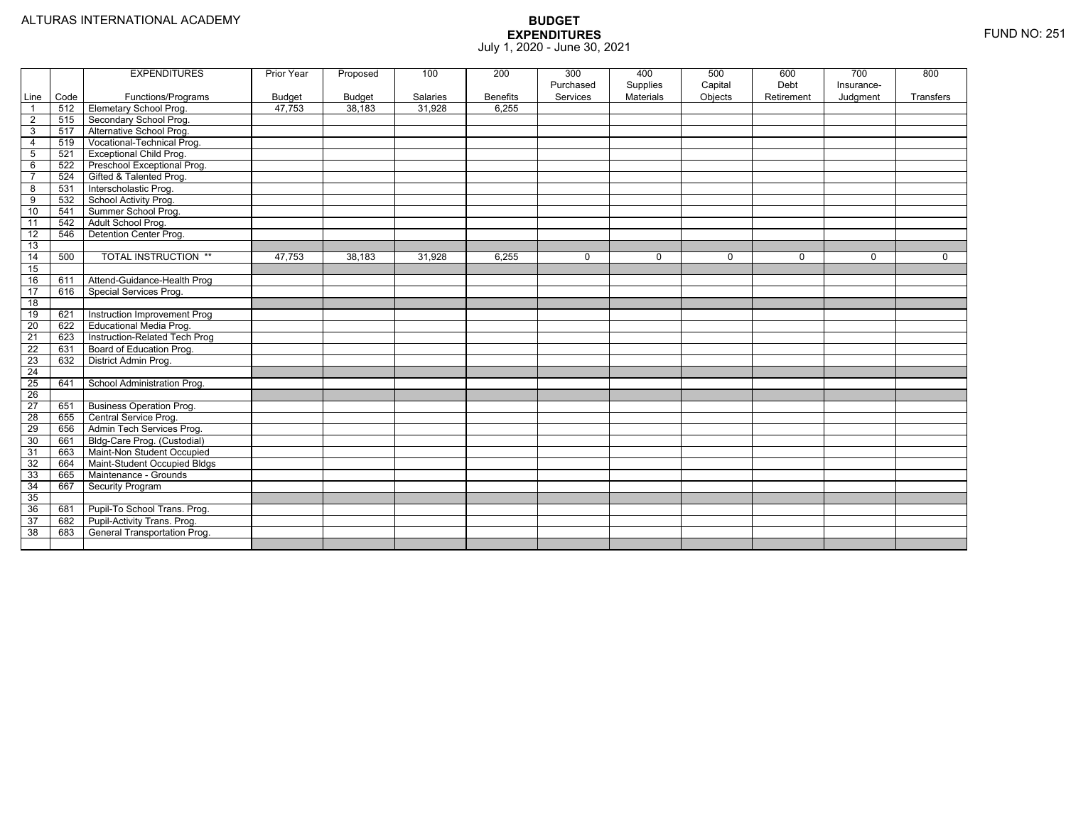ALTURAS INTERNATIONAL ACADEMY

# BUDGET EXPENDITURES

July 1, 2020 - June 30, 2021

FUND NO: 251

| Line | Code | EXPENDITURES Functions/Programs | Prior Year Budget | Proposed Budget | 100 Salaries | 200 Benefits | 300 Purchased Services | 400 Supplies Materials | 500 Capital Objects | 600 Debt Retirement | 700 Insurance-Judgment | 800 Transfers |
|---|---|---|---|---|---|---|---|---|---|---|---|---|
| 1 | 512 | Elemetary School Prog. | 47,753 | 38,183 | 31,928 | 6,255 | | | | | | |
| 2 | 515 | Secondary School Prog. | | | | | | | | | | |
| 3 | 517 | Alternative School Prog. | | | | | | | | | | |
| 4 | 519 | Vocational-Technical Prog. | | | | | | | | | | |
| 5 | 521 | Exceptional Child Prog. | | | | | | | | | | |
| 6 | 522 | Preschool Exceptional Prog. | | | | | | | | | | |
| 7 | 524 | Gifted & Talented Prog. | | | | | | | | | | |
| 8 | 531 | Interscholastic Prog. | | | | | | | | | | |
| 9 | 532 | School Activity Prog. | | | | | | | | | | |
| 10 | 541 | Summer School Prog. | | | | | | | | | | |
| 11 | 542 | Adult School Prog. | | | | | | | | | | |
| 12 | 546 | Detention Center Prog. | | | | | | | | | | |
| 13 | | | | | | | | | | | | |
| 14 | 500 | TOTAL INSTRUCTION ** | 47,753 | 38,183 | 31,928 | 6,255 | 0 | 0 | 0 | 0 | 0 | 0 |
| 15 | | | | | | | | | | | | |
| 16 | 611 | Attend-Guidance-Health Prog | | | | | | | | | | |
| 17 | 616 | Special Services Prog. | | | | | | | | | | |
| 18 | | | | | | | | | | | | |
| 19 | 621 | Instruction Improvement Prog | | | | | | | | | | |
| 20 | 622 | Educational Media Prog. | | | | | | | | | | |
| 21 | 623 | Instruction-Related Tech Prog | | | | | | | | | | |
| 22 | 631 | Board of Education Prog. | | | | | | | | | | |
| 23 | 632 | District Admin Prog. | | | | | | | | | | |
| 24 | | | | | | | | | | | | |
| 25 | 641 | School Administration Prog. | | | | | | | | | | |
| 26 | | | | | | | | | | | | |
| 27 | 651 | Business Operation Prog. | | | | | | | | | | |
| 28 | 655 | Central Service Prog. | | | | | | | | | | |
| 29 | 656 | Admin Tech Services Prog. | | | | | | | | | | |
| 30 | 661 | Bldg-Care Prog. (Custodial) | | | | | | | | | | |
| 31 | 663 | Maint-Non Student Occupied | | | | | | | | | | |
| 32 | 664 | Maint-Student Occupied Bldgs | | | | | | | | | | |
| 33 | 665 | Maintenance - Grounds | | | | | | | | | | |
| 34 | 667 | Security Program | | | | | | | | | | |
| 35 | | | | | | | | | | | | |
| 36 | 681 | Pupil-To School Trans. Prog. | | | | | | | | | | |
| 37 | 682 | Pupil-Activity Trans. Prog. | | | | | | | | | | |
| 38 | 683 | General Transportation Prog. | | | | | | | | | | |
| | | | | | | | | | | | | |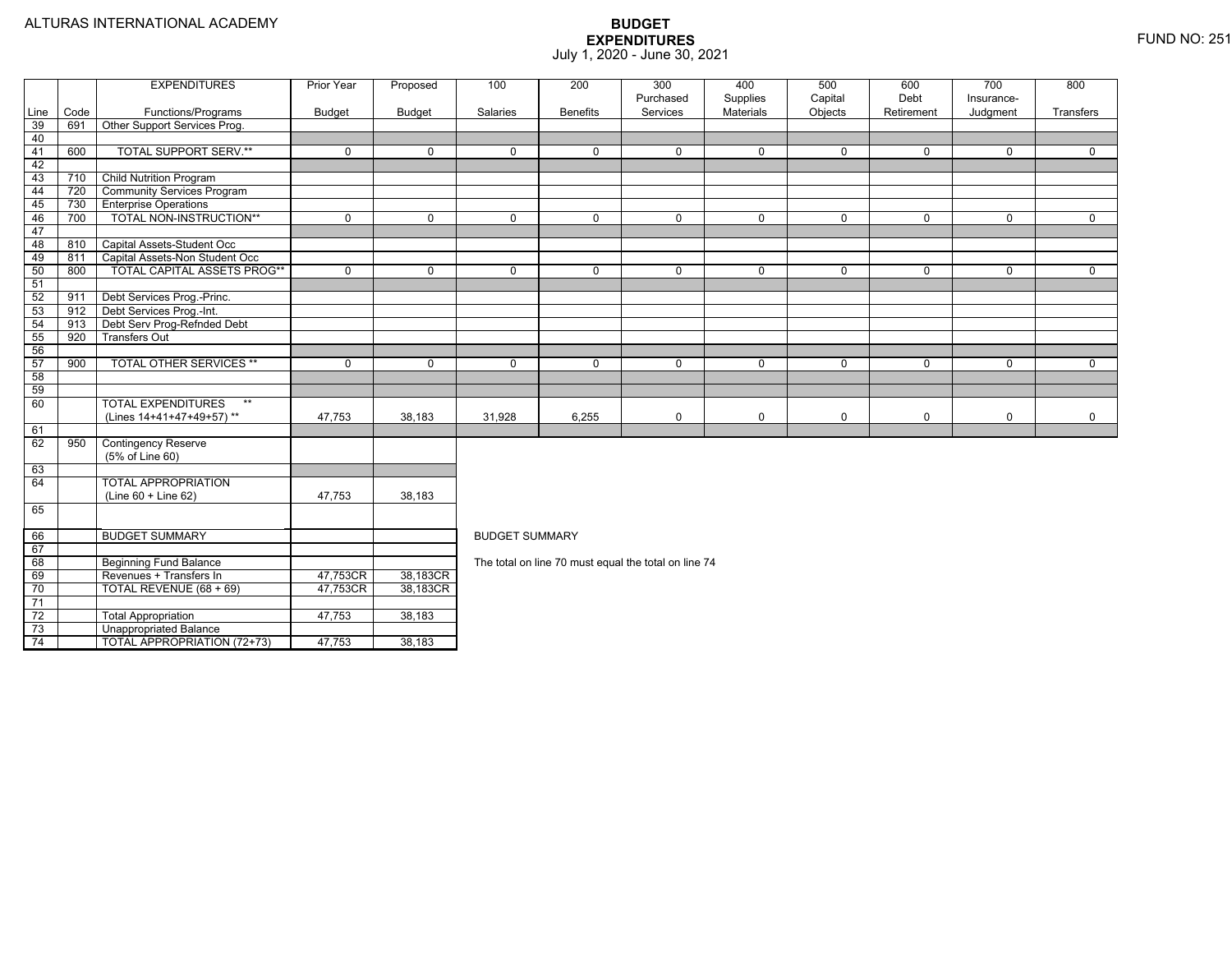ALTURAS INTERNATIONAL ACADEMY

# BUDGET EXPENDITURES
July 1, 2020 - June 30, 2021

FUND NO: 251

| Line | Code | EXPENDITURES Functions/Programs | Prior Year Budget | Proposed Budget | 100 Salaries | 200 Benefits | 300 Purchased Services | 400 Supplies Materials | 500 Capital Objects | 600 Debt Retirement | 700 Insurance-Judgment | 800 Transfers |
|---|---|---|---|---|---|---|---|---|---|---|---|---|
| 39 | 691 | Other Support Services Prog. | | | | | | | | | | |
| 40 | | | | | | | | | | | | |
| 41 | 600 | TOTAL SUPPORT SERV.** | 0 | 0 | 0 | 0 | 0 | 0 | 0 | 0 | 0 | 0 |
| 42 | | | | | | | | | | | | |
| 43 | 710 | Child Nutrition Program | | | | | | | | | | |
| 44 | 720 | Community Services Program | | | | | | | | | | |
| 45 | 730 | Enterprise Operations | | | | | | | | | | |
| 46 | 700 | TOTAL NON-INSTRUCTION** | 0 | 0 | 0 | 0 | 0 | 0 | 0 | 0 | 0 | 0 |
| 47 | | | | | | | | | | | | |
| 48 | 810 | Capital Assets-Student Occ | | | | | | | | | | |
| 49 | 811 | Capital Assets-Non Student Occ | | | | | | | | | | |
| 50 | 800 | TOTAL CAPITAL ASSETS PROG** | 0 | 0 | 0 | 0 | 0 | 0 | 0 | 0 | 0 | 0 |
| 51 | | | | | | | | | | | | |
| 52 | 911 | Debt Services Prog.-Princ. | | | | | | | | | | |
| 53 | 912 | Debt Services Prog.-Int. | | | | | | | | | | |
| 54 | 913 | Debt Serv Prog-Refnded Debt | | | | | | | | | | |
| 55 | 920 | Transfers Out | | | | | | | | | | |
| 56 | | | | | | | | | | | | |
| 57 | 900 | TOTAL OTHER SERVICES ** | 0 | 0 | 0 | 0 | 0 | 0 | 0 | 0 | 0 | 0 |
| 58 | | | | | | | | | | | | |
| 59 | | | | | | | | | | | | |
| 60 | | TOTAL EXPENDITURES ** (Lines 14+41+47+49+57) ** | 47,753 | 38,183 | 31,928 | 6,255 | 0 | 0 | 0 | 0 | 0 | 0 |
| 61 | | | | | | | | | | | | |
| 62 | 950 | Contingency Reserve (5% of Line 60) | | | | | | | | | | |
| 63 | | | | | | | | | | | | |
| 64 | | TOTAL APPROPRIATION (Line 60 + Line 62) | 47,753 | 38,183 | | | | | | | | |
| 65 | | | | | | | | | | | | |
| 66 | | BUDGET SUMMARY | | | | | | | | | | |
| 67 | | | | | | | | | | | | |
| 68 | | Beginning Fund Balance | | | | | | | | | | |
| 69 | | Revenues + Transfers In | 47,753CR | 38,183CR | | | | | | | | |
| 70 | | TOTAL REVENUE (68 + 69) | 47,753CR | 38,183CR | | | | | | | | |
| 71 | | | | | | | | | | | | |
| 72 | | Total Appropriation | 47,753 | 38,183 | | | | | | | | |
| 73 | | Unappropriated Balance | | | | | | | | | | |
| 74 | | TOTAL APPROPRIATION (72+73) | 47,753 | 38,183 | | | | | | | | |

BUDGET SUMMARY

The total on line 70 must equal the total on line 74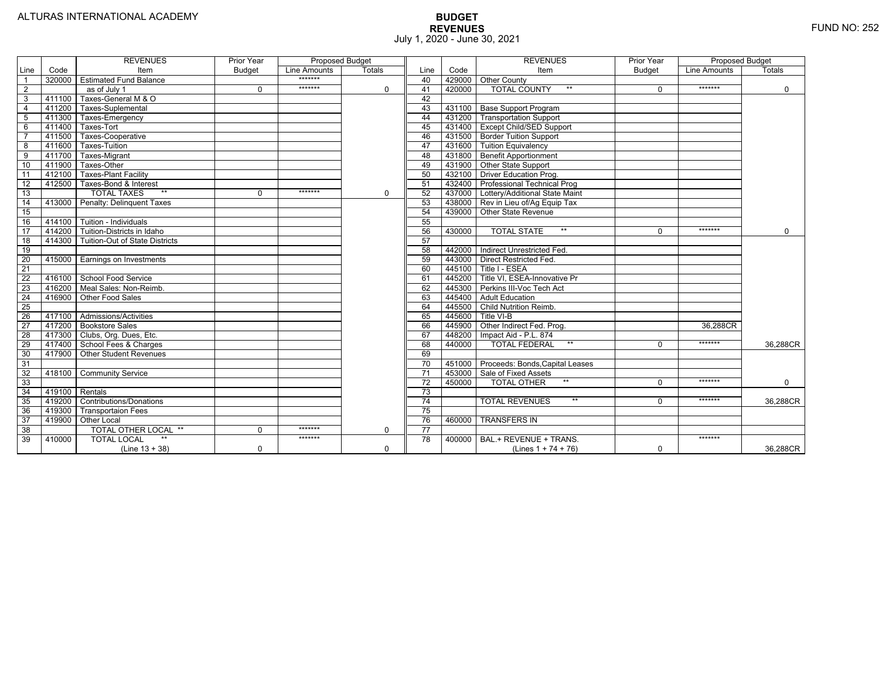ALTURAS INTERNATIONAL ACADEMY

# BUDGET
## REVENUES
July 1, 2020 - June 30, 2021

FUND NO: 252

| Line | Code | REVENUES Item | Prior Year Budget | Proposed Budget Line Amounts | Proposed Budget Totals | Line | Code | REVENUES Item | Prior Year Budget | Proposed Budget Line Amounts | Proposed Budget Totals |
|---|---|---|---|---|---|---|---|---|---|---|---|
| 1 | 320000 | Estimated Fund Balance | | ******* | | 40 | 429000 | Other County | | | |
| 2 | | as of July 1 | 0 | ******* | 0 | 41 | 420000 | TOTAL COUNTY ** | 0 | ******* | 0 |
| 3 | 411100 | Taxes-General M & O | | | | 42 | | | | | |
| 4 | 411200 | Taxes-Suplemental | | | | 43 | 431100 | Base Support Program | | | |
| 5 | 411300 | Taxes-Emergency | | | | 44 | 431200 | Transportation Support | | | |
| 6 | 411400 | Taxes-Tort | | | | 45 | 431400 | Except Child/SED Support | | | |
| 7 | 411500 | Taxes-Cooperative | | | | 46 | 431500 | Border Tuition Support | | | |
| 8 | 411600 | Taxes-Tuition | | | | 47 | 431600 | Tuition Equivalency | | | |
| 9 | 411700 | Taxes-Migrant | | | | 48 | 431800 | Benefit Apportionment | | | |
| 10 | 411900 | Taxes-Other | | | | 49 | 431900 | Other State Support | | | |
| 11 | 412100 | Taxes-Plant Facility | | | | 50 | 432100 | Driver Education Prog. | | | |
| 12 | 412500 | Taxes-Bond & Interest | | | | 51 | 432400 | Professional Technical Prog | | | |
| 13 | | TOTAL TAXES ** | 0 | ******* | 0 | 52 | 437000 | Lottery/Additional State Maint | | | |
| 14 | 413000 | Penalty: Delinquent Taxes | | | | 53 | 438000 | Rev in Lieu of/Ag Equip Tax | | | |
| 15 | | | | | | 54 | 439000 | Other State Revenue | | | |
| 16 | 414100 | Tuition - Individuals | | | | 55 | | | | | |
| 17 | 414200 | Tuition-Districts in Idaho | | | | 56 | 430000 | TOTAL STATE ** | 0 | ******* | 0 |
| 18 | 414300 | Tuition-Out of State Districts | | | | 57 | | | | | |
| 19 | | | | | | 58 | 442000 | Indirect Unrestricted Fed. | | | |
| 20 | 415000 | Earnings on Investments | | | | 59 | 443000 | Direct Restricted Fed. | | | |
| 21 | | | | | | 60 | 445100 | Title I - ESEA | | | |
| 22 | 416100 | School Food Service | | | | 61 | 445200 | Title VI, ESEA-Innovative Pr | | | |
| 23 | 416200 | Meal Sales: Non-Reimb. | | | | 62 | 445300 | Perkins III-Voc Tech Act | | | |
| 24 | 416900 | Other Food Sales | | | | 63 | 445400 | Adult Education | | | |
| 25 | | | | | | 64 | 445500 | Child Nutrition Reimb. | | | |
| 26 | 417100 | Admissions/Activities | | | | 65 | 445600 | Title VI-B | | | |
| 27 | 417200 | Bookstore Sales | | | | 66 | 445900 | Other Indirect Fed. Prog. | | 36,288CR | |
| 28 | 417300 | Clubs, Org. Dues, Etc. | | | | 67 | 448200 | Impact Aid - P.L. 874 | | | |
| 29 | 417400 | School Fees & Charges | | | | 68 | 440000 | TOTAL FEDERAL ** | 0 | ******* | 36,288CR |
| 30 | 417900 | Other Student Revenues | | | | 69 | | | | | |
| 31 | | | | | | 70 | 451000 | Proceeds: Bonds,Capital Leases | | | |
| 32 | 418100 | Community Service | | | | 71 | 453000 | Sale of Fixed Assets | | | |
| 33 | | | | | | 72 | 450000 | TOTAL OTHER ** | 0 | ******* | 0 |
| 34 | 419100 | Rentals | | | | 73 | | | | | |
| 35 | 419200 | Contributions/Donations | | | | 74 | | TOTAL REVENUES ** | 0 | ******* | 36,288CR |
| 36 | 419300 | Transportaion Fees | | | | 75 | | | | | |
| 37 | 419900 | Other Local | | | | 76 | 460000 | TRANSFERS IN | | | |
| 38 | | TOTAL OTHER LOCAL ** | 0 | ******* | 0 | 77 | | | | | |
| 39 | 410000 | TOTAL LOCAL ** (Line 13 + 38) | 0 | ******* | 0 | 78 | 400000 | BAL.+ REVENUE + TRANS. (Lines 1 + 74 + 76) | 0 | ******* | 36,288CR |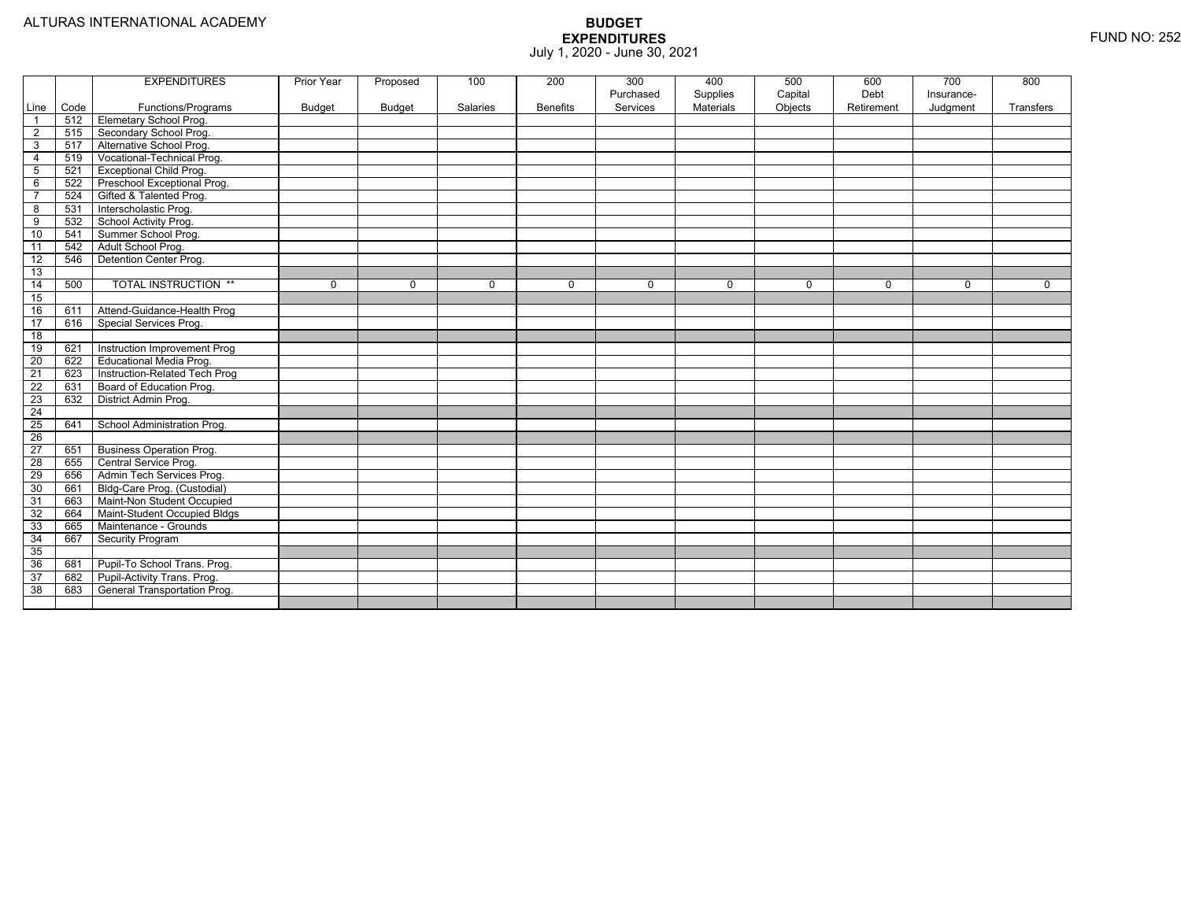ALTURAS INTERNATIONAL ACADEMY

# BUDGET EXPENDITURES

July 1, 2020 - June 30, 2021

FUND NO: 252

| Line | Code | EXPENDITURES Functions/Programs | Prior Year Budget | Proposed Budget | 100 Salaries | 200 Benefits | 300 Purchased Services | 400 Supplies Materials | 500 Capital Objects | 600 Debt Retirement | 700 Insurance-Judgment | 800 Transfers |
|---|---|---|---|---|---|---|---|---|---|---|---|---|
| 1 | 512 | Elemetary School Prog. | | | | | | | | | | |
| 2 | 515 | Secondary School Prog. | | | | | | | | | | |
| 3 | 517 | Alternative School Prog. | | | | | | | | | | |
| 4 | 519 | Vocational-Technical Prog. | | | | | | | | | | |
| 5 | 521 | Exceptional Child Prog. | | | | | | | | | | |
| 6 | 522 | Preschool Exceptional Prog. | | | | | | | | | | |
| 7 | 524 | Gifted & Talented Prog. | | | | | | | | | | |
| 8 | 531 | Interscholastic Prog. | | | | | | | | | | |
| 9 | 532 | School Activity Prog. | | | | | | | | | | |
| 10 | 541 | Summer School Prog. | | | | | | | | | | |
| 11 | 542 | Adult School Prog. | | | | | | | | | | |
| 12 | 546 | Detention Center Prog. | | | | | | | | | | |
| 13 | | | | | | | | | | | | |
| 14 | 500 | TOTAL INSTRUCTION ** | 0 | 0 | 0 | 0 | 0 | 0 | 0 | 0 | 0 | 0 |
| 15 | | | | | | | | | | | | |
| 16 | 611 | Attend-Guidance-Health Prog | | | | | | | | | | |
| 17 | 616 | Special Services Prog. | | | | | | | | | | |
| 18 | | | | | | | | | | | | |
| 19 | 621 | Instruction Improvement Prog | | | | | | | | | | |
| 20 | 622 | Educational Media Prog. | | | | | | | | | | |
| 21 | 623 | Instruction-Related Tech Prog | | | | | | | | | | |
| 22 | 631 | Board of Education Prog. | | | | | | | | | | |
| 23 | 632 | District Admin Prog. | | | | | | | | | | |
| 24 | | | | | | | | | | | | |
| 25 | 641 | School Administration Prog. | | | | | | | | | | |
| 26 | | | | | | | | | | | | |
| 27 | 651 | Business Operation Prog. | | | | | | | | | | |
| 28 | 655 | Central Service Prog. | | | | | | | | | | |
| 29 | 656 | Admin Tech Services Prog. | | | | | | | | | | |
| 30 | 661 | Bldg-Care Prog. (Custodial) | | | | | | | | | | |
| 31 | 663 | Maint-Non Student Occupied | | | | | | | | | | |
| 32 | 664 | Maint-Student Occupied Bldgs | | | | | | | | | | |
| 33 | 665 | Maintenance - Grounds | | | | | | | | | | |
| 34 | 667 | Security Program | | | | | | | | | | |
| 35 | | | | | | | | | | | | |
| 36 | 681 | Pupil-To School Trans. Prog. | | | | | | | | | | |
| 37 | 682 | Pupil-Activity Trans. Prog. | | | | | | | | | | |
| 38 | 683 | General Transportation Prog. | | | | | | | | | | |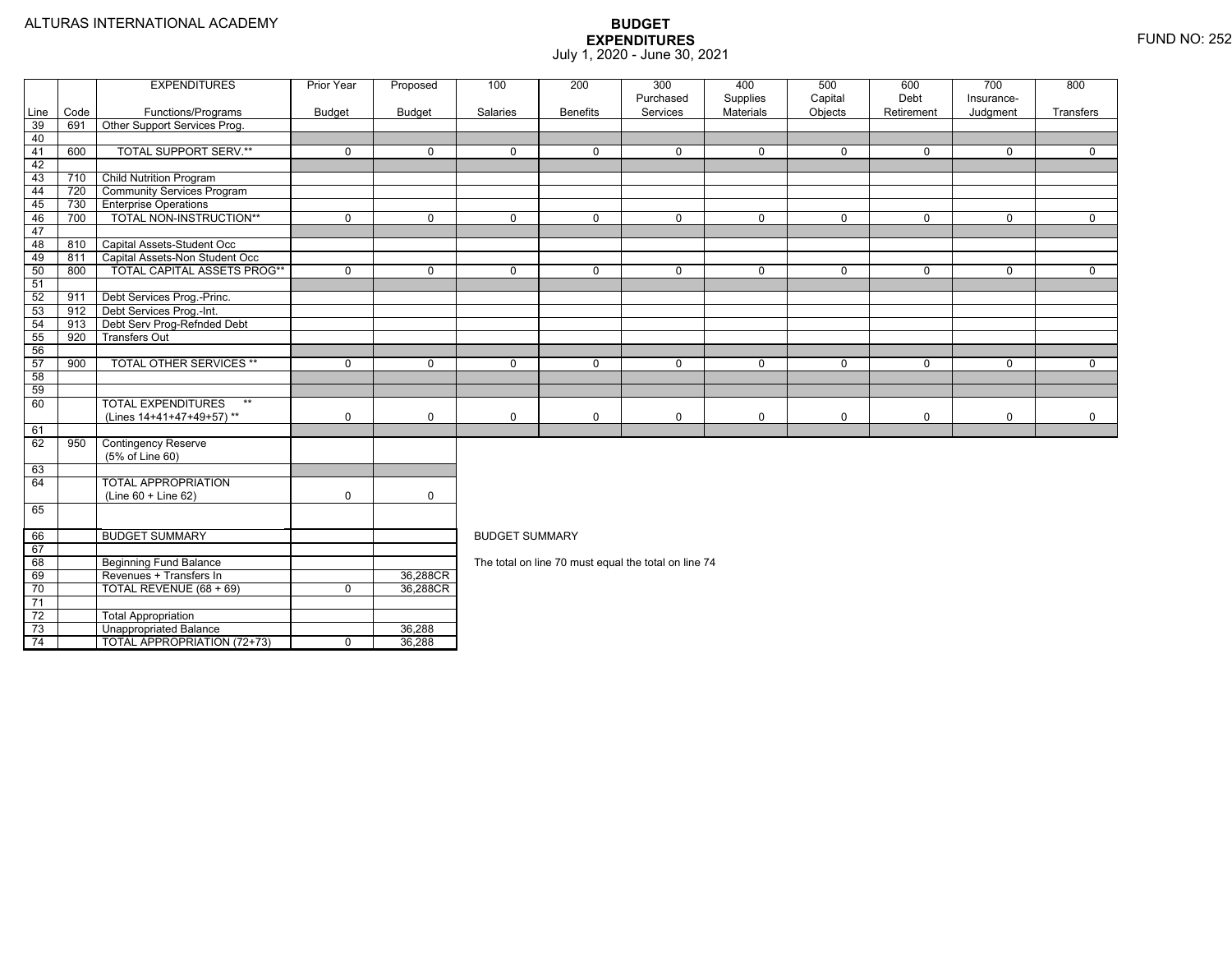ALTURAS INTERNATIONAL ACADEMY

# BUDGET EXPENDITURES

July 1, 2020 - June 30, 2021

FUND NO: 252

| Line | Code | EXPENDITURES Functions/Programs | Prior Year Budget | Proposed Budget | 100 Salaries | 200 Benefits | 300 Purchased Services | 400 Supplies Materials | 500 Capital Objects | 600 Debt Retirement | 700 Insurance-Judgment | 800 Transfers |
|---|---|---|---|---|---|---|---|---|---|---|---|---|
| 39 | 691 | Other Support Services Prog. | | | | | | | | | | |
| 40 | | | | | | | | | | | | |
| 41 | 600 | TOTAL SUPPORT SERV.** | 0 | 0 | 0 | 0 | 0 | 0 | 0 | 0 | 0 | 0 |
| 42 | | | | | | | | | | | | |
| 43 | 710 | Child Nutrition Program | | | | | | | | | | |
| 44 | 720 | Community Services Program | | | | | | | | | | |
| 45 | 730 | Enterprise Operations | | | | | | | | | | |
| 46 | 700 | TOTAL NON-INSTRUCTION** | 0 | 0 | 0 | 0 | 0 | 0 | 0 | 0 | 0 | 0 |
| 47 | | | | | | | | | | | | |
| 48 | 810 | Capital Assets-Student Occ | | | | | | | | | | |
| 49 | 811 | Capital Assets-Non Student Occ | | | | | | | | | | |
| 50 | 800 | TOTAL CAPITAL ASSETS PROG** | 0 | 0 | 0 | 0 | 0 | 0 | 0 | 0 | 0 | 0 |
| 51 | | | | | | | | | | | | |
| 52 | 911 | Debt Services Prog.-Princ. | | | | | | | | | | |
| 53 | 912 | Debt Services Prog.-Int. | | | | | | | | | | |
| 54 | 913 | Debt Serv Prog-Refnded Debt | | | | | | | | | | |
| 55 | 920 | Transfers Out | | | | | | | | | | |
| 56 | | | | | | | | | | | | |
| 57 | 900 | TOTAL OTHER SERVICES ** | 0 | 0 | 0 | 0 | 0 | 0 | 0 | 0 | 0 | 0 |
| 58 | | | | | | | | | | | | |
| 59 | | | | | | | | | | | | |
| 60 | | TOTAL EXPENDITURES ** (Lines 14+41+47+49+57) ** | 0 | 0 | 0 | 0 | 0 | 0 | 0 | 0 | 0 | 0 |
| 61 | | | | | | | | | | | | |
| 62 | 950 | Contingency Reserve (5% of Line 60) | | | | | | | | | | |
| 63 | | | | | | | | | | | | |
| 64 | | TOTAL APPROPRIATION (Line 60 + Line 62) | 0 | 0 | | | | | | | | |
| 65 | | | | | | | | | | | | |

| Line | Code | BUDGET SUMMARY | Prior Year Budget | Proposed Budget |
|---|---|---|---|---|
| 66 | | BUDGET SUMMARY | | |
| 67 | | | | |
| 68 | | Beginning Fund Balance | | |
| 69 | | Revenues + Transfers In | | 36,288CR |
| 70 | | TOTAL REVENUE (68 + 69) | 0 | 36,288CR |
| 71 | | | | |
| 72 | | Total Appropriation | | |
| 73 | | Unappropriated Balance | | 36,288 |
| 74 | | TOTAL APPROPRIATION (72+73) | 0 | 36,288 |

BUDGET SUMMARY

The total on line 70 must equal the total on line 74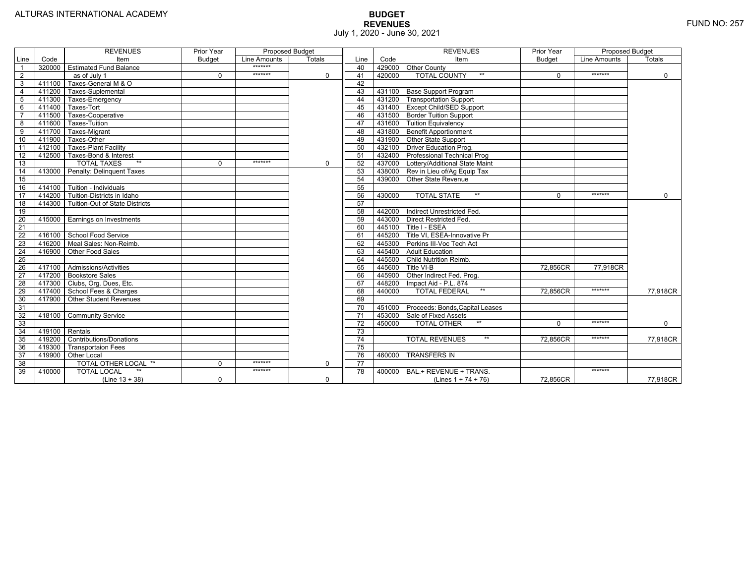ALTURAS INTERNATIONAL ACADEMY

FUND NO: 257

# BUDGET
## REVENUES
July 1, 2020 - June 30, 2021

| Line | Code | REVENUES Item | Prior Year Budget | Proposed Budget Line Amounts | Proposed Budget Totals | Line | Code | REVENUES Item | Prior Year Budget | Proposed Budget Line Amounts | Proposed Budget Totals |
|---|---|---|---|---|---|---|---|---|---|---|---|
| 1 | 320000 | Estimated Fund Balance | | ******* | | 40 | 429000 | Other County | | | |
| 2 | | as of July 1 | 0 | ******* | 0 | 41 | 420000 | TOTAL COUNTY ** | 0 | ******* | 0 |
| 3 | 411100 | Taxes-General M & O | | | | 42 | | | | | |
| 4 | 411200 | Taxes-Suplemental | | | | 43 | 431100 | Base Support Program | | | |
| 5 | 411300 | Taxes-Emergency | | | | 44 | 431200 | Transportation Support | | | |
| 6 | 411400 | Taxes-Tort | | | | 45 | 431400 | Except Child/SED Support | | | |
| 7 | 411500 | Taxes-Cooperative | | | | 46 | 431500 | Border Tuition Support | | | |
| 8 | 411600 | Taxes-Tuition | | | | 47 | 431600 | Tuition Equivalency | | | |
| 9 | 411700 | Taxes-Migrant | | | | 48 | 431800 | Benefit Apportionment | | | |
| 10 | 411900 | Taxes-Other | | | | 49 | 431900 | Other State Support | | | |
| 11 | 412100 | Taxes-Plant Facility | | | | 50 | 432100 | Driver Education Prog. | | | |
| 12 | 412500 | Taxes-Bond & Interest | | | | 51 | 432400 | Professional Technical Prog | | | |
| 13 | | TOTAL TAXES ** | 0 | ******* | 0 | 52 | 437000 | Lottery/Additional State Maint | | | |
| 14 | 413000 | Penalty: Delinquent Taxes | | | | 53 | 438000 | Rev in Lieu of/Ag Equip Tax | | | |
| 15 | | | | | | 54 | 439000 | Other State Revenue | | | |
| 16 | 414100 | Tuition - Individuals | | | | 55 | | | | | |
| 17 | 414200 | Tuition-Districts in Idaho | | | | 56 | 430000 | TOTAL STATE ** | 0 | ******* | 0 |
| 18 | 414300 | Tuition-Out of State Districts | | | | 57 | | | | | |
| 19 | | | | | | 58 | 442000 | Indirect Unrestricted Fed. | | | |
| 20 | 415000 | Earnings on Investments | | | | 59 | 443000 | Direct Restricted Fed. | | | |
| 21 | | | | | | 60 | 445100 | Title I - ESEA | | | |
| 22 | 416100 | School Food Service | | | | 61 | 445200 | Title VI, ESEA-Innovative Pr | | | |
| 23 | 416200 | Meal Sales: Non-Reimb. | | | | 62 | 445300 | Perkins III-Voc Tech Act | | | |
| 24 | 416900 | Other Food Sales | | | | 63 | 445400 | Adult Education | | | |
| 25 | | | | | | 64 | 445500 | Child Nutrition Reimb. | | | |
| 26 | 417100 | Admissions/Activities | | | | 65 | 445600 | Title VI-B | 72,856CR | 77,918CR | |
| 27 | 417200 | Bookstore Sales | | | | 66 | 445900 | Other Indirect Fed. Prog. | | | |
| 28 | 417300 | Clubs, Org. Dues, Etc. | | | | 67 | 448200 | Impact Aid - P.L. 874 | | | |
| 29 | 417400 | School Fees & Charges | | | | 68 | 440000 | TOTAL FEDERAL ** | 72,856CR | ******* | 77,918CR |
| 30 | 417900 | Other Student Revenues | | | | 69 | | | | | |
| 31 | | | | | | 70 | 451000 | Proceeds: Bonds,Capital Leases | | | |
| 32 | 418100 | Community Service | | | | 71 | 453000 | Sale of Fixed Assets | | | |
| 33 | | | | | | 72 | 450000 | TOTAL OTHER ** | 0 | ******* | 0 |
| 34 | 419100 | Rentals | | | | 73 | | | | | |
| 35 | 419200 | Contributions/Donations | | | | 74 | | TOTAL REVENUES ** | 72,856CR | ******* | 77,918CR |
| 36 | 419300 | Transportaion Fees | | | | 75 | | | | | |
| 37 | 419900 | Other Local | | | | 76 | 460000 | TRANSFERS IN | | | |
| 38 | | TOTAL OTHER LOCAL ** | 0 | ******* | 0 | 77 | | | | | |
| 39 | 410000 | TOTAL LOCAL ** (Line 13 + 38) | 0 | ******* | 0 | 78 | 400000 | BAL.+ REVENUE + TRANS. (Lines 1 + 74 + 76) | 72,856CR | ******* | 77,918CR |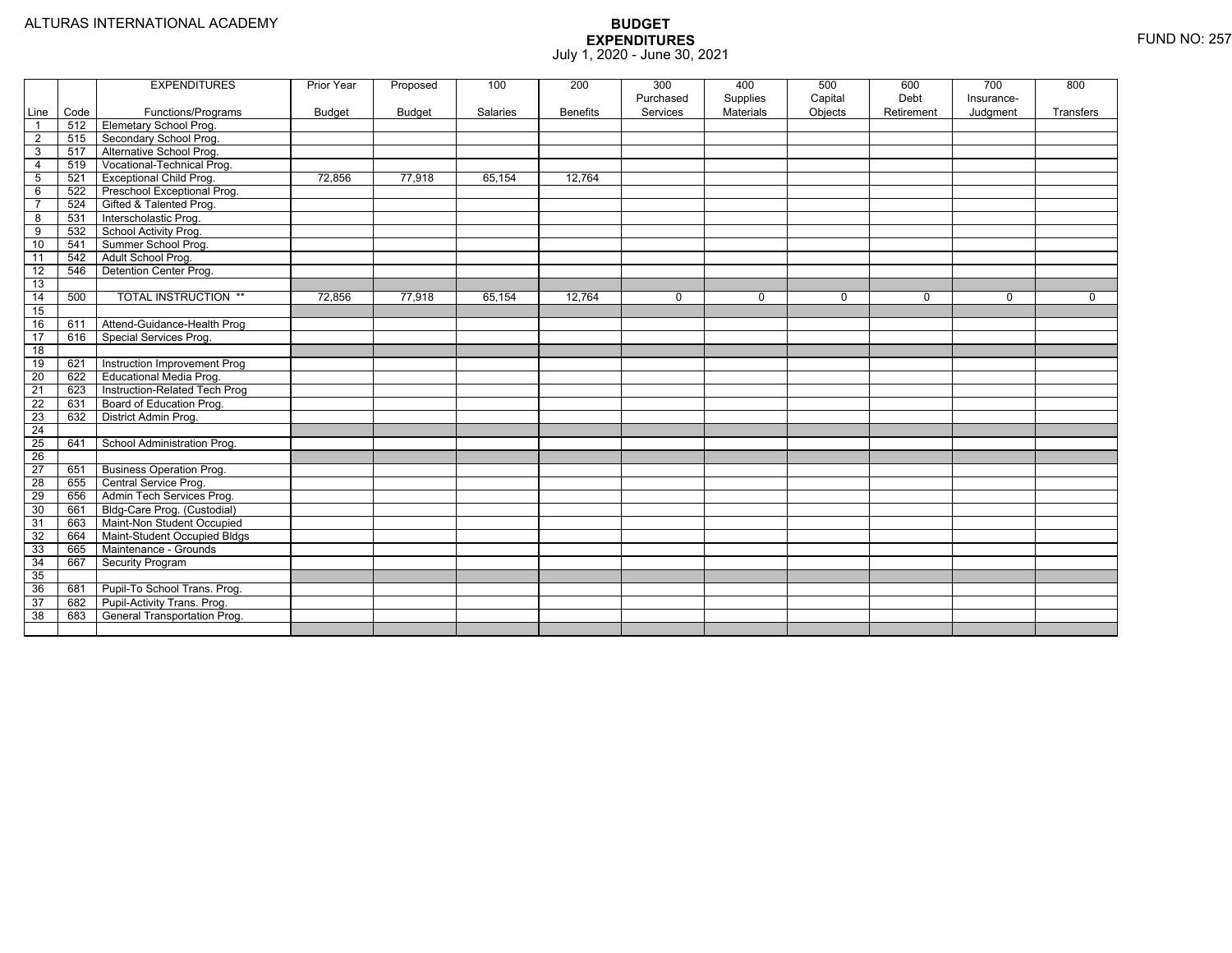ALTURAS INTERNATIONAL ACADEMY

# BUDGET EXPENDITURES

July 1, 2020 - June 30, 2021

FUND NO: 257

| | | EXPENDITURES | Prior Year | Proposed | 100 | 200 | 300 | 400 | 500 | 600 | 700 | 800 |
|---|---|---|---|---|---|---|---|---|---|---|---|---|
| | | | | | | | Purchased | Supplies | Capital | Debt | Insurance- | |
| Line | Code | Functions/Programs | Budget | Budget | Salaries | Benefits | Services | Materials | Objects | Retirement | Judgment | Transfers |
| 1 | 512 | Elemetary School Prog. | | | | | | | | | | |
| 2 | 515 | Secondary School Prog. | | | | | | | | | | |
| 3 | 517 | Alternative School Prog. | | | | | | | | | | |
| 4 | 519 | Vocational-Technical Prog. | | | | | | | | | | |
| 5 | 521 | Exceptional Child Prog. | 72,856 | 77,918 | 65,154 | 12,764 | | | | | | |
| 6 | 522 | Preschool Exceptional Prog. | | | | | | | | | | |
| 7 | 524 | Gifted & Talented Prog. | | | | | | | | | | |
| 8 | 531 | Interscholastic Prog. | | | | | | | | | | |
| 9 | 532 | School Activity Prog. | | | | | | | | | | |
| 10 | 541 | Summer School Prog. | | | | | | | | | | |
| 11 | 542 | Adult School Prog. | | | | | | | | | | |
| 12 | 546 | Detention Center Prog. | | | | | | | | | | |
| 13 | | | | | | | | | | | | |
| 14 | 500 | TOTAL INSTRUCTION ** | 72,856 | 77,918 | 65,154 | 12,764 | 0 | 0 | 0 | 0 | 0 | 0 |
| 15 | | | | | | | | | | | | |
| 16 | 611 | Attend-Guidance-Health Prog | | | | | | | | | | |
| 17 | 616 | Special Services Prog. | | | | | | | | | | |
| 18 | | | | | | | | | | | | |
| 19 | 621 | Instruction Improvement Prog | | | | | | | | | | |
| 20 | 622 | Educational Media Prog. | | | | | | | | | | |
| 21 | 623 | Instruction-Related Tech Prog | | | | | | | | | | |
| 22 | 631 | Board of Education Prog. | | | | | | | | | | |
| 23 | 632 | District Admin Prog. | | | | | | | | | | |
| 24 | | | | | | | | | | | | |
| 25 | 641 | School Administration Prog. | | | | | | | | | | |
| 26 | | | | | | | | | | | | |
| 27 | 651 | Business Operation Prog. | | | | | | | | | | |
| 28 | 655 | Central Service Prog. | | | | | | | | | | |
| 29 | 656 | Admin Tech Services Prog. | | | | | | | | | | |
| 30 | 661 | Bldg-Care Prog. (Custodial) | | | | | | | | | | |
| 31 | 663 | Maint-Non Student Occupied | | | | | | | | | | |
| 32 | 664 | Maint-Student Occupied Bldgs | | | | | | | | | | |
| 33 | 665 | Maintenance - Grounds | | | | | | | | | | |
| 34 | 667 | Security Program | | | | | | | | | | |
| 35 | | | | | | | | | | | | |
| 36 | 681 | Pupil-To School Trans. Prog. | | | | | | | | | | |
| 37 | 682 | Pupil-Activity Trans. Prog. | | | | | | | | | | |
| 38 | 683 | General Transportation Prog. | | | | | | | | | | |
| | | | | | | | | | | | | |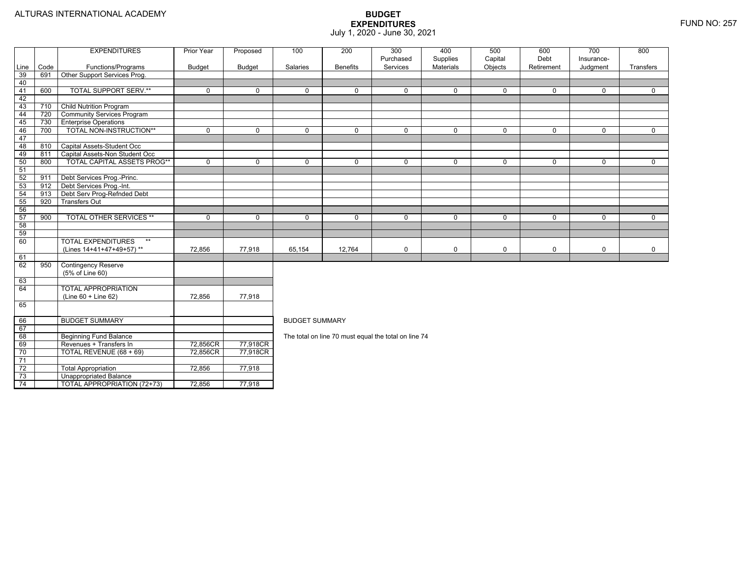ALTURAS INTERNATIONAL ACADEMY

# BUDGET EXPENDITURES
July 1, 2020 - June 30, 2021

FUND NO: 257

| Line | Code | EXPENDITURES Functions/Programs | Prior Year Budget | Proposed Budget | 100 Salaries | 200 Benefits | 300 Purchased Services | 400 Supplies Materials | 500 Capital Objects | 600 Debt Retirement | 700 Insurance-Judgment | 800 Transfers |
|---|---|---|---|---|---|---|---|---|---|---|---|---|
| 39 | 691 | Other Support Services Prog. | | | | | | | | | | |
| 40 | | | | | | | | | | | | |
| 41 | 600 | TOTAL SUPPORT SERV.** | 0 | 0 | 0 | 0 | 0 | 0 | 0 | 0 | 0 | 0 |
| 42 | | | | | | | | | | | | |
| 43 | 710 | Child Nutrition Program | | | | | | | | | | |
| 44 | 720 | Community Services Program | | | | | | | | | | |
| 45 | 730 | Enterprise Operations | | | | | | | | | | |
| 46 | 700 | TOTAL NON-INSTRUCTION** | 0 | 0 | 0 | 0 | 0 | 0 | 0 | 0 | 0 | 0 |
| 47 | | | | | | | | | | | | |
| 48 | 810 | Capital Assets-Student Occ | | | | | | | | | | |
| 49 | 811 | Capital Assets-Non Student Occ | | | | | | | | | | |
| 50 | 800 | TOTAL CAPITAL ASSETS PROG** | 0 | 0 | 0 | 0 | 0 | 0 | 0 | 0 | 0 | 0 |
| 51 | | | | | | | | | | | | |
| 52 | 911 | Debt Services Prog.-Princ. | | | | | | | | | | |
| 53 | 912 | Debt Services Prog.-Int. | | | | | | | | | | |
| 54 | 913 | Debt Serv Prog-Refnded Debt | | | | | | | | | | |
| 55 | 920 | Transfers Out | | | | | | | | | | |
| 56 | | | | | | | | | | | | |
| 57 | 900 | TOTAL OTHER SERVICES ** | 0 | 0 | 0 | 0 | 0 | 0 | 0 | 0 | 0 | 0 |
| 58 | | | | | | | | | | | | |
| 59 | | | | | | | | | | | | |
| 60 | | TOTAL EXPENDITURES ** (Lines 14+41+47+49+57) ** | 72,856 | 77,918 | 65,154 | 12,764 | 0 | 0 | 0 | 0 | 0 | 0 |
| 61 | | | | | | | | | | | | |
| 62 | 950 | Contingency Reserve (5% of Line 60) | | | | | | | | | | |
| 63 | | | | | | | | | | | | |
| 64 | | TOTAL APPROPRIATION (Line 60 + Line 62) | 72,856 | 77,918 | | | | | | | | |
| 65 | | | | | | | | | | | | |

| Line | Code | BUDGET SUMMARY | Prior Year Budget | Proposed Budget |
|---|---|---|---|---|
| 66 | | BUDGET SUMMARY | | |
| 67 | | | | |
| 68 | | Beginning Fund Balance | | |
| 69 | | Revenues + Transfers In | 72,856CR | 77,918CR |
| 70 | | TOTAL REVENUE (68 + 69) | 72,856CR | 77,918CR |
| 71 | | | | |
| 72 | | Total Appropriation | 72,856 | 77,918 |
| 73 | | Unappropriated Balance | | |
| 74 | | TOTAL APPROPRIATION (72+73) | 72,856 | 77,918 |

BUDGET SUMMARY

The total on line 70 must equal the total on line 74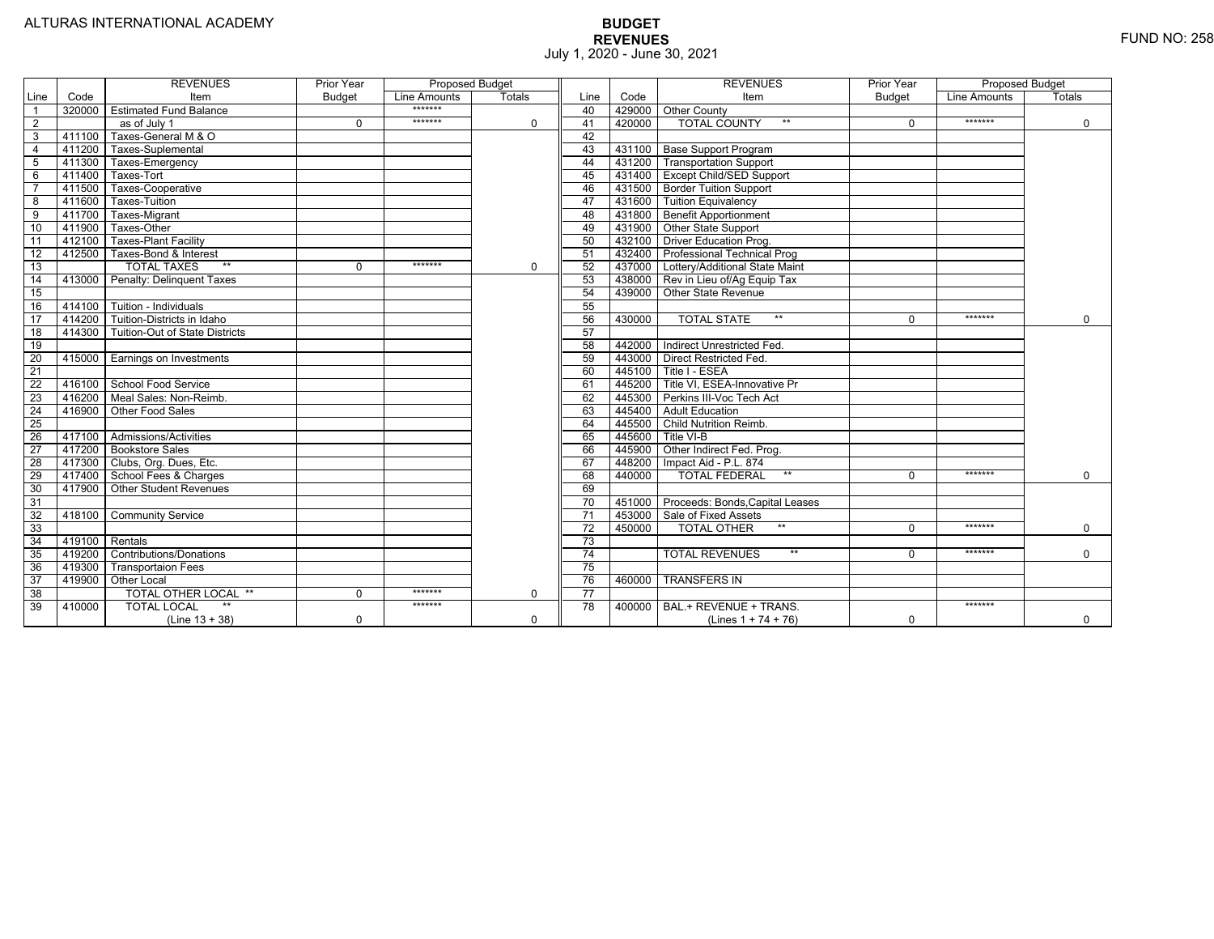ALTURAS INTERNATIONAL ACADEMY

FUND NO: 258

# BUDGET
## REVENUES
July 1, 2020 - June 30, 2021

| Line | Code | REVENUES Item | Prior Year Budget | Proposed Budget Line Amounts | Proposed Budget Totals | Line | Code | REVENUES Item | Prior Year Budget | Proposed Budget Line Amounts | Proposed Budget Totals |
|---|---|---|---|---|---|---|---|---|---|---|---|
| 1 | 320000 | Estimated Fund Balance | | ******* | | 40 | 429000 | Other County | | | |
| 2 | | as of July 1 | 0 | ******* | 0 | 41 | 420000 | TOTAL COUNTY ** | 0 | ******* | 0 |
| 3 | 411100 | Taxes-General M & O | | | | 42 | | | | | |
| 4 | 411200 | Taxes-Suplemental | | | | 43 | 431100 | Base Support Program | | | |
| 5 | 411300 | Taxes-Emergency | | | | 44 | 431200 | Transportation Support | | | |
| 6 | 411400 | Taxes-Tort | | | | 45 | 431400 | Except Child/SED Support | | | |
| 7 | 411500 | Taxes-Cooperative | | | | 46 | 431500 | Border Tuition Support | | | |
| 8 | 411600 | Taxes-Tuition | | | | 47 | 431600 | Tuition Equivalency | | | |
| 9 | 411700 | Taxes-Migrant | | | | 48 | 431800 | Benefit Apportionment | | | |
| 10 | 411900 | Taxes-Other | | | | 49 | 431900 | Other State Support | | | |
| 11 | 412100 | Taxes-Plant Facility | | | | 50 | 432100 | Driver Education Prog. | | | |
| 12 | 412500 | Taxes-Bond & Interest | | | | 51 | 432400 | Professional Technical Prog | | | |
| 13 | | TOTAL TAXES ** | 0 | ******* | 0 | 52 | 437000 | Lottery/Additional State Maint | | | |
| 14 | 413000 | Penalty: Delinquent Taxes | | | | 53 | 438000 | Rev in Lieu of/Ag Equip Tax | | | |
| 15 | | | | | | 54 | 439000 | Other State Revenue | | | |
| 16 | 414100 | Tuition - Individuals | | | | 55 | | | | | |
| 17 | 414200 | Tuition-Districts in Idaho | | | | 56 | 430000 | TOTAL STATE ** | 0 | ******* | 0 |
| 18 | 414300 | Tuition-Out of State Districts | | | | 57 | | | | | |
| 19 | | | | | | 58 | 442000 | Indirect Unrestricted Fed. | | | |
| 20 | 415000 | Earnings on Investments | | | | 59 | 443000 | Direct Restricted Fed. | | | |
| 21 | | | | | | 60 | 445100 | Title I - ESEA | | | |
| 22 | 416100 | School Food Service | | | | 61 | 445200 | Title VI, ESEA-Innovative Pr | | | |
| 23 | 416200 | Meal Sales: Non-Reimb. | | | | 62 | 445300 | Perkins III-Voc Tech Act | | | |
| 24 | 416900 | Other Food Sales | | | | 63 | 445400 | Adult Education | | | |
| 25 | | | | | | 64 | 445500 | Child Nutrition Reimb. | | | |
| 26 | 417100 | Admissions/Activities | | | | 65 | 445600 | Title VI-B | | | |
| 27 | 417200 | Bookstore Sales | | | | 66 | 445900 | Other Indirect Fed. Prog. | | | |
| 28 | 417300 | Clubs, Org. Dues, Etc. | | | | 67 | 448200 | Impact Aid - P.L. 874 | | | |
| 29 | 417400 | School Fees & Charges | | | | 68 | 440000 | TOTAL FEDERAL ** | 0 | ******* | 0 |
| 30 | 417900 | Other Student Revenues | | | | 69 | | | | | |
| 31 | | | | | | 70 | 451000 | Proceeds: Bonds,Capital Leases | | | |
| 32 | 418100 | Community Service | | | | 71 | 453000 | Sale of Fixed Assets | | | |
| 33 | | | | | | 72 | 450000 | TOTAL OTHER ** | 0 | ******* | 0 |
| 34 | 419100 | Rentals | | | | 73 | | | | | |
| 35 | 419200 | Contributions/Donations | | | | 74 | | TOTAL REVENUES ** | 0 | ******* | 0 |
| 36 | 419300 | Transportaion Fees | | | | 75 | | | | | |
| 37 | 419900 | Other Local | | | | 76 | 460000 | TRANSFERS IN | | | |
| 38 | | TOTAL OTHER LOCAL ** | 0 | ******* | 0 | 77 | | | | | |
| 39 | 410000 | TOTAL LOCAL ** (Line 13 + 38) | 0 | ******* | 0 | 78 | 400000 | BAL.+ REVENUE + TRANS. (Lines 1 + 74 + 76) | 0 | ******* | 0 |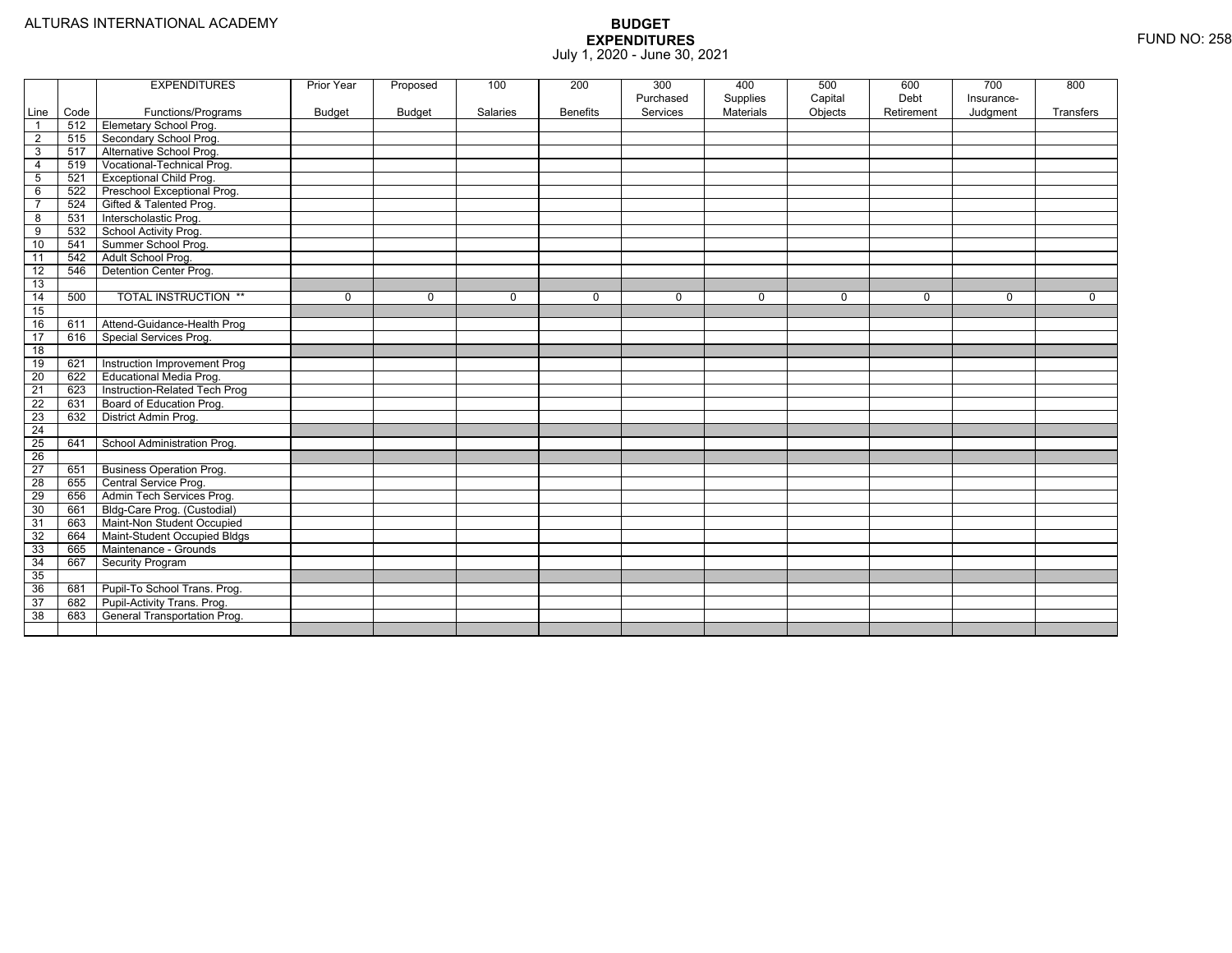ALTURAS INTERNATIONAL ACADEMY

# BUDGET
## EXPENDITURES
July 1, 2020 - June 30, 2021

FUND NO: 258

| Line | Code | EXPENDITURES Functions/Programs | Prior Year Budget | Proposed Budget | 100 Salaries | 200 Benefits | 300 Purchased Services | 400 Supplies Materials | 500 Capital Objects | 600 Debt Retirement | 700 Insurance-Judgment | 800 Transfers |
|---|---|---|---|---|---|---|---|---|---|---|---|---|
| 1 | 512 | Elemetary School Prog. | | | | | | | | | | |
| 2 | 515 | Secondary School Prog. | | | | | | | | | | |
| 3 | 517 | Alternative School Prog. | | | | | | | | | | |
| 4 | 519 | Vocational-Technical Prog. | | | | | | | | | | |
| 5 | 521 | Exceptional Child Prog. | | | | | | | | | | |
| 6 | 522 | Preschool Exceptional Prog. | | | | | | | | | | |
| 7 | 524 | Gifted & Talented Prog. | | | | | | | | | | |
| 8 | 531 | Interscholastic Prog. | | | | | | | | | | |
| 9 | 532 | School Activity Prog. | | | | | | | | | | |
| 10 | 541 | Summer School Prog. | | | | | | | | | | |
| 11 | 542 | Adult School Prog. | | | | | | | | | | |
| 12 | 546 | Detention Center Prog. | | | | | | | | | | |
| 13 | | | | | | | | | | | | |
| 14 | 500 | TOTAL INSTRUCTION ** | 0 | 0 | 0 | 0 | 0 | 0 | 0 | 0 | 0 | 0 |
| 15 | | | | | | | | | | | | |
| 16 | 611 | Attend-Guidance-Health Prog | | | | | | | | | | |
| 17 | 616 | Special Services Prog. | | | | | | | | | | |
| 18 | | | | | | | | | | | | |
| 19 | 621 | Instruction Improvement Prog | | | | | | | | | | |
| 20 | 622 | Educational Media Prog. | | | | | | | | | | |
| 21 | 623 | Instruction-Related Tech Prog | | | | | | | | | | |
| 22 | 631 | Board of Education Prog. | | | | | | | | | | |
| 23 | 632 | District Admin Prog. | | | | | | | | | | |
| 24 | | | | | | | | | | | | |
| 25 | 641 | School Administration Prog. | | | | | | | | | | |
| 26 | | | | | | | | | | | | |
| 27 | 651 | Business Operation Prog. | | | | | | | | | | |
| 28 | 655 | Central Service Prog. | | | | | | | | | | |
| 29 | 656 | Admin Tech Services Prog. | | | | | | | | | | |
| 30 | 661 | Bldg-Care Prog. (Custodial) | | | | | | | | | | |
| 31 | 663 | Maint-Non Student Occupied | | | | | | | | | | |
| 32 | 664 | Maint-Student Occupied Bldgs | | | | | | | | | | |
| 33 | 665 | Maintenance - Grounds | | | | | | | | | | |
| 34 | 667 | Security Program | | | | | | | | | | |
| 35 | | | | | | | | | | | | |
| 36 | 681 | Pupil-To School Trans. Prog. | | | | | | | | | | |
| 37 | 682 | Pupil-Activity Trans. Prog. | | | | | | | | | | |
| 38 | 683 | General Transportation Prog. | | | | | | | | | | |
| | | | | | | | | | | | | |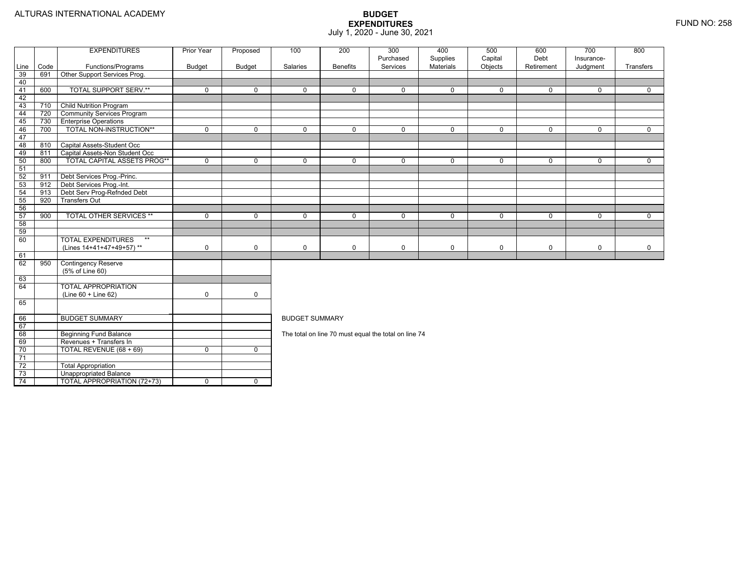ALTURAS INTERNATIONAL ACADEMY

# BUDGET EXPENDITURES

July 1, 2020 - June 30, 2021

FUND NO: 258

| Line | Code | EXPENDITURES Functions/Programs | Prior Year Budget | Proposed Budget | 100 Salaries | 200 Benefits | 300 Purchased Services | 400 Supplies Materials | 500 Capital Objects | 600 Debt Retirement | 700 Insurance-Judgment | 800 Transfers |
|---|---|---|---|---|---|---|---|---|---|---|---|---|
| 39 | 691 | Other Support Services Prog. | | | | | | | | | | |
| 40 | | | | | | | | | | | | |
| 41 | 600 | TOTAL SUPPORT SERV.** | 0 | 0 | 0 | 0 | 0 | 0 | 0 | 0 | 0 | 0 |
| 42 | | | | | | | | | | | | |
| 43 | 710 | Child Nutrition Program | | | | | | | | | | |
| 44 | 720 | Community Services Program | | | | | | | | | | |
| 45 | 730 | Enterprise Operations | | | | | | | | | | |
| 46 | 700 | TOTAL NON-INSTRUCTION** | 0 | 0 | 0 | 0 | 0 | 0 | 0 | 0 | 0 | 0 |
| 47 | | | | | | | | | | | | |
| 48 | 810 | Capital Assets-Student Occ | | | | | | | | | | |
| 49 | 811 | Capital Assets-Non Student Occ | | | | | | | | | | |
| 50 | 800 | TOTAL CAPITAL ASSETS PROG** | 0 | 0 | 0 | 0 | 0 | 0 | 0 | 0 | 0 | 0 |
| 51 | | | | | | | | | | | | |
| 52 | 911 | Debt Services Prog.-Princ. | | | | | | | | | | |
| 53 | 912 | Debt Services Prog.-Int. | | | | | | | | | | |
| 54 | 913 | Debt Serv Prog-Refnded Debt | | | | | | | | | | |
| 55 | 920 | Transfers Out | | | | | | | | | | |
| 56 | | | | | | | | | | | | |
| 57 | 900 | TOTAL OTHER SERVICES ** | 0 | 0 | 0 | 0 | 0 | 0 | 0 | 0 | 0 | 0 |
| 58 | | | | | | | | | | | | |
| 59 | | | | | | | | | | | | |
| 60 | | TOTAL EXPENDITURES ** (Lines 14+41+47+49+57) ** | 0 | 0 | 0 | 0 | 0 | 0 | 0 | 0 | 0 | 0 |
| 61 | | | | | | | | | | | | |
| 62 | 950 | Contingency Reserve (5% of Line 60) | | | | | | | | | | |
| 63 | | | | | | | | | | | | |
| 64 | | TOTAL APPROPRIATION (Line 60 + Line 62) | 0 | 0 | | | | | | | | |
| 65 | | | | | | | | | | | | |

| Line | Code | | Prior Year Budget | Proposed Budget |
|---|---|---|---|---|
| 66 | | BUDGET SUMMARY | | |
| 67 | | | | |
| 68 | | Beginning Fund Balance | | |
| 69 | | Revenues + Transfers In | | |
| 70 | | TOTAL REVENUE (68 + 69) | 0 | 0 |
| 71 | | | | |
| 72 | | Total Appropriation | | |
| 73 | | Unappropriated Balance | | |
| 74 | | TOTAL APPROPRIATION (72+73) | 0 | 0 |

BUDGET SUMMARY

The total on line 70 must equal the total on line 74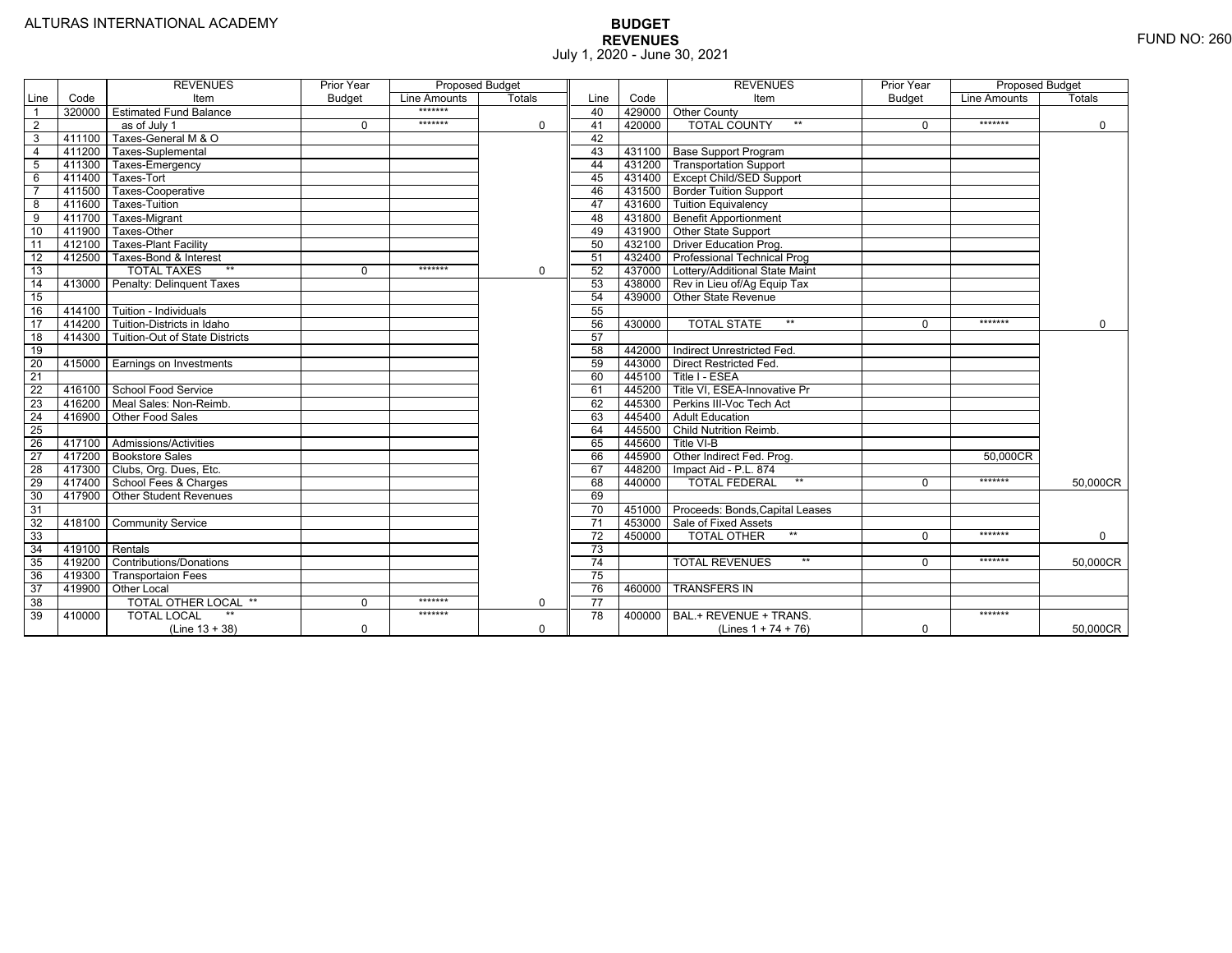ALTURAS INTERNATIONAL ACADEMY

FUND NO: 260

# BUDGET
## REVENUES
July 1, 2020 - June 30, 2021

| Line | Code | REVENUES Item | Prior Year Budget | Proposed Budget Line Amounts | Proposed Budget Totals | Line | Code | REVENUES Item | Prior Year Budget | Proposed Budget Line Amounts | Proposed Budget Totals |
|---|---|---|---|---|---|---|---|---|---|---|---|
| 1 | 320000 | Estimated Fund Balance | | ******* | | 40 | 429000 | Other County | | | |
| 2 | | as of July 1 | 0 | ******* | 0 | 41 | 420000 | TOTAL COUNTY ** | 0 | ******* | 0 |
| 3 | 411100 | Taxes-General M & O | | | | 42 | | | | | |
| 4 | 411200 | Taxes-Suplemental | | | | 43 | 431100 | Base Support Program | | | |
| 5 | 411300 | Taxes-Emergency | | | | 44 | 431200 | Transportation Support | | | |
| 6 | 411400 | Taxes-Tort | | | | 45 | 431400 | Except Child/SED Support | | | |
| 7 | 411500 | Taxes-Cooperative | | | | 46 | 431500 | Border Tuition Support | | | |
| 8 | 411600 | Taxes-Tuition | | | | 47 | 431600 | Tuition Equivalency | | | |
| 9 | 411700 | Taxes-Migrant | | | | 48 | 431800 | Benefit Apportionment | | | |
| 10 | 411900 | Taxes-Other | | | | 49 | 431900 | Other State Support | | | |
| 11 | 412100 | Taxes-Plant Facility | | | | 50 | 432100 | Driver Education Prog. | | | |
| 12 | 412500 | Taxes-Bond & Interest | | | | 51 | 432400 | Professional Technical Prog | | | |
| 13 | | TOTAL TAXES ** | 0 | ******* | 0 | 52 | 437000 | Lottery/Additional State Maint | | | |
| 14 | 413000 | Penalty: Delinquent Taxes | | | | 53 | 438000 | Rev in Lieu of/Ag Equip Tax | | | |
| 15 | | | | | | 54 | 439000 | Other State Revenue | | | |
| 16 | 414100 | Tuition - Individuals | | | | 55 | | | | | |
| 17 | 414200 | Tuition-Districts in Idaho | | | | 56 | 430000 | TOTAL STATE ** | 0 | ******* | 0 |
| 18 | 414300 | Tuition-Out of State Districts | | | | 57 | | | | | |
| 19 | | | | | | 58 | 442000 | Indirect Unrestricted Fed. | | | |
| 20 | 415000 | Earnings on Investments | | | | 59 | 443000 | Direct Restricted Fed. | | | |
| 21 | | | | | | 60 | 445100 | Title I - ESEA | | | |
| 22 | 416100 | School Food Service | | | | 61 | 445200 | Title VI, ESEA-Innovative Pr | | | |
| 23 | 416200 | Meal Sales: Non-Reimb. | | | | 62 | 445300 | Perkins III-Voc Tech Act | | | |
| 24 | 416900 | Other Food Sales | | | | 63 | 445400 | Adult Education | | | |
| 25 | | | | | | 64 | 445500 | Child Nutrition Reimb. | | | |
| 26 | 417100 | Admissions/Activities | | | | 65 | 445600 | Title VI-B | | | |
| 27 | 417200 | Bookstore Sales | | | | 66 | 445900 | Other Indirect Fed. Prog. | | 50,000CR | |
| 28 | 417300 | Clubs, Org. Dues, Etc. | | | | 67 | 448200 | Impact Aid - P.L. 874 | | | |
| 29 | 417400 | School Fees & Charges | | | | 68 | 440000 | TOTAL FEDERAL ** | 0 | ******* | 50,000CR |
| 30 | 417900 | Other Student Revenues | | | | 69 | | | | | |
| 31 | | | | | | 70 | 451000 | Proceeds: Bonds,Capital Leases | | | |
| 32 | 418100 | Community Service | | | | 71 | 453000 | Sale of Fixed Assets | | | |
| 33 | | | | | | 72 | 450000 | TOTAL OTHER ** | 0 | ******* | 0 |
| 34 | 419100 | Rentals | | | | 73 | | | | | |
| 35 | 419200 | Contributions/Donations | | | | 74 | | TOTAL REVENUES ** | 0 | ******* | 50,000CR |
| 36 | 419300 | Transportaion Fees | | | | 75 | | | | | |
| 37 | 419900 | Other Local | | | | 76 | 460000 | TRANSFERS IN | | | |
| 38 | | TOTAL OTHER LOCAL ** | 0 | ******* | 0 | 77 | | | | | |
| 39 | 410000 | TOTAL LOCAL ** (Line 13 + 38) | 0 | ******* | 0 | 78 | 400000 | BAL.+ REVENUE + TRANS. (Lines 1 + 74 + 76) | 0 | ******* | 50,000CR |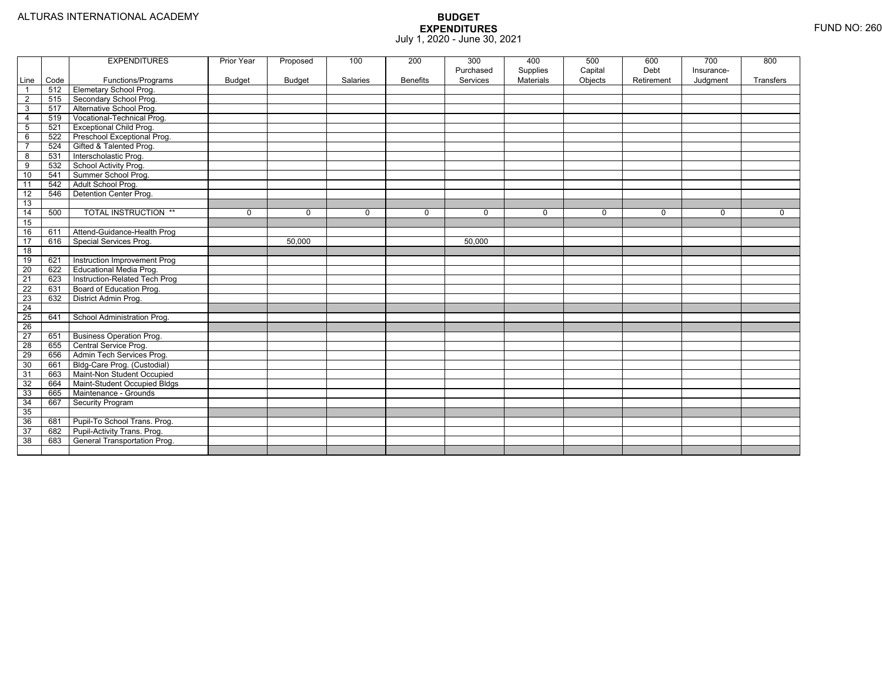ALTURAS INTERNATIONAL ACADEMY

# BUDGET
## EXPENDITURES
July 1, 2020 - June 30, 2021

FUND NO: 260

| Line | Code | EXPENDITURES Functions/Programs | Prior Year Budget | Proposed Budget | 100 Salaries | 200 Benefits | 300 Purchased Services | 400 Supplies Materials | 500 Capital Objects | 600 Debt Retirement | 700 Insurance-Judgment | 800 Transfers |
|---|---|---|---|---|---|---|---|---|---|---|---|---|
| 1 | 512 | Elemetary School Prog. | | | | | | | | | | |
| 2 | 515 | Secondary School Prog. | | | | | | | | | | |
| 3 | 517 | Alternative School Prog. | | | | | | | | | | |
| 4 | 519 | Vocational-Technical Prog. | | | | | | | | | | |
| 5 | 521 | Exceptional Child Prog. | | | | | | | | | | |
| 6 | 522 | Preschool Exceptional Prog. | | | | | | | | | | |
| 7 | 524 | Gifted & Talented Prog. | | | | | | | | | | |
| 8 | 531 | Interscholastic Prog. | | | | | | | | | | |
| 9 | 532 | School Activity Prog. | | | | | | | | | | |
| 10 | 541 | Summer School Prog. | | | | | | | | | | |
| 11 | 542 | Adult School Prog. | | | | | | | | | | |
| 12 | 546 | Detention Center Prog. | | | | | | | | | | |
| 13 | | | | | | | | | | | | |
| 14 | 500 | TOTAL INSTRUCTION ** | 0 | 0 | 0 | 0 | 0 | 0 | 0 | 0 | 0 | 0 |
| 15 | | | | | | | | | | | | |
| 16 | 611 | Attend-Guidance-Health Prog | | | | | | | | | | |
| 17 | 616 | Special Services Prog. | | 50,000 | | | 50,000 | | | | | |
| 18 | | | | | | | | | | | | |
| 19 | 621 | Instruction Improvement Prog | | | | | | | | | | |
| 20 | 622 | Educational Media Prog. | | | | | | | | | | |
| 21 | 623 | Instruction-Related Tech Prog | | | | | | | | | | |
| 22 | 631 | Board of Education Prog. | | | | | | | | | | |
| 23 | 632 | District Admin Prog. | | | | | | | | | | |
| 24 | | | | | | | | | | | | |
| 25 | 641 | School Administration Prog. | | | | | | | | | | |
| 26 | | | | | | | | | | | | |
| 27 | 651 | Business Operation Prog. | | | | | | | | | | |
| 28 | 655 | Central Service Prog. | | | | | | | | | | |
| 29 | 656 | Admin Tech Services Prog. | | | | | | | | | | |
| 30 | 661 | Bldg-Care Prog. (Custodial) | | | | | | | | | | |
| 31 | 663 | Maint-Non Student Occupied | | | | | | | | | | |
| 32 | 664 | Maint-Student Occupied Bldgs | | | | | | | | | | |
| 33 | 665 | Maintenance - Grounds | | | | | | | | | | |
| 34 | 667 | Security Program | | | | | | | | | | |
| 35 | | | | | | | | | | | | |
| 36 | 681 | Pupil-To School Trans. Prog. | | | | | | | | | | |
| 37 | 682 | Pupil-Activity Trans. Prog. | | | | | | | | | | |
| 38 | 683 | General Transportation Prog. | | | | | | | | | | |
| | | | | | | | | | | | | |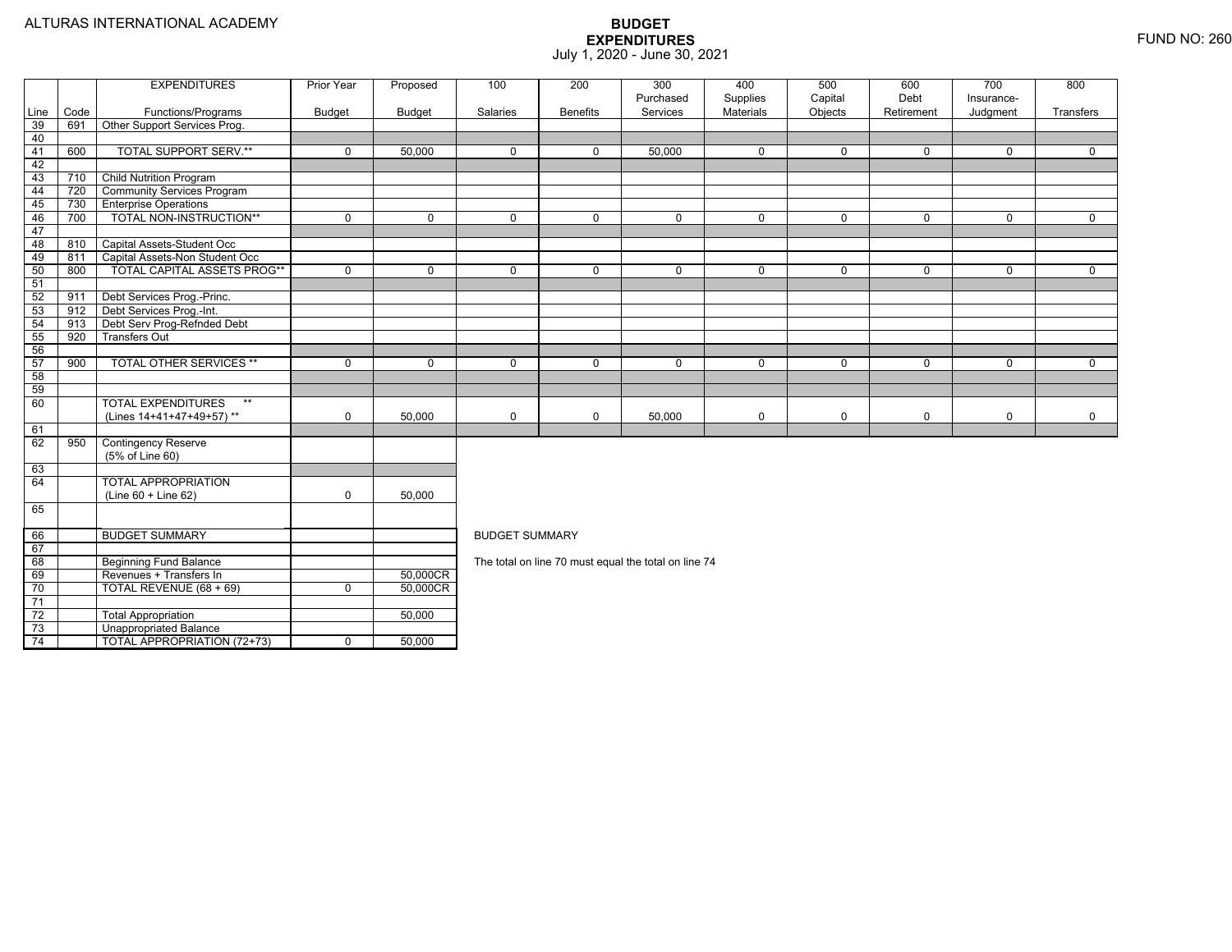ALTURAS INTERNATIONAL ACADEMY

# BUDGET
## EXPENDITURES
July 1, 2020 - June 30, 2021

FUND NO: 260

| Line | Code | EXPENDITURES Functions/Programs | Prior Year Budget | Proposed Budget | 100 Salaries | 200 Benefits | 300 Purchased Services | 400 Supplies Materials | 500 Capital Objects | 600 Debt Retirement | 700 Insurance-Judgment | 800 Transfers |
|---|---|---|---|---|---|---|---|---|---|---|---|---|
| 39 | 691 | Other Support Services Prog. | | | | | | | | | | |
| 40 | | | | | | | | | | | | |
| 41 | 600 | TOTAL SUPPORT SERV.** | 0 | 50,000 | 0 | 0 | 50,000 | 0 | 0 | 0 | 0 | 0 |
| 42 | | | | | | | | | | | | |
| 43 | 710 | Child Nutrition Program | | | | | | | | | | |
| 44 | 720 | Community Services Program | | | | | | | | | | |
| 45 | 730 | Enterprise Operations | | | | | | | | | | |
| 46 | 700 | TOTAL NON-INSTRUCTION** | 0 | 0 | 0 | 0 | 0 | 0 | 0 | 0 | 0 | 0 |
| 47 | | | | | | | | | | | | |
| 48 | 810 | Capital Assets-Student Occ | | | | | | | | | | |
| 49 | 811 | Capital Assets-Non Student Occ | | | | | | | | | | |
| 50 | 800 | TOTAL CAPITAL ASSETS PROG** | 0 | 0 | 0 | 0 | 0 | 0 | 0 | 0 | 0 | 0 |
| 51 | | | | | | | | | | | | |
| 52 | 911 | Debt Services Prog.-Princ. | | | | | | | | | | |
| 53 | 912 | Debt Services Prog.-Int. | | | | | | | | | | |
| 54 | 913 | Debt Serv Prog-Refnded Debt | | | | | | | | | | |
| 55 | 920 | Transfers Out | | | | | | | | | | |
| 56 | | | | | | | | | | | | |
| 57 | 900 | TOTAL OTHER SERVICES ** | 0 | 0 | 0 | 0 | 0 | 0 | 0 | 0 | 0 | 0 |
| 58 | | | | | | | | | | | | |
| 59 | | | | | | | | | | | | |
| 60 | | TOTAL EXPENDITURES ** (Lines 14+41+47+49+57) ** | 0 | 50,000 | 0 | 0 | 50,000 | 0 | 0 | 0 | 0 | 0 |
| 61 | | | | | | | | | | | | |
| 62 | 950 | Contingency Reserve (5% of Line 60) | | | | | | | | | | |
| 63 | | | | | | | | | | | | |
| 64 | | TOTAL APPROPRIATION (Line 60 + Line 62) | 0 | 50,000 | | | | | | | | |
| 65 | | | | | | | | | | | | |

| Line | | BUDGET SUMMARY | Prior Year Budget | Proposed Budget |
|---|---|---|---|---|
| 66 | | BUDGET SUMMARY | | |
| 67 | | | | |
| 68 | | Beginning Fund Balance | | |
| 69 | | Revenues + Transfers In | | 50,000CR |
| 70 | | TOTAL REVENUE (68 + 69) | 0 | 50,000CR |
| 71 | | | | |
| 72 | | Total Appropriation | | 50,000 |
| 73 | | Unappropriated Balance | | |
| 74 | | TOTAL APPROPRIATION (72+73) | 0 | 50,000 |

BUDGET SUMMARY

The total on line 70 must equal the total on line 74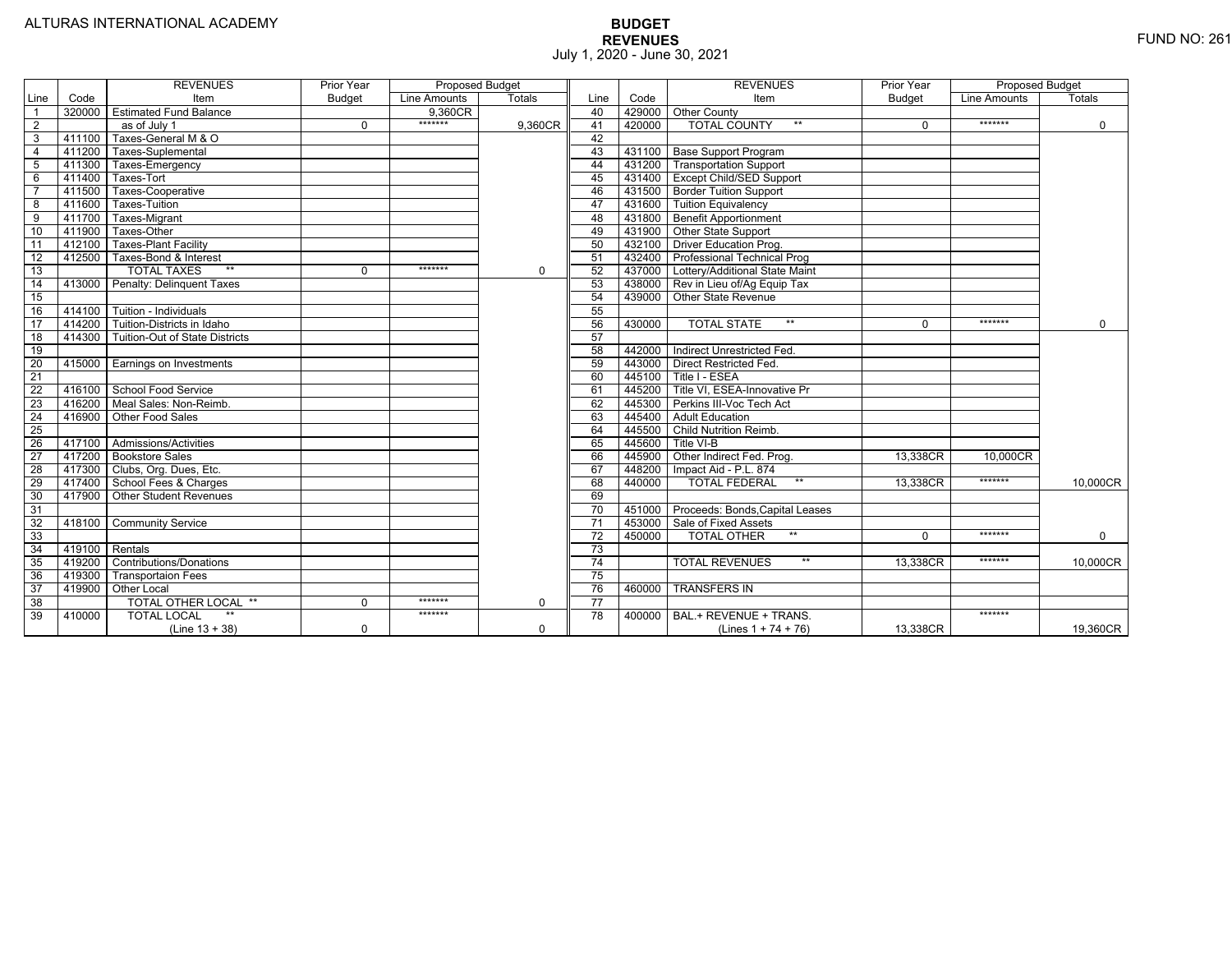ALTURAS INTERNATIONAL ACADEMY

# BUDGET
## REVENUES
July 1, 2020 - June 30, 2021

FUND NO: 261

| Line | Code | REVENUES Item | Prior Year Budget | Proposed Budget Line Amounts | Proposed Budget Totals | Line | Code | REVENUES Item | Prior Year Budget | Proposed Budget Line Amounts | Proposed Budget Totals |
|---|---|---|---|---|---|---|---|---|---|---|---|
| 1 | 320000 | Estimated Fund Balance | | 9,360CR | | 40 | 429000 | Other County | | | |
| 2 | | as of July 1 | 0 | ******* | 9,360CR | 41 | 420000 | TOTAL COUNTY ** | 0 | ******* | 0 |
| 3 | 411100 | Taxes-General M & O | | | | 42 | | | | | |
| 4 | 411200 | Taxes-Suplemental | | | | 43 | 431100 | Base Support Program | | | |
| 5 | 411300 | Taxes-Emergency | | | | 44 | 431200 | Transportation Support | | | |
| 6 | 411400 | Taxes-Tort | | | | 45 | 431400 | Except Child/SED Support | | | |
| 7 | 411500 | Taxes-Cooperative | | | | 46 | 431500 | Border Tuition Support | | | |
| 8 | 411600 | Taxes-Tuition | | | | 47 | 431600 | Tuition Equivalency | | | |
| 9 | 411700 | Taxes-Migrant | | | | 48 | 431800 | Benefit Apportionment | | | |
| 10 | 411900 | Taxes-Other | | | | 49 | 431900 | Other State Support | | | |
| 11 | 412100 | Taxes-Plant Facility | | | | 50 | 432100 | Driver Education Prog. | | | |
| 12 | 412500 | Taxes-Bond & Interest | | | | 51 | 432400 | Professional Technical Prog | | | |
| 13 | | TOTAL TAXES ** | 0 | ******* | 0 | 52 | 437000 | Lottery/Additional State Maint | | | |
| 14 | 413000 | Penalty: Delinquent Taxes | | | | 53 | 438000 | Rev in Lieu of/Ag Equip Tax | | | |
| 15 | | | | | | 54 | 439000 | Other State Revenue | | | |
| 16 | 414100 | Tuition - Individuals | | | | 55 | | | | | |
| 17 | 414200 | Tuition-Districts in Idaho | | | | 56 | 430000 | TOTAL STATE ** | 0 | ******* | 0 |
| 18 | 414300 | Tuition-Out of State Districts | | | | 57 | | | | | |
| 19 | | | | | | 58 | 442000 | Indirect Unrestricted Fed. | | | |
| 20 | 415000 | Earnings on Investments | | | | 59 | 443000 | Direct Restricted Fed. | | | |
| 21 | | | | | | 60 | 445100 | Title I - ESEA | | | |
| 22 | 416100 | School Food Service | | | | 61 | 445200 | Title VI, ESEA-Innovative Pr | | | |
| 23 | 416200 | Meal Sales: Non-Reimb. | | | | 62 | 445300 | Perkins III-Voc Tech Act | | | |
| 24 | 416900 | Other Food Sales | | | | 63 | 445400 | Adult Education | | | |
| 25 | | | | | | 64 | 445500 | Child Nutrition Reimb. | | | |
| 26 | 417100 | Admissions/Activities | | | | 65 | 445600 | Title VI-B | | | |
| 27 | 417200 | Bookstore Sales | | | | 66 | 445900 | Other Indirect Fed. Prog. | 13,338CR | 10,000CR | |
| 28 | 417300 | Clubs, Org. Dues, Etc. | | | | 67 | 448200 | Impact Aid - P.L. 874 | | | |
| 29 | 417400 | School Fees & Charges | | | | 68 | 440000 | TOTAL FEDERAL ** | 13,338CR | ******* | 10,000CR |
| 30 | 417900 | Other Student Revenues | | | | 69 | | | | | |
| 31 | | | | | | 70 | 451000 | Proceeds: Bonds,Capital Leases | | | |
| 32 | 418100 | Community Service | | | | 71 | 453000 | Sale of Fixed Assets | | | |
| 33 | | | | | | 72 | 450000 | TOTAL OTHER ** | 0 | ******* | 0 |
| 34 | 419100 | Rentals | | | | 73 | | | | | |
| 35 | 419200 | Contributions/Donations | | | | 74 | | TOTAL REVENUES ** | 13,338CR | ******* | 10,000CR |
| 36 | 419300 | Transportaion Fees | | | | 75 | | | | | |
| 37 | 419900 | Other Local | | | | 76 | 460000 | TRANSFERS IN | | | |
| 38 | | TOTAL OTHER LOCAL ** | 0 | ******* | 0 | 77 | | | | | |
| 39 | 410000 | TOTAL LOCAL ** (Line 13 + 38) | 0 | ******* | 0 | 78 | 400000 | BAL.+ REVENUE + TRANS. (Lines 1 + 74 + 76) | 13,338CR | ******* | 19,360CR |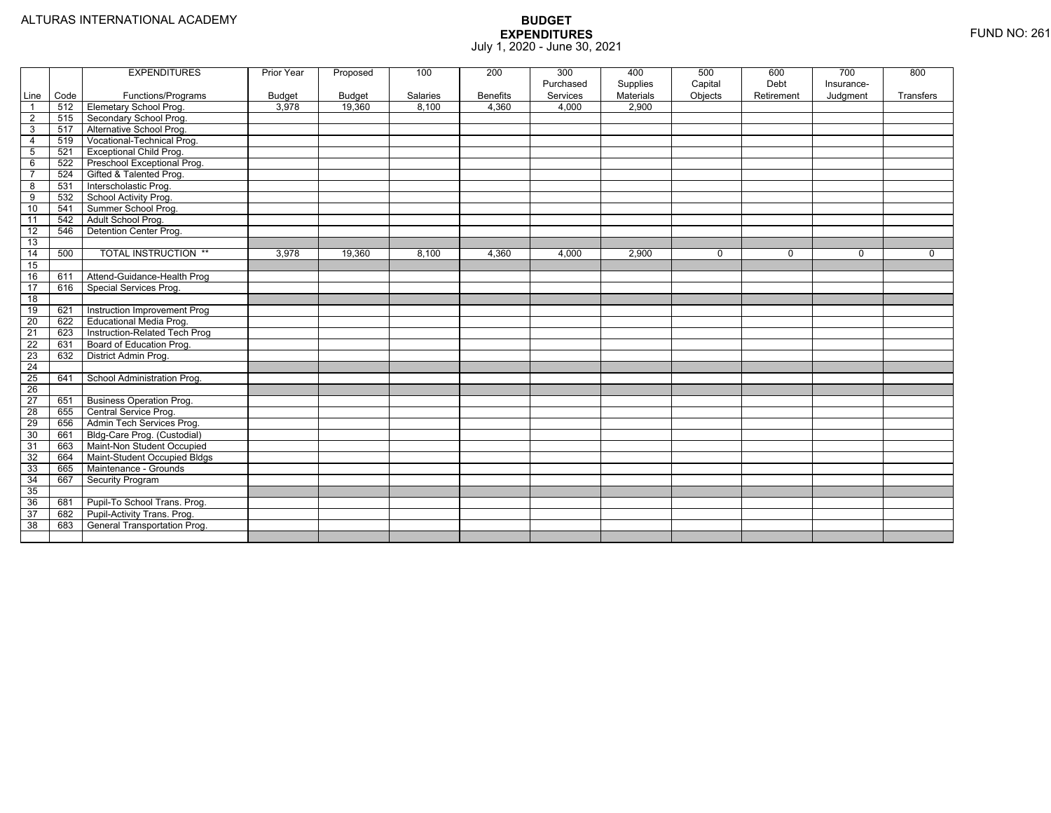ALTURAS INTERNATIONAL ACADEMY

# BUDGET
## EXPENDITURES
July 1, 2020 - June 30, 2021

FUND NO: 261

| Line | Code | EXPENDITURES Functions/Programs | Prior Year Budget | Proposed Budget | 100 Salaries | 200 Benefits | 300 Purchased Services | 400 Supplies Materials | 500 Capital Objects | 600 Debt Retirement | 700 Insurance-Judgment | 800 Transfers |
|---|---|---|---|---|---|---|---|---|---|---|---|---|
| 1 | 512 | Elemetary School Prog. | 3,978 | 19,360 | 8,100 | 4,360 | 4,000 | 2,900 | | | | |
| 2 | 515 | Secondary School Prog. | | | | | | | | | | |
| 3 | 517 | Alternative School Prog. | | | | | | | | | | |
| 4 | 519 | Vocational-Technical Prog. | | | | | | | | | | |
| 5 | 521 | Exceptional Child Prog. | | | | | | | | | | |
| 6 | 522 | Preschool Exceptional Prog. | | | | | | | | | | |
| 7 | 524 | Gifted & Talented Prog. | | | | | | | | | | |
| 8 | 531 | Interscholastic Prog. | | | | | | | | | | |
| 9 | 532 | School Activity Prog. | | | | | | | | | | |
| 10 | 541 | Summer School Prog. | | | | | | | | | | |
| 11 | 542 | Adult School Prog. | | | | | | | | | | |
| 12 | 546 | Detention Center Prog. | | | | | | | | | | |
| 13 | | | | | | | | | | | | |
| 14 | 500 | TOTAL INSTRUCTION ** | 3,978 | 19,360 | 8,100 | 4,360 | 4,000 | 2,900 | 0 | 0 | 0 | 0 |
| 15 | | | | | | | | | | | | |
| 16 | 611 | Attend-Guidance-Health Prog | | | | | | | | | | |
| 17 | 616 | Special Services Prog. | | | | | | | | | | |
| 18 | | | | | | | | | | | | |
| 19 | 621 | Instruction Improvement Prog | | | | | | | | | | |
| 20 | 622 | Educational Media Prog. | | | | | | | | | | |
| 21 | 623 | Instruction-Related Tech Prog | | | | | | | | | | |
| 22 | 631 | Board of Education Prog. | | | | | | | | | | |
| 23 | 632 | District Admin Prog. | | | | | | | | | | |
| 24 | | | | | | | | | | | | |
| 25 | 641 | School Administration Prog. | | | | | | | | | | |
| 26 | | | | | | | | | | | | |
| 27 | 651 | Business Operation Prog. | | | | | | | | | | |
| 28 | 655 | Central Service Prog. | | | | | | | | | | |
| 29 | 656 | Admin Tech Services Prog. | | | | | | | | | | |
| 30 | 661 | Bldg-Care Prog. (Custodial) | | | | | | | | | | |
| 31 | 663 | Maint-Non Student Occupied | | | | | | | | | | |
| 32 | 664 | Maint-Student Occupied Bldgs | | | | | | | | | | |
| 33 | 665 | Maintenance - Grounds | | | | | | | | | | |
| 34 | 667 | Security Program | | | | | | | | | | |
| 35 | | | | | | | | | | | | |
| 36 | 681 | Pupil-To School Trans. Prog. | | | | | | | | | | |
| 37 | 682 | Pupil-Activity Trans. Prog. | | | | | | | | | | |
| 38 | 683 | General Transportation Prog. | | | | | | | | | | |
| | | | | | | | | | | | | |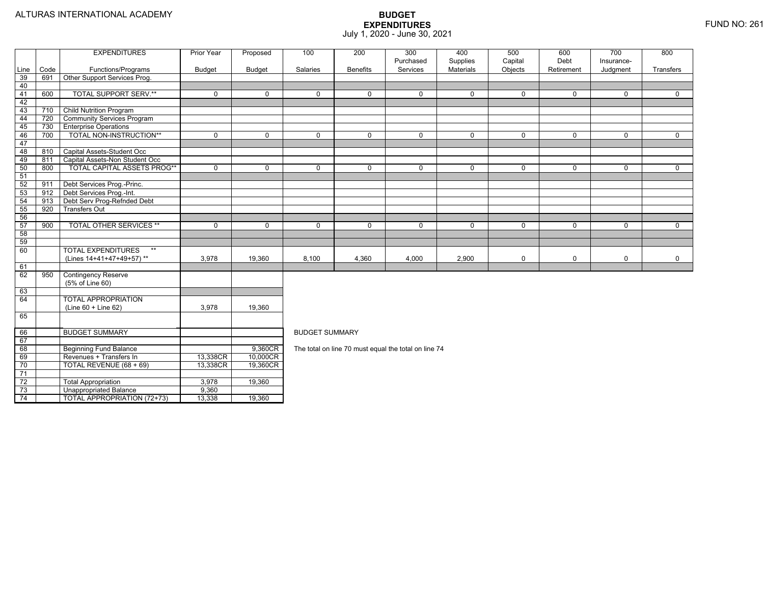ALTURAS INTERNATIONAL ACADEMY

# BUDGET EXPENDITURES

July 1, 2020 - June 30, 2021

FUND NO: 261

| Line | Code | EXPENDITURES Functions/Programs | Prior Year Budget | Proposed Budget | 100 Salaries | 200 Benefits | 300 Purchased Services | 400 Supplies Materials | 500 Capital Objects | 600 Debt Retirement | 700 Insurance-Judgment | 800 Transfers |
|---|---|---|---|---|---|---|---|---|---|---|---|---|
| 39 | 691 | Other Support Services Prog. | | | | | | | | | | |
| 40 | | | | | | | | | | | | |
| 41 | 600 | TOTAL SUPPORT SERV.** | 0 | 0 | 0 | 0 | 0 | 0 | 0 | 0 | 0 | 0 |
| 42 | | | | | | | | | | | | |
| 43 | 710 | Child Nutrition Program | | | | | | | | | | |
| 44 | 720 | Community Services Program | | | | | | | | | | |
| 45 | 730 | Enterprise Operations | | | | | | | | | | |
| 46 | 700 | TOTAL NON-INSTRUCTION** | 0 | 0 | 0 | 0 | 0 | 0 | 0 | 0 | 0 | 0 |
| 47 | | | | | | | | | | | | |
| 48 | 810 | Capital Assets-Student Occ | | | | | | | | | | |
| 49 | 811 | Capital Assets-Non Student Occ | | | | | | | | | | |
| 50 | 800 | TOTAL CAPITAL ASSETS PROG** | 0 | 0 | 0 | 0 | 0 | 0 | 0 | 0 | 0 | 0 |
| 51 | | | | | | | | | | | | |
| 52 | 911 | Debt Services Prog.-Princ. | | | | | | | | | | |
| 53 | 912 | Debt Services Prog.-Int. | | | | | | | | | | |
| 54 | 913 | Debt Serv Prog-Refnded Debt | | | | | | | | | | |
| 55 | 920 | Transfers Out | | | | | | | | | | |
| 56 | | | | | | | | | | | | |
| 57 | 900 | TOTAL OTHER SERVICES ** | 0 | 0 | 0 | 0 | 0 | 0 | 0 | 0 | 0 | 0 |
| 58 | | | | | | | | | | | | |
| 59 | | | | | | | | | | | | |
| 60 | | TOTAL EXPENDITURES ** (Lines 14+41+47+49+57) ** | 3,978 | 19,360 | 8,100 | 4,360 | 4,000 | 2,900 | 0 | 0 | 0 | 0 |
| 61 | | | | | | | | | | | | |
| 62 | 950 | Contingency Reserve (5% of Line 60) | | | | | | | | | | |
| 63 | | | | | | | | | | | | |
| 64 | | TOTAL APPROPRIATION (Line 60 + Line 62) | 3,978 | 19,360 | | | | | | | | |
| 65 | | | | | | | | | | | | |

| Line | Code | BUDGET SUMMARY | Prior Year Budget | Proposed Budget |
|---|---|---|---|---|
| 66 | | BUDGET SUMMARY | | |
| 67 | | | | |
| 68 | | Beginning Fund Balance | | 9,360CR |
| 69 | | Revenues + Transfers In | 13,338CR | 10,000CR |
| 70 | | TOTAL REVENUE (68 + 69) | 13,338CR | 19,360CR |
| 71 | | | | |
| 72 | | Total Appropriation | 3,978 | 19,360 |
| 73 | | Unappropriated Balance | 9,360 | |
| 74 | | TOTAL APPROPRIATION (72+73) | 13,338 | 19,360 |

BUDGET SUMMARY

The total on line 70 must equal the total on line 74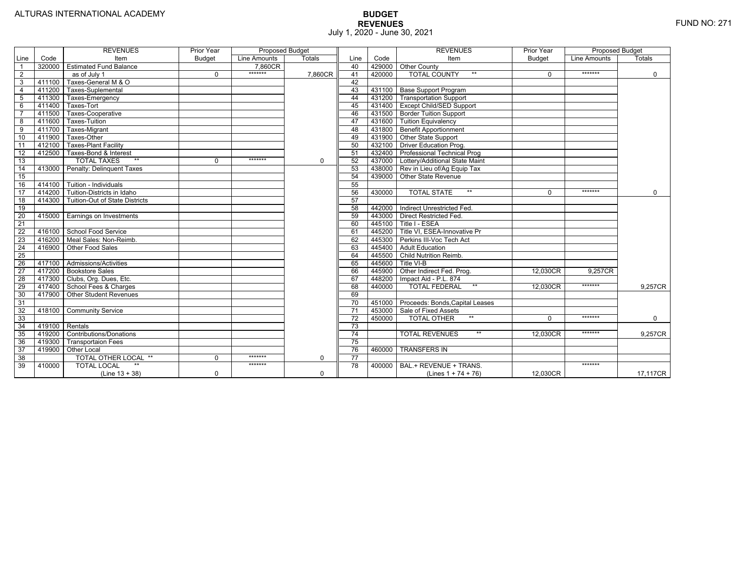ALTURAS INTERNATIONAL ACADEMY

# BUDGET
## REVENUES
July 1, 2020 - June 30, 2021

FUND NO: 271

| Line | Code | REVENUES Item | Prior Year Budget | Proposed Budget Line Amounts | Proposed Budget Totals |
|---|---|---|---|---|---|
| 1 | 320000 | Estimated Fund Balance | | 7,860CR | |
| 2 | | as of July 1 | 0 | ******* | 7,860CR |
| 3 | 411100 | Taxes-General M & O | | | |
| 4 | 411200 | Taxes-Suplemental | | | |
| 5 | 411300 | Taxes-Emergency | | | |
| 6 | 411400 | Taxes-Tort | | | |
| 7 | 411500 | Taxes-Cooperative | | | |
| 8 | 411600 | Taxes-Tuition | | | |
| 9 | 411700 | Taxes-Migrant | | | |
| 10 | 411900 | Taxes-Other | | | |
| 11 | 412100 | Taxes-Plant Facility | | | |
| 12 | 412500 | Taxes-Bond & Interest | | | |
| 13 | | TOTAL TAXES ** | 0 | ******* | 0 |
| 14 | 413000 | Penalty: Delinquent Taxes | | | |
| 15 | | | | | |
| 16 | 414100 | Tuition - Individuals | | | |
| 17 | 414200 | Tuition-Districts in Idaho | | | |
| 18 | 414300 | Tuition-Out of State Districts | | | |
| 19 | | | | | |
| 20 | 415000 | Earnings on Investments | | | |
| 21 | | | | | |
| 22 | 416100 | School Food Service | | | |
| 23 | 416200 | Meal Sales: Non-Reimb. | | | |
| 24 | 416900 | Other Food Sales | | | |
| 25 | | | | | |
| 26 | 417100 | Admissions/Activities | | | |
| 27 | 417200 | Bookstore Sales | | | |
| 28 | 417300 | Clubs, Org. Dues, Etc. | | | |
| 29 | 417400 | School Fees & Charges | | | |
| 30 | 417900 | Other Student Revenues | | | |
| 31 | | | | | |
| 32 | 418100 | Community Service | | | |
| 33 | | | | | |
| 34 | 419100 | Rentals | | | |
| 35 | 419200 | Contributions/Donations | | | |
| 36 | 419300 | Transportaion Fees | | | |
| 37 | 419900 | Other Local | | | |
| 38 | | TOTAL OTHER LOCAL ** | 0 | ******* | 0 |
| 39 | 410000 | TOTAL LOCAL ** (Line 13 + 38) | 0 | ******* | 0 |
| 40 | 429000 | Other County | | | |
| 41 | 420000 | TOTAL COUNTY ** | 0 | ******* | 0 |
| 42 | | | | | |
| 43 | 431100 | Base Support Program | | | |
| 44 | 431200 | Transportation Support | | | |
| 45 | 431400 | Except Child/SED Support | | | |
| 46 | 431500 | Border Tuition Support | | | |
| 47 | 431600 | Tuition Equivalency | | | |
| 48 | 431800 | Benefit Apportionment | | | |
| 49 | 431900 | Other State Support | | | |
| 50 | 432100 | Driver Education Prog. | | | |
| 51 | 432400 | Professional Technical Prog | | | |
| 52 | 437000 | Lottery/Additional State Maint | | | |
| 53 | 438000 | Rev in Lieu of/Ag Equip Tax | | | |
| 54 | 439000 | Other State Revenue | | | |
| 55 | | | | | |
| 56 | 430000 | TOTAL STATE ** | 0 | ******* | 0 |
| 57 | | | | | |
| 58 | 442000 | Indirect Unrestricted Fed. | | | |
| 59 | 443000 | Direct Restricted Fed. | | | |
| 60 | 445100 | Title I - ESEA | | | |
| 61 | 445200 | Title VI, ESEA-Innovative Pr | | | |
| 62 | 445300 | Perkins III-Voc Tech Act | | | |
| 63 | 445400 | Adult Education | | | |
| 64 | 445500 | Child Nutrition Reimb. | | | |
| 65 | 445600 | Title VI-B | | | |
| 66 | 445900 | Other Indirect Fed. Prog. | 12,030CR | 9,257CR | |
| 67 | 448200 | Impact Aid - P.L. 874 | | | |
| 68 | 440000 | TOTAL FEDERAL ** | 12,030CR | ******* | 9,257CR |
| 69 | | | | | |
| 70 | 451000 | Proceeds: Bonds,Capital Leases | | | |
| 71 | 453000 | Sale of Fixed Assets | | | |
| 72 | 450000 | TOTAL OTHER ** | 0 | ******* | 0 |
| 73 | | | | | |
| 74 | | TOTAL REVENUES ** | 12,030CR | ******* | 9,257CR |
| 75 | | | | | |
| 76 | 460000 | TRANSFERS IN | | | |
| 77 | | | | | |
| 78 | 400000 | BAL.+ REVENUE + TRANS. (Lines 1 + 74 + 76) | 12,030CR | ******* | 17,117CR |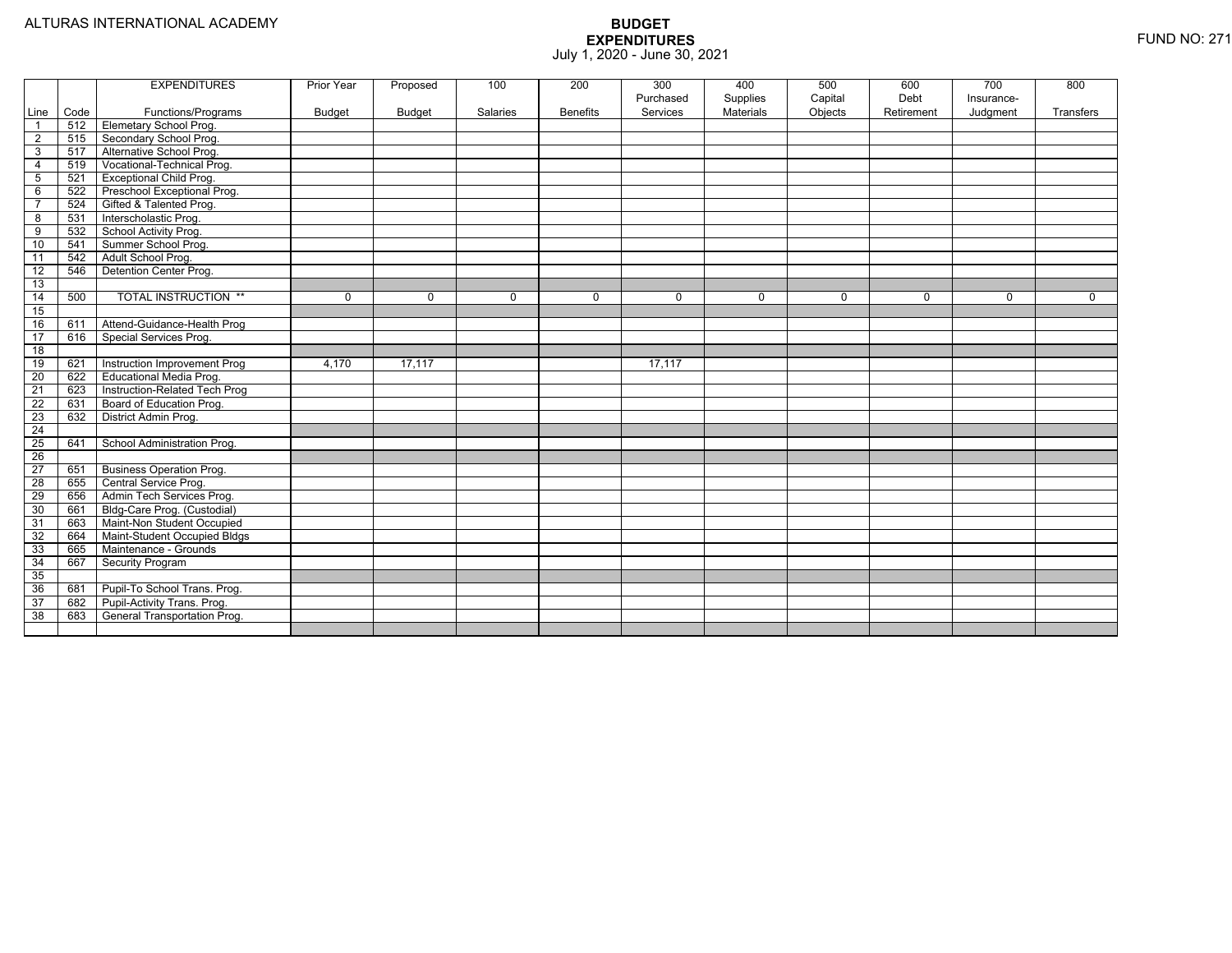ALTURAS INTERNATIONAL ACADEMY

# BUDGET
## EXPENDITURES
July 1, 2020 - June 30, 2021

FUND NO: 271

| Line | Code | EXPENDITURES Functions/Programs | Prior Year Budget | Proposed Budget | 100 Salaries | 200 Benefits | 300 Purchased Services | 400 Supplies Materials | 500 Capital Objects | 600 Debt Retirement | 700 Insurance-Judgment | 800 Transfers |
|---|---|---|---|---|---|---|---|---|---|---|---|---|
| 1 | 512 | Elemetary School Prog. | | | | | | | | | | |
| 2 | 515 | Secondary School Prog. | | | | | | | | | | |
| 3 | 517 | Alternative School Prog. | | | | | | | | | | |
| 4 | 519 | Vocational-Technical Prog. | | | | | | | | | | |
| 5 | 521 | Exceptional Child Prog. | | | | | | | | | | |
| 6 | 522 | Preschool Exceptional Prog. | | | | | | | | | | |
| 7 | 524 | Gifted & Talented Prog. | | | | | | | | | | |
| 8 | 531 | Interscholastic Prog. | | | | | | | | | | |
| 9 | 532 | School Activity Prog. | | | | | | | | | | |
| 10 | 541 | Summer School Prog. | | | | | | | | | | |
| 11 | 542 | Adult School Prog. | | | | | | | | | | |
| 12 | 546 | Detention Center Prog. | | | | | | | | | | |
| 13 | | | | | | | | | | | | |
| 14 | 500 | TOTAL INSTRUCTION ** | 0 | 0 | 0 | 0 | 0 | 0 | 0 | 0 | 0 | 0 |
| 15 | | | | | | | | | | | | |
| 16 | 611 | Attend-Guidance-Health Prog | | | | | | | | | | |
| 17 | 616 | Special Services Prog. | | | | | | | | | | |
| 18 | | | | | | | | | | | | |
| 19 | 621 | Instruction Improvement Prog | 4,170 | 17,117 | | | 17,117 | | | | | |
| 20 | 622 | Educational Media Prog. | | | | | | | | | | |
| 21 | 623 | Instruction-Related Tech Prog | | | | | | | | | | |
| 22 | 631 | Board of Education Prog. | | | | | | | | | | |
| 23 | 632 | District Admin Prog. | | | | | | | | | | |
| 24 | | | | | | | | | | | | |
| 25 | 641 | School Administration Prog. | | | | | | | | | | |
| 26 | | | | | | | | | | | | |
| 27 | 651 | Business Operation Prog. | | | | | | | | | | |
| 28 | 655 | Central Service Prog. | | | | | | | | | | |
| 29 | 656 | Admin Tech Services Prog. | | | | | | | | | | |
| 30 | 661 | Bldg-Care Prog. (Custodial) | | | | | | | | | | |
| 31 | 663 | Maint-Non Student Occupied | | | | | | | | | | |
| 32 | 664 | Maint-Student Occupied Bldgs | | | | | | | | | | |
| 33 | 665 | Maintenance - Grounds | | | | | | | | | | |
| 34 | 667 | Security Program | | | | | | | | | | |
| 35 | | | | | | | | | | | | |
| 36 | 681 | Pupil-To School Trans. Prog. | | | | | | | | | | |
| 37 | 682 | Pupil-Activity Trans. Prog. | | | | | | | | | | |
| 38 | 683 | General Transportation Prog. | | | | | | | | | | |
| | | | | | | | | | | | | |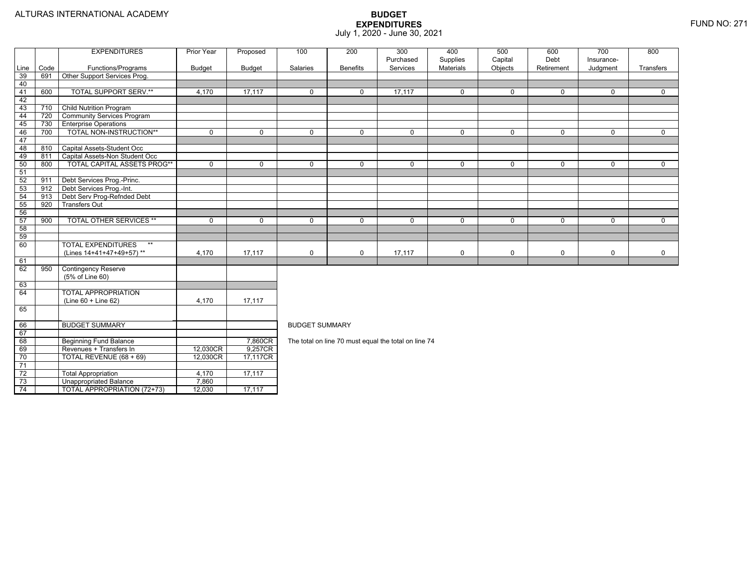ALTURAS INTERNATIONAL ACADEMY

# BUDGET
## EXPENDITURES
July 1, 2020 - June 30, 2021

FUND NO: 271

| Line | Code | EXPENDITURES Functions/Programs | Prior Year Budget | Proposed Budget | 100 Salaries | 200 Benefits | 300 Purchased Services | 400 Supplies Materials | 500 Capital Objects | 600 Debt Retirement | 700 Insurance-Judgment | 800 Transfers |
|---|---|---|---|---|---|---|---|---|---|---|---|---|
| 39 | 691 | Other Support Services Prog. | | | | | | | | | | |
| 40 | | | | | | | | | | | | |
| 41 | 600 | TOTAL SUPPORT SERV.** | 4,170 | 17,117 | 0 | 0 | 17,117 | 0 | 0 | 0 | 0 | 0 |
| 42 | | | | | | | | | | | | |
| 43 | 710 | Child Nutrition Program | | | | | | | | | | |
| 44 | 720 | Community Services Program | | | | | | | | | | |
| 45 | 730 | Enterprise Operations | | | | | | | | | | |
| 46 | 700 | TOTAL NON-INSTRUCTION** | 0 | 0 | 0 | 0 | 0 | 0 | 0 | 0 | 0 | 0 |
| 47 | | | | | | | | | | | | |
| 48 | 810 | Capital Assets-Student Occ | | | | | | | | | | |
| 49 | 811 | Capital Assets-Non Student Occ | | | | | | | | | | |
| 50 | 800 | TOTAL CAPITAL ASSETS PROG** | 0 | 0 | 0 | 0 | 0 | 0 | 0 | 0 | 0 | 0 |
| 51 | | | | | | | | | | | | |
| 52 | 911 | Debt Services Prog.-Princ. | | | | | | | | | | |
| 53 | 912 | Debt Services Prog.-Int. | | | | | | | | | | |
| 54 | 913 | Debt Serv Prog-Refnded Debt | | | | | | | | | | |
| 55 | 920 | Transfers Out | | | | | | | | | | |
| 56 | | | | | | | | | | | | |
| 57 | 900 | TOTAL OTHER SERVICES ** | 0 | 0 | 0 | 0 | 0 | 0 | 0 | 0 | 0 | 0 |
| 58 | | | | | | | | | | | | |
| 59 | | | | | | | | | | | | |
| 60 | | TOTAL EXPENDITURES ** (Lines 14+41+47+49+57) ** | 4,170 | 17,117 | 0 | 0 | 17,117 | 0 | 0 | 0 | 0 | 0 |
| 61 | | | | | | | | | | | | |
| 62 | 950 | Contingency Reserve (5% of Line 60) | | | | | | | | | | |
| 63 | | | | | | | | | | | | |
| 64 | | TOTAL APPROPRIATION (Line 60 + Line 62) | 4,170 | 17,117 | | | | | | | | |
| 65 | | | | | | | | | | | | |

| Line | | BUDGET SUMMARY | Prior Year | Proposed |
|---|---|---|---|---|
| 66 | | BUDGET SUMMARY | | |
| 67 | | | | |
| 68 | | Beginning Fund Balance | | 7,860CR |
| 69 | | Revenues + Transfers In | 12,030CR | 9,257CR |
| 70 | | TOTAL REVENUE (68 + 69) | 12,030CR | 17,117CR |
| 71 | | | | |
| 72 | | Total Appropriation | 4,170 | 17,117 |
| 73 | | Unappropriated Balance | 7,860 | |
| 74 | | TOTAL APPROPRIATION (72+73) | 12,030 | 17,117 |

BUDGET SUMMARY

The total on line 70 must equal the total on line 74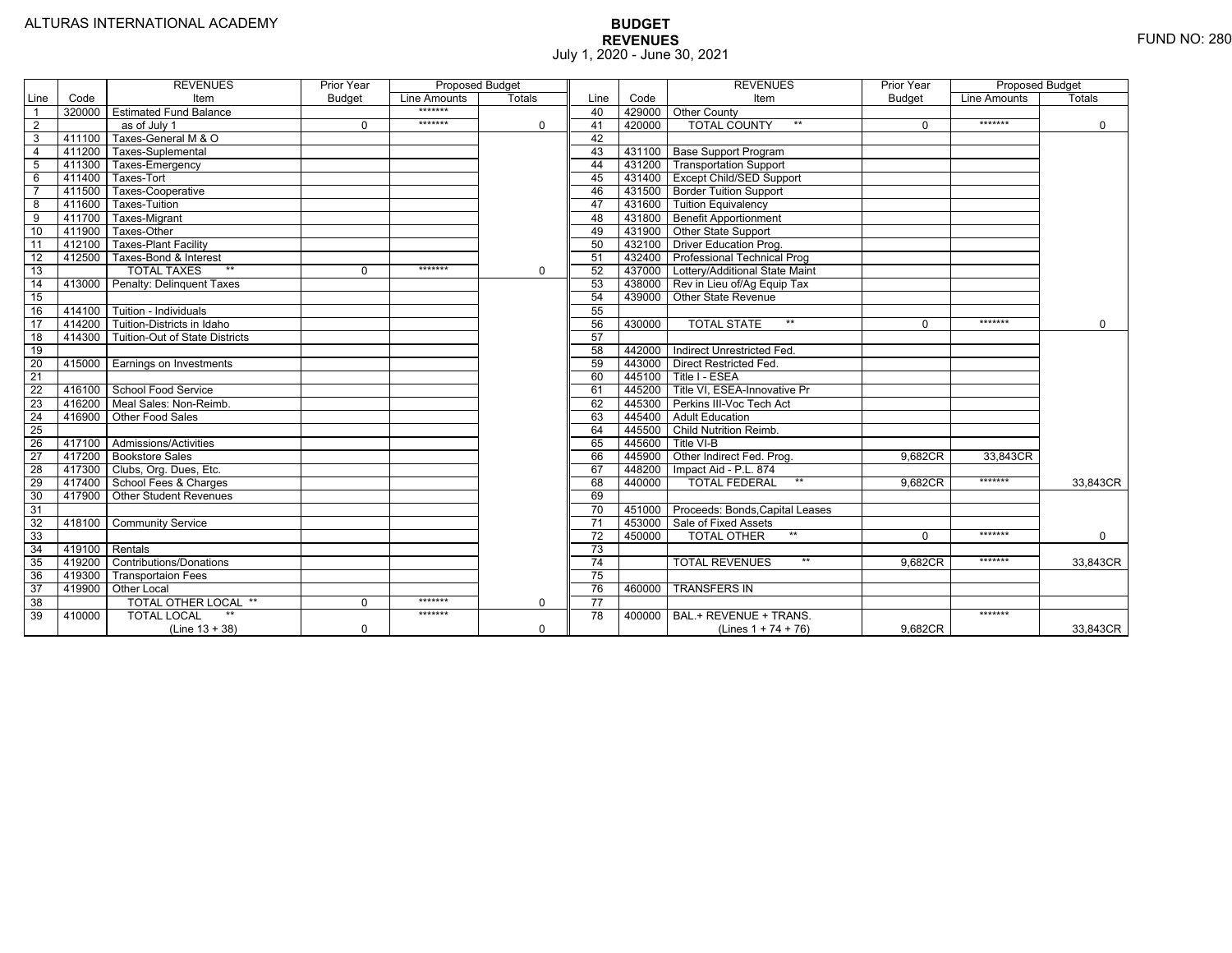ALTURAS INTERNATIONAL ACADEMY

FUND NO: 280

# BUDGET
## REVENUES
July 1, 2020 - June 30, 2021

| Line | Code | REVENUES Item | Prior Year Budget | Proposed Budget Line Amounts | Proposed Budget Totals | Line | Code | REVENUES Item | Prior Year Budget | Proposed Budget Line Amounts | Proposed Budget Totals |
|---|---|---|---|---|---|---|---|---|---|---|---|
| 1 | 320000 | Estimated Fund Balance | | ******* | | 40 | 429000 | Other County | | | |
| 2 | | as of July 1 | 0 | ******* | 0 | 41 | 420000 | TOTAL COUNTY ** | 0 | ******* | 0 |
| 3 | 411100 | Taxes-General M & O | | | | 42 | | | | | |
| 4 | 411200 | Taxes-Suplemental | | | | 43 | 431100 | Base Support Program | | | |
| 5 | 411300 | Taxes-Emergency | | | | 44 | 431200 | Transportation Support | | | |
| 6 | 411400 | Taxes-Tort | | | | 45 | 431400 | Except Child/SED Support | | | |
| 7 | 411500 | Taxes-Cooperative | | | | 46 | 431500 | Border Tuition Support | | | |
| 8 | 411600 | Taxes-Tuition | | | | 47 | 431600 | Tuition Equivalency | | | |
| 9 | 411700 | Taxes-Migrant | | | | 48 | 431800 | Benefit Apportionment | | | |
| 10 | 411900 | Taxes-Other | | | | 49 | 431900 | Other State Support | | | |
| 11 | 412100 | Taxes-Plant Facility | | | | 50 | 432100 | Driver Education Prog. | | | |
| 12 | 412500 | Taxes-Bond & Interest | | | | 51 | 432400 | Professional Technical Prog | | | |
| 13 | | TOTAL TAXES ** | 0 | ******* | 0 | 52 | 437000 | Lottery/Additional State Maint | | | |
| 14 | 413000 | Penalty: Delinquent Taxes | | | | 53 | 438000 | Rev in Lieu of/Ag Equip Tax | | | |
| 15 | | | | | | 54 | 439000 | Other State Revenue | | | |
| 16 | 414100 | Tuition - Individuals | | | | 55 | | | | | |
| 17 | 414200 | Tuition-Districts in Idaho | | | | 56 | 430000 | TOTAL STATE ** | 0 | ******* | 0 |
| 18 | 414300 | Tuition-Out of State Districts | | | | 57 | | | | | |
| 19 | | | | | | 58 | 442000 | Indirect Unrestricted Fed. | | | |
| 20 | 415000 | Earnings on Investments | | | | 59 | 443000 | Direct Restricted Fed. | | | |
| 21 | | | | | | 60 | 445100 | Title I - ESEA | | | |
| 22 | 416100 | School Food Service | | | | 61 | 445200 | Title VI, ESEA-Innovative Pr | | | |
| 23 | 416200 | Meal Sales: Non-Reimb. | | | | 62 | 445300 | Perkins III-Voc Tech Act | | | |
| 24 | 416900 | Other Food Sales | | | | 63 | 445400 | Adult Education | | | |
| 25 | | | | | | 64 | 445500 | Child Nutrition Reimb. | | | |
| 26 | 417100 | Admissions/Activities | | | | 65 | 445600 | Title VI-B | | | |
| 27 | 417200 | Bookstore Sales | | | | 66 | 445900 | Other Indirect Fed. Prog. | 9,682CR | 33,843CR | |
| 28 | 417300 | Clubs, Org. Dues, Etc. | | | | 67 | 448200 | Impact Aid - P.L. 874 | | | |
| 29 | 417400 | School Fees & Charges | | | | 68 | 440000 | TOTAL FEDERAL ** | 9,682CR | ******* | 33,843CR |
| 30 | 417900 | Other Student Revenues | | | | 69 | | | | | |
| 31 | | | | | | 70 | 451000 | Proceeds: Bonds,Capital Leases | | | |
| 32 | 418100 | Community Service | | | | 71 | 453000 | Sale of Fixed Assets | | | |
| 33 | | | | | | 72 | 450000 | TOTAL OTHER ** | 0 | ******* | 0 |
| 34 | 419100 | Rentals | | | | 73 | | | | | |
| 35 | 419200 | Contributions/Donations | | | | 74 | | TOTAL REVENUES ** | 9,682CR | ******* | 33,843CR |
| 36 | 419300 | Transportaion Fees | | | | 75 | | | | | |
| 37 | 419900 | Other Local | | | | 76 | 460000 | TRANSFERS IN | | | |
| 38 | | TOTAL OTHER LOCAL ** | 0 | ******* | 0 | 77 | | | | | |
| 39 | 410000 | TOTAL LOCAL ** (Line 13 + 38) | 0 | ******* | 0 | 78 | 400000 | BAL.+ REVENUE + TRANS. (Lines 1 + 74 + 76) | 9,682CR | ******* | 33,843CR |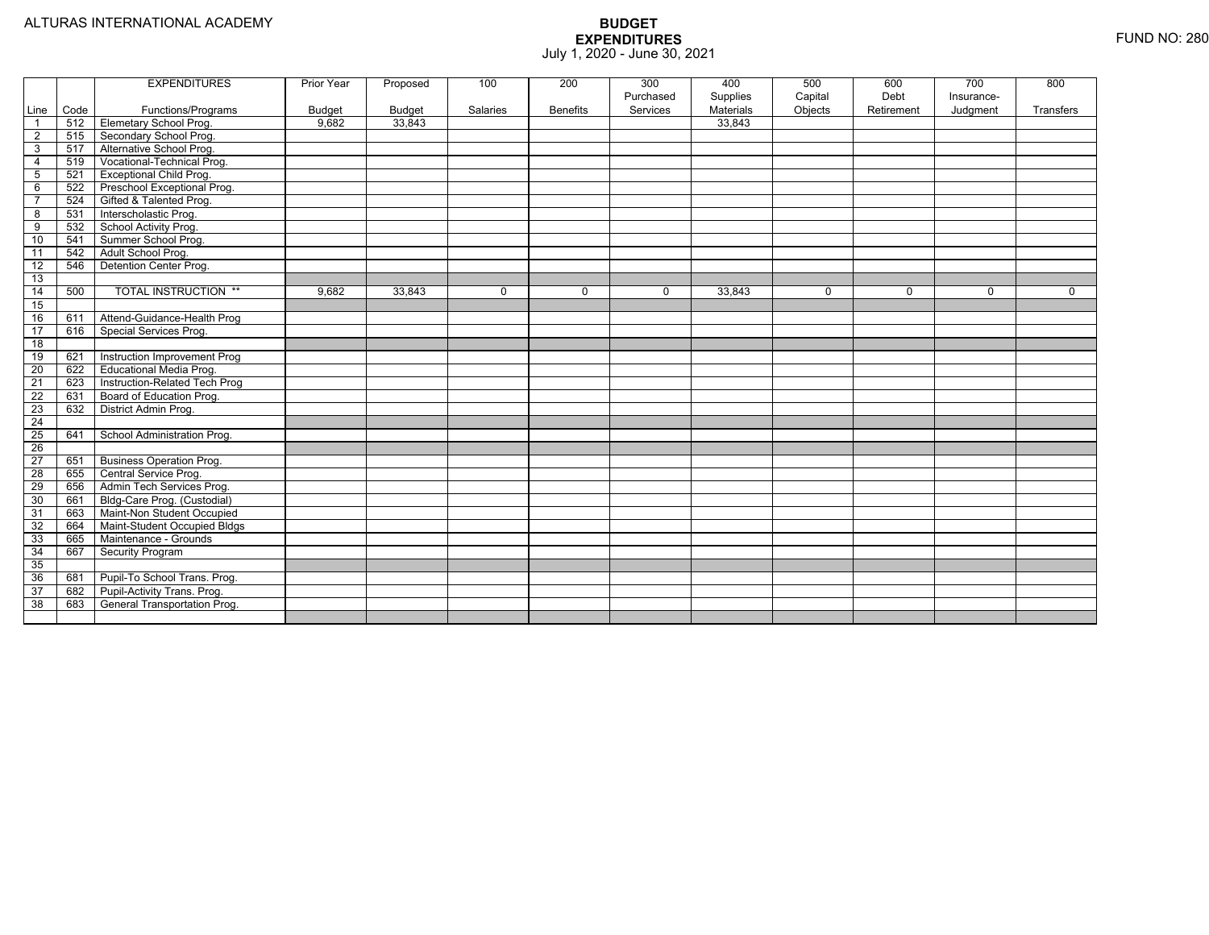ALTURAS INTERNATIONAL ACADEMY

# BUDGET
## EXPENDITURES
July 1, 2020 - June 30, 2021

FUND NO: 280

| Line | Code | EXPENDITURES Functions/Programs | Prior Year Budget | Proposed Budget | 100 Salaries | 200 Benefits | 300 Purchased Services | 400 Supplies Materials | 500 Capital Objects | 600 Debt Retirement | 700 Insurance-Judgment | 800 Transfers |
|---|---|---|---|---|---|---|---|---|---|---|---|---|
| 1 | 512 | Elemetary School Prog. | 9,682 | 33,843 | | | | 33,843 | | | | |
| 2 | 515 | Secondary School Prog. | | | | | | | | | | |
| 3 | 517 | Alternative School Prog. | | | | | | | | | | |
| 4 | 519 | Vocational-Technical Prog. | | | | | | | | | | |
| 5 | 521 | Exceptional Child Prog. | | | | | | | | | | |
| 6 | 522 | Preschool Exceptional Prog. | | | | | | | | | | |
| 7 | 524 | Gifted & Talented Prog. | | | | | | | | | | |
| 8 | 531 | Interscholastic Prog. | | | | | | | | | | |
| 9 | 532 | School Activity Prog. | | | | | | | | | | |
| 10 | 541 | Summer School Prog. | | | | | | | | | | |
| 11 | 542 | Adult School Prog. | | | | | | | | | | |
| 12 | 546 | Detention Center Prog. | | | | | | | | | | |
| 13 | | | | | | | | | | | | |
| 14 | 500 | TOTAL INSTRUCTION ** | 9,682 | 33,843 | 0 | 0 | 0 | 33,843 | 0 | 0 | 0 | 0 |
| 15 | | | | | | | | | | | | |
| 16 | 611 | Attend-Guidance-Health Prog | | | | | | | | | | |
| 17 | 616 | Special Services Prog. | | | | | | | | | | |
| 18 | | | | | | | | | | | | |
| 19 | 621 | Instruction Improvement Prog | | | | | | | | | | |
| 20 | 622 | Educational Media Prog. | | | | | | | | | | |
| 21 | 623 | Instruction-Related Tech Prog | | | | | | | | | | |
| 22 | 631 | Board of Education Prog. | | | | | | | | | | |
| 23 | 632 | District Admin Prog. | | | | | | | | | | |
| 24 | | | | | | | | | | | | |
| 25 | 641 | School Administration Prog. | | | | | | | | | | |
| 26 | | | | | | | | | | | | |
| 27 | 651 | Business Operation Prog. | | | | | | | | | | |
| 28 | 655 | Central Service Prog. | | | | | | | | | | |
| 29 | 656 | Admin Tech Services Prog. | | | | | | | | | | |
| 30 | 661 | Bldg-Care Prog. (Custodial) | | | | | | | | | | |
| 31 | 663 | Maint-Non Student Occupied | | | | | | | | | | |
| 32 | 664 | Maint-Student Occupied Bldgs | | | | | | | | | | |
| 33 | 665 | Maintenance - Grounds | | | | | | | | | | |
| 34 | 667 | Security Program | | | | | | | | | | |
| 35 | | | | | | | | | | | | |
| 36 | 681 | Pupil-To School Trans. Prog. | | | | | | | | | | |
| 37 | 682 | Pupil-Activity Trans. Prog. | | | | | | | | | | |
| 38 | 683 | General Transportation Prog. | | | | | | | | | | |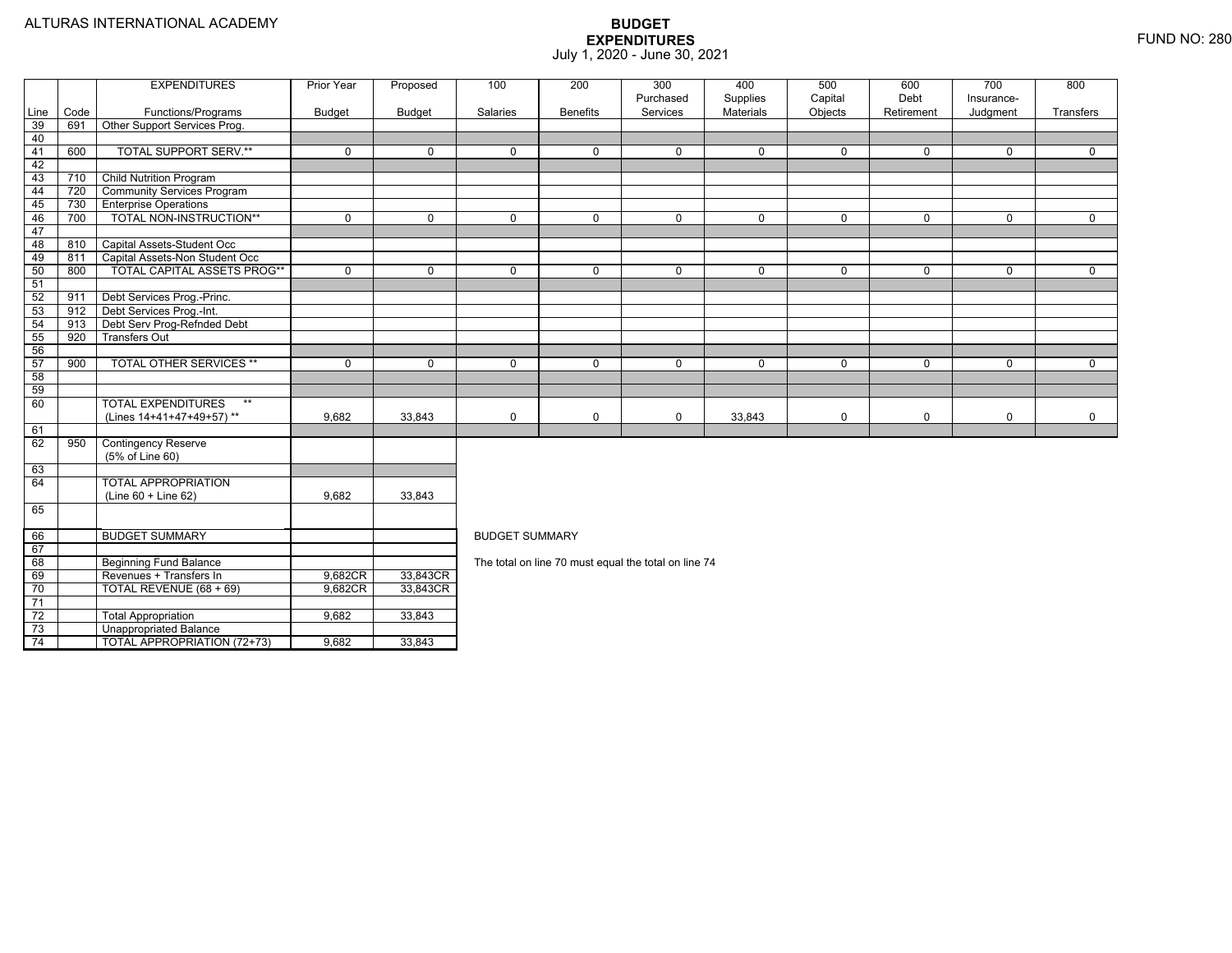ALTURAS INTERNATIONAL ACADEMY

# BUDGET
## EXPENDITURES
July 1, 2020 - June 30, 2021

FUND NO: 280

| Line | Code | EXPENDITURES Functions/Programs | Prior Year Budget | Proposed Budget | 100 Salaries | 200 Benefits | 300 Purchased Services | 400 Supplies Materials | 500 Capital Objects | 600 Debt Retirement | 700 Insurance-Judgment | 800 Transfers |
|---|---|---|---|---|---|---|---|---|---|---|---|---|
| 39 | 691 | Other Support Services Prog. | | | | | | | | | | |
| 40 | | | | | | | | | | | | |
| 41 | 600 | TOTAL SUPPORT SERV.** | 0 | 0 | 0 | 0 | 0 | 0 | 0 | 0 | 0 | 0 |
| 42 | | | | | | | | | | | | |
| 43 | 710 | Child Nutrition Program | | | | | | | | | | |
| 44 | 720 | Community Services Program | | | | | | | | | | |
| 45 | 730 | Enterprise Operations | | | | | | | | | | |
| 46 | 700 | TOTAL NON-INSTRUCTION** | 0 | 0 | 0 | 0 | 0 | 0 | 0 | 0 | 0 | 0 |
| 47 | | | | | | | | | | | | |
| 48 | 810 | Capital Assets-Student Occ | | | | | | | | | | |
| 49 | 811 | Capital Assets-Non Student Occ | | | | | | | | | | |
| 50 | 800 | TOTAL CAPITAL ASSETS PROG** | 0 | 0 | 0 | 0 | 0 | 0 | 0 | 0 | 0 | 0 |
| 51 | | | | | | | | | | | | |
| 52 | 911 | Debt Services Prog.-Princ. | | | | | | | | | | |
| 53 | 912 | Debt Services Prog.-Int. | | | | | | | | | | |
| 54 | 913 | Debt Serv Prog-Refnded Debt | | | | | | | | | | |
| 55 | 920 | Transfers Out | | | | | | | | | | |
| 56 | | | | | | | | | | | | |
| 57 | 900 | TOTAL OTHER SERVICES ** | 0 | 0 | 0 | 0 | 0 | 0 | 0 | 0 | 0 | 0 |
| 58 | | | | | | | | | | | | |
| 59 | | | | | | | | | | | | |
| 60 | | TOTAL EXPENDITURES ** (Lines 14+41+47+49+57) ** | 9,682 | 33,843 | 0 | 0 | 0 | 33,843 | 0 | 0 | 0 | 0 |
| 61 | | | | | | | | | | | | |
| 62 | 950 | Contingency Reserve (5% of Line 60) | | | | | | | | | | |
| 63 | | | | | | | | | | | | |
| 64 | | TOTAL APPROPRIATION (Line 60 + Line 62) | 9,682 | 33,843 | | | | | | | | |
| 65 | | | | | | | | | | | | |
| 66 | | BUDGET SUMMARY | | | | | | | | | | |
| 67 | | | | | | | | | | | | |
| 68 | | Beginning Fund Balance | | | | | | | | | | |
| 69 | | Revenues + Transfers In | 9,682CR | 33,843CR | | | | | | | | |
| 70 | | TOTAL REVENUE (68 + 69) | 9,682CR | 33,843CR | | | | | | | | |
| 71 | | | | | | | | | | | | |
| 72 | | Total Appropriation | 9,682 | 33,843 | | | | | | | | |
| 73 | | Unappropriated Balance | | | | | | | | | | |
| 74 | | TOTAL APPROPRIATION (72+73) | 9,682 | 33,843 | | | | | | | | |

BUDGET SUMMARY

The total on line 70 must equal the total on line 74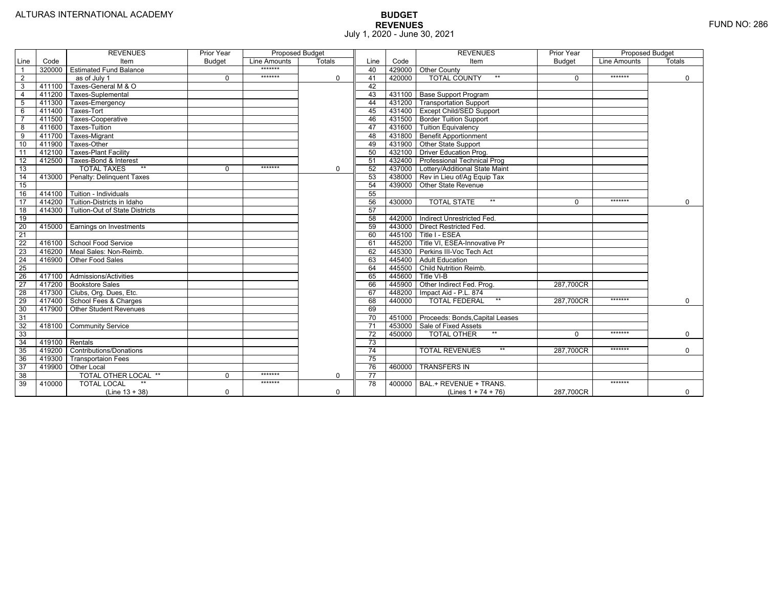ALTURAS INTERNATIONAL ACADEMY

# BUDGET
## REVENUES
July 1, 2020 - June 30, 2021

FUND NO: 286

| Line | Code | REVENUES Item | Prior Year Budget | Proposed Budget Line Amounts | Proposed Budget Totals |
|---|---|---|---|---|---|
| 1 | 320000 | Estimated Fund Balance | | ******* | |
| 2 | | as of July 1 | 0 | ******* | 0 |
| 3 | 411100 | Taxes-General M & O | | | |
| 4 | 411200 | Taxes-Suplemental | | | |
| 5 | 411300 | Taxes-Emergency | | | |
| 6 | 411400 | Taxes-Tort | | | |
| 7 | 411500 | Taxes-Cooperative | | | |
| 8 | 411600 | Taxes-Tuition | | | |
| 9 | 411700 | Taxes-Migrant | | | |
| 10 | 411900 | Taxes-Other | | | |
| 11 | 412100 | Taxes-Plant Facility | | | |
| 12 | 412500 | Taxes-Bond & Interest | | | |
| 13 | | TOTAL TAXES ** | 0 | ******* | 0 |
| 14 | 413000 | Penalty: Delinquent Taxes | | | |
| 15 | | | | | |
| 16 | 414100 | Tuition - Individuals | | | |
| 17 | 414200 | Tuition-Districts in Idaho | | | |
| 18 | 414300 | Tuition-Out of State Districts | | | |
| 19 | | | | | |
| 20 | 415000 | Earnings on Investments | | | |
| 21 | | | | | |
| 22 | 416100 | School Food Service | | | |
| 23 | 416200 | Meal Sales: Non-Reimb. | | | |
| 24 | 416900 | Other Food Sales | | | |
| 25 | | | | | |
| 26 | 417100 | Admissions/Activities | | | |
| 27 | 417200 | Bookstore Sales | | | |
| 28 | 417300 | Clubs, Org. Dues, Etc. | | | |
| 29 | 417400 | School Fees & Charges | | | |
| 30 | 417900 | Other Student Revenues | | | |
| 31 | | | | | |
| 32 | 418100 | Community Service | | | |
| 33 | | | | | |
| 34 | 419100 | Rentals | | | |
| 35 | 419200 | Contributions/Donations | | | |
| 36 | 419300 | Transportaion Fees | | | |
| 37 | 419900 | Other Local | | | |
| 38 | | TOTAL OTHER LOCAL ** | 0 | ******* | 0 |
| 39 | 410000 | TOTAL LOCAL ** (Line 13 + 38) | 0 | ******* | 0 |
| 40 | 429000 | Other County | | | |
| 41 | 420000 | TOTAL COUNTY ** | 0 | ******* | 0 |
| 42 | | | | | |
| 43 | 431100 | Base Support Program | | | |
| 44 | 431200 | Transportation Support | | | |
| 45 | 431400 | Except Child/SED Support | | | |
| 46 | 431500 | Border Tuition Support | | | |
| 47 | 431600 | Tuition Equivalency | | | |
| 48 | 431800 | Benefit Apportionment | | | |
| 49 | 431900 | Other State Support | | | |
| 50 | 432100 | Driver Education Prog. | | | |
| 51 | 432400 | Professional Technical Prog | | | |
| 52 | 437000 | Lottery/Additional State Maint | | | |
| 53 | 438000 | Rev in Lieu of/Ag Equip Tax | | | |
| 54 | 439000 | Other State Revenue | | | |
| 55 | | | | | |
| 56 | 430000 | TOTAL STATE ** | 0 | ******* | 0 |
| 57 | | | | | |
| 58 | 442000 | Indirect Unrestricted Fed. | | | |
| 59 | 443000 | Direct Restricted Fed. | | | |
| 60 | 445100 | Title I - ESEA | | | |
| 61 | 445200 | Title VI, ESEA-Innovative Pr | | | |
| 62 | 445300 | Perkins III-Voc Tech Act | | | |
| 63 | 445400 | Adult Education | | | |
| 64 | 445500 | Child Nutrition Reimb. | | | |
| 65 | 445600 | Title VI-B | | | |
| 66 | 445900 | Other Indirect Fed. Prog. | 287,700CR | | |
| 67 | 448200 | Impact Aid - P.L. 874 | | | |
| 68 | 440000 | TOTAL FEDERAL ** | 287,700CR | ******* | 0 |
| 69 | | | | | |
| 70 | 451000 | Proceeds: Bonds,Capital Leases | | | |
| 71 | 453000 | Sale of Fixed Assets | | | |
| 72 | 450000 | TOTAL OTHER ** | 0 | ******* | 0 |
| 73 | | | | | |
| 74 | | TOTAL REVENUES ** | 287,700CR | ******* | 0 |
| 75 | | | | | |
| 76 | 460000 | TRANSFERS IN | | | |
| 77 | | | | | |
| 78 | 400000 | BAL.+ REVENUE + TRANS. (Lines 1 + 74 + 76) | 287,700CR | ******* | 0 |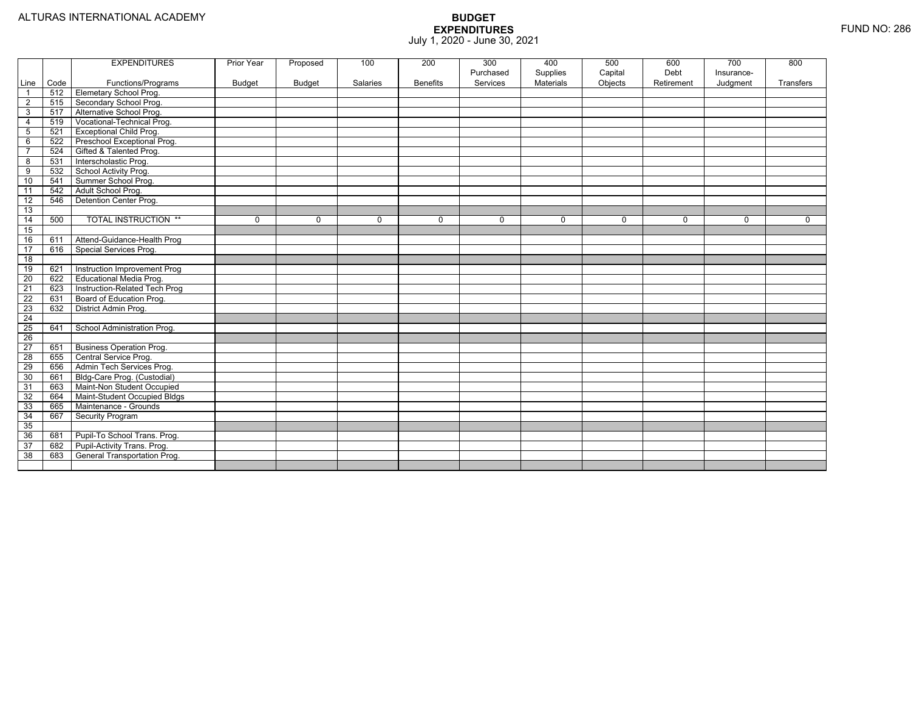ALTURAS INTERNATIONAL ACADEMY

FUND NO: 286

# BUDGET EXPENDITURES

July 1, 2020 - June 30, 2021

| Line | Code | EXPENDITURES Functions/Programs | Prior Year Budget | Proposed Budget | 100 Salaries | 200 Benefits | 300 Purchased Services | 400 Supplies Materials | 500 Capital Objects | 600 Debt Retirement | 700 Insurance-Judgment | 800 Transfers |
|---|---|---|---|---|---|---|---|---|---|---|---|---|
| 1 | 512 | Elemetary School Prog. | | | | | | | | | | |
| 2 | 515 | Secondary School Prog. | | | | | | | | | | |
| 3 | 517 | Alternative School Prog. | | | | | | | | | | |
| 4 | 519 | Vocational-Technical Prog. | | | | | | | | | | |
| 5 | 521 | Exceptional Child Prog. | | | | | | | | | | |
| 6 | 522 | Preschool Exceptional Prog. | | | | | | | | | | |
| 7 | 524 | Gifted & Talented Prog. | | | | | | | | | | |
| 8 | 531 | Interscholastic Prog. | | | | | | | | | | |
| 9 | 532 | School Activity Prog. | | | | | | | | | | |
| 10 | 541 | Summer School Prog. | | | | | | | | | | |
| 11 | 542 | Adult School Prog. | | | | | | | | | | |
| 12 | 546 | Detention Center Prog. | | | | | | | | | | |
| 13 | | | | | | | | | | | | |
| 14 | 500 | TOTAL INSTRUCTION ** | 0 | 0 | 0 | 0 | 0 | 0 | 0 | 0 | 0 | 0 |
| 15 | | | | | | | | | | | | |
| 16 | 611 | Attend-Guidance-Health Prog | | | | | | | | | | |
| 17 | 616 | Special Services Prog. | | | | | | | | | | |
| 18 | | | | | | | | | | | | |
| 19 | 621 | Instruction Improvement Prog | | | | | | | | | | |
| 20 | 622 | Educational Media Prog. | | | | | | | | | | |
| 21 | 623 | Instruction-Related Tech Prog | | | | | | | | | | |
| 22 | 631 | Board of Education Prog. | | | | | | | | | | |
| 23 | 632 | District Admin Prog. | | | | | | | | | | |
| 24 | | | | | | | | | | | | |
| 25 | 641 | School Administration Prog. | | | | | | | | | | |
| 26 | | | | | | | | | | | | |
| 27 | 651 | Business Operation Prog. | | | | | | | | | | |
| 28 | 655 | Central Service Prog. | | | | | | | | | | |
| 29 | 656 | Admin Tech Services Prog. | | | | | | | | | | |
| 30 | 661 | Bldg-Care Prog. (Custodial) | | | | | | | | | | |
| 31 | 663 | Maint-Non Student Occupied | | | | | | | | | | |
| 32 | 664 | Maint-Student Occupied Bldgs | | | | | | | | | | |
| 33 | 665 | Maintenance - Grounds | | | | | | | | | | |
| 34 | 667 | Security Program | | | | | | | | | | |
| 35 | | | | | | | | | | | | |
| 36 | 681 | Pupil-To School Trans. Prog. | | | | | | | | | | |
| 37 | 682 | Pupil-Activity Trans. Prog. | | | | | | | | | | |
| 38 | 683 | General Transportation Prog. | | | | | | | | | | |
| | | | | | | | | | | | | |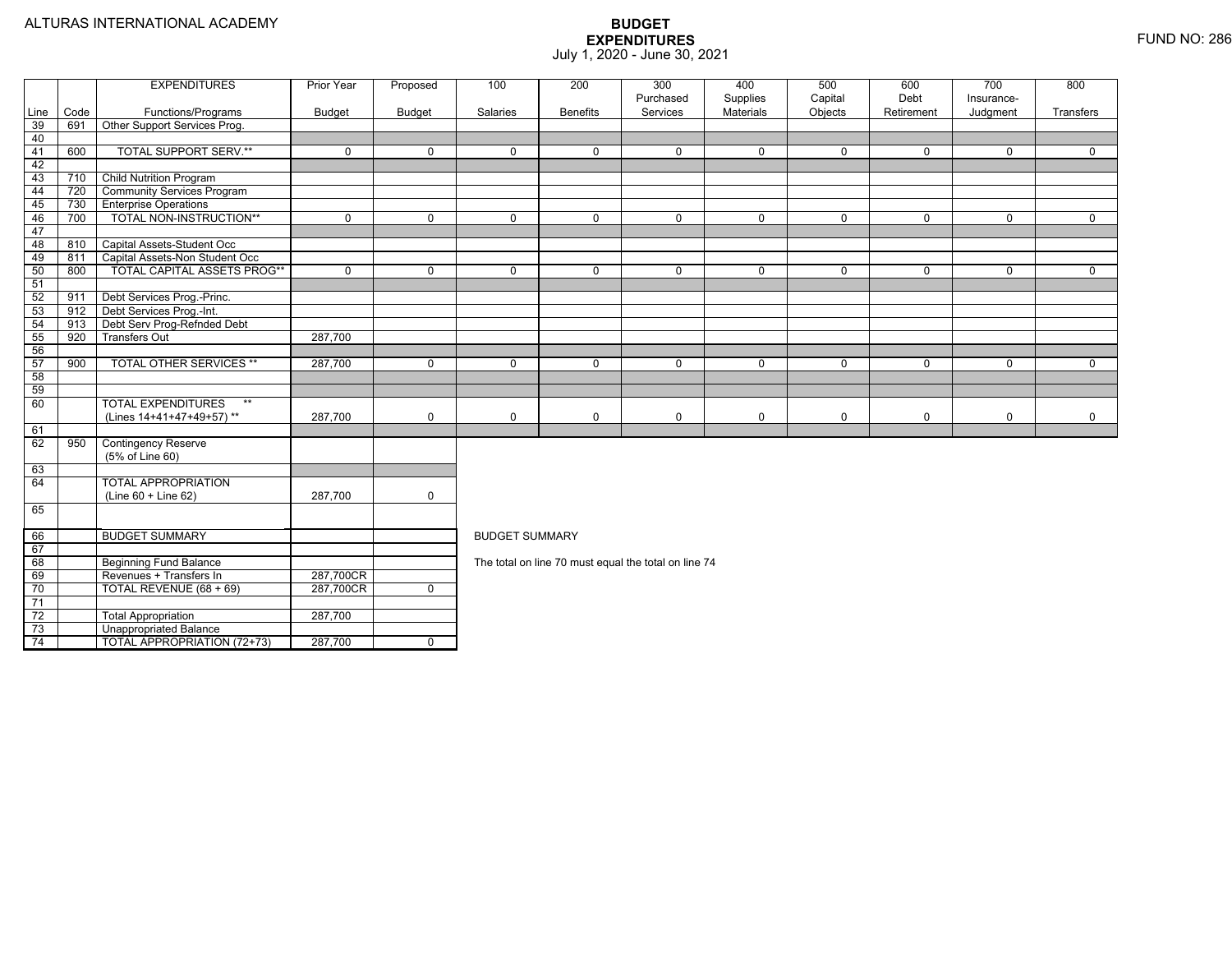ALTURAS INTERNATIONAL ACADEMY

# BUDGET
## EXPENDITURES
July 1, 2020 - June 30, 2021

FUND NO: 286

| Line | Code | EXPENDITURES Functions/Programs | Prior Year Budget | Proposed Budget | 100 Salaries | 200 Benefits | 300 Purchased Services | 400 Supplies Materials | 500 Capital Objects | 600 Debt Retirement | 700 Insurance-Judgment | 800 Transfers |
|---|---|---|---|---|---|---|---|---|---|---|---|---|
| 39 | 691 | Other Support Services Prog. | | | | | | | | | | |
| 40 | | | | | | | | | | | | |
| 41 | 600 | TOTAL SUPPORT SERV.** | 0 | 0 | 0 | 0 | 0 | 0 | 0 | 0 | 0 | 0 |
| 42 | | | | | | | | | | | | |
| 43 | 710 | Child Nutrition Program | | | | | | | | | | |
| 44 | 720 | Community Services Program | | | | | | | | | | |
| 45 | 730 | Enterprise Operations | | | | | | | | | | |
| 46 | 700 | TOTAL NON-INSTRUCTION** | 0 | 0 | 0 | 0 | 0 | 0 | 0 | 0 | 0 | 0 |
| 47 | | | | | | | | | | | | |
| 48 | 810 | Capital Assets-Student Occ | | | | | | | | | | |
| 49 | 811 | Capital Assets-Non Student Occ | | | | | | | | | | |
| 50 | 800 | TOTAL CAPITAL ASSETS PROG** | 0 | 0 | 0 | 0 | 0 | 0 | 0 | 0 | 0 | 0 |
| 51 | | | | | | | | | | | | |
| 52 | 911 | Debt Services Prog.-Princ. | | | | | | | | | | |
| 53 | 912 | Debt Services Prog.-Int. | | | | | | | | | | |
| 54 | 913 | Debt Serv Prog-Refnded Debt | | | | | | | | | | |
| 55 | 920 | Transfers Out | 287,700 | | | | | | | | | |
| 56 | | | | | | | | | | | | |
| 57 | 900 | TOTAL OTHER SERVICES ** | 287,700 | 0 | 0 | 0 | 0 | 0 | 0 | 0 | 0 | 0 |
| 58 | | | | | | | | | | | | |
| 59 | | | | | | | | | | | | |
| 60 | | TOTAL EXPENDITURES ** (Lines 14+41+47+49+57) ** | 287,700 | 0 | 0 | 0 | 0 | 0 | 0 | 0 | 0 | 0 |
| 61 | | | | | | | | | | | | |
| 62 | 950 | Contingency Reserve (5% of Line 60) | | | | | | | | | | |
| 63 | | | | | | | | | | | | |
| 64 | | TOTAL APPROPRIATION (Line 60 + Line 62) | 287,700 | 0 | | | | | | | | |
| 65 | | | | | | | | | | | | |
| 66 | | BUDGET SUMMARY | | | | | | | | | | |
| 67 | | | | | | | | | | | | |
| 68 | | Beginning Fund Balance | | | | | | | | | | |
| 69 | | Revenues + Transfers In | 287,700CR | | | | | | | | | |
| 70 | | TOTAL REVENUE (68 + 69) | 287,700CR | 0 | | | | | | | | |
| 71 | | | | | | | | | | | | |
| 72 | | Total Appropriation | 287,700 | | | | | | | | | |
| 73 | | Unappropriated Balance | | | | | | | | | | |
| 74 | | TOTAL APPROPRIATION (72+73) | 287,700 | 0 | | | | | | | | |

BUDGET SUMMARY

The total on line 70 must equal the total on line 74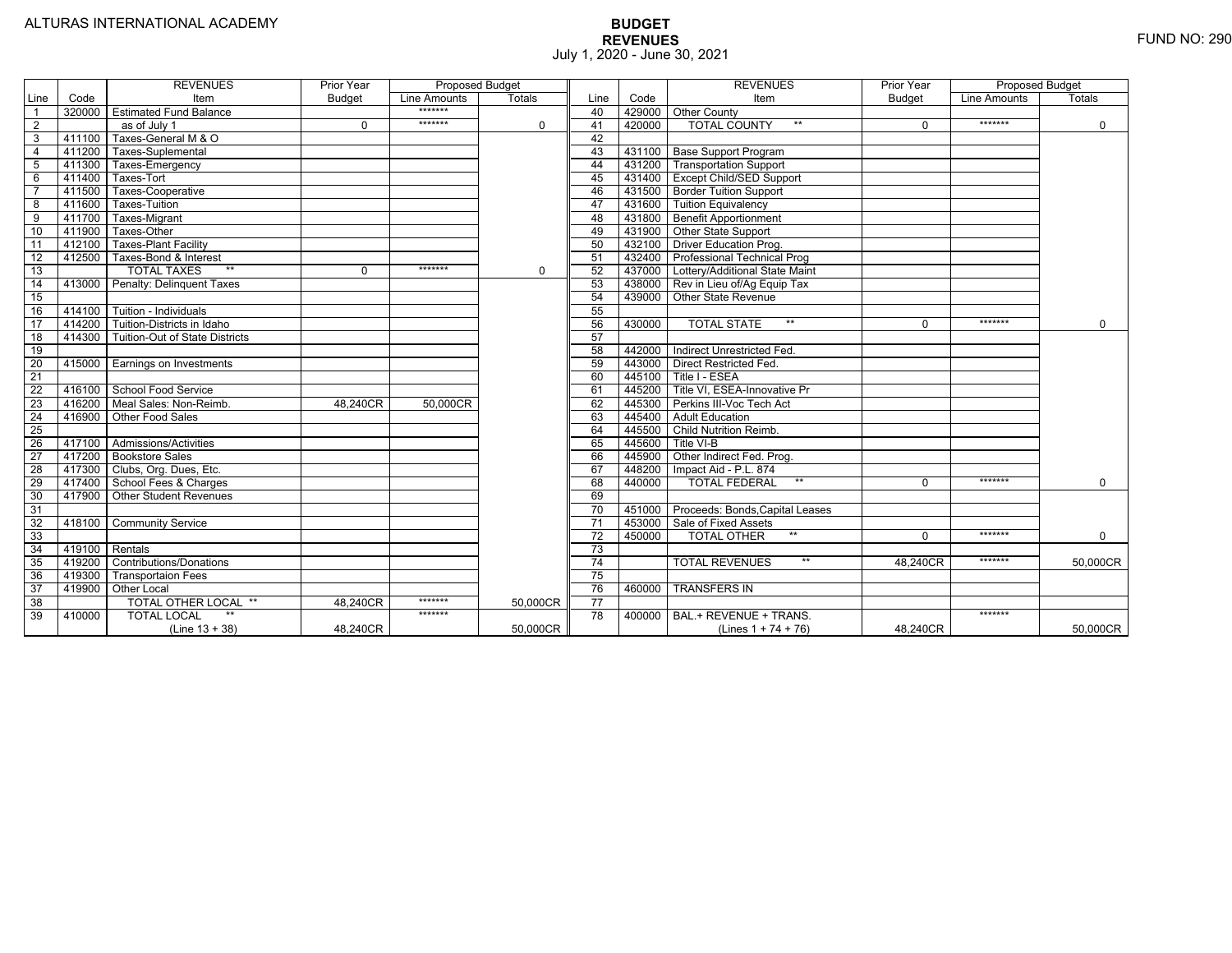ALTURAS INTERNATIONAL ACADEMY

FUND NO: 290

# BUDGET
## REVENUES
July 1, 2020 - June 30, 2021

| Line | Code | REVENUES Item | Prior Year Budget | Proposed Budget Line Amounts | Proposed Budget Totals | Line | Code | REVENUES Item | Prior Year Budget | Proposed Budget Line Amounts | Proposed Budget Totals |
|---|---|---|---|---|---|---|---|---|---|---|---|
| 1 | 320000 | Estimated Fund Balance | | ******* | | 40 | 429000 | Other County | | | |
| 2 | | as of July 1 | 0 | ******* | 0 | 41 | 420000 | TOTAL COUNTY ** | 0 | ******* | 0 |
| 3 | 411100 | Taxes-General M & O | | | | 42 | | | | | |
| 4 | 411200 | Taxes-Suplemental | | | | 43 | 431100 | Base Support Program | | | |
| 5 | 411300 | Taxes-Emergency | | | | 44 | 431200 | Transportation Support | | | |
| 6 | 411400 | Taxes-Tort | | | | 45 | 431400 | Except Child/SED Support | | | |
| 7 | 411500 | Taxes-Cooperative | | | | 46 | 431500 | Border Tuition Support | | | |
| 8 | 411600 | Taxes-Tuition | | | | 47 | 431600 | Tuition Equivalency | | | |
| 9 | 411700 | Taxes-Migrant | | | | 48 | 431800 | Benefit Apportionment | | | |
| 10 | 411900 | Taxes-Other | | | | 49 | 431900 | Other State Support | | | |
| 11 | 412100 | Taxes-Plant Facility | | | | 50 | 432100 | Driver Education Prog. | | | |
| 12 | 412500 | Taxes-Bond & Interest | | | | 51 | 432400 | Professional Technical Prog | | | |
| 13 | | TOTAL TAXES ** | 0 | ******* | 0 | 52 | 437000 | Lottery/Additional State Maint | | | |
| 14 | 413000 | Penalty: Delinquent Taxes | | | | 53 | 438000 | Rev in Lieu of/Ag Equip Tax | | | |
| 15 | | | | | | 54 | 439000 | Other State Revenue | | | |
| 16 | 414100 | Tuition - Individuals | | | | 55 | | | | | |
| 17 | 414200 | Tuition-Districts in Idaho | | | | 56 | 430000 | TOTAL STATE ** | 0 | ******* | 0 |
| 18 | 414300 | Tuition-Out of State Districts | | | | 57 | | | | | |
| 19 | | | | | | 58 | 442000 | Indirect Unrestricted Fed. | | | |
| 20 | 415000 | Earnings on Investments | | | | 59 | 443000 | Direct Restricted Fed. | | | |
| 21 | | | | | | 60 | 445100 | Title I - ESEA | | | |
| 22 | 416100 | School Food Service | | | | 61 | 445200 | Title VI, ESEA-Innovative Pr | | | |
| 23 | 416200 | Meal Sales: Non-Reimb. | 48,240CR | 50,000CR | | 62 | 445300 | Perkins III-Voc Tech Act | | | |
| 24 | 416900 | Other Food Sales | | | | 63 | 445400 | Adult Education | | | |
| 25 | | | | | | 64 | 445500 | Child Nutrition Reimb. | | | |
| 26 | 417100 | Admissions/Activities | | | | 65 | 445600 | Title VI-B | | | |
| 27 | 417200 | Bookstore Sales | | | | 66 | 445900 | Other Indirect Fed. Prog. | | | |
| 28 | 417300 | Clubs, Org. Dues, Etc. | | | | 67 | 448200 | Impact Aid - P.L. 874 | | | |
| 29 | 417400 | School Fees & Charges | | | | 68 | 440000 | TOTAL FEDERAL ** | 0 | ******* | 0 |
| 30 | 417900 | Other Student Revenues | | | | 69 | | | | | |
| 31 | | | | | | 70 | 451000 | Proceeds: Bonds,Capital Leases | | | |
| 32 | 418100 | Community Service | | | | 71 | 453000 | Sale of Fixed Assets | | | |
| 33 | | | | | | 72 | 450000 | TOTAL OTHER ** | 0 | ******* | 0 |
| 34 | 419100 | Rentals | | | | 73 | | | | | |
| 35 | 419200 | Contributions/Donations | | | | 74 | | TOTAL REVENUES ** | 48,240CR | ******* | 50,000CR |
| 36 | 419300 | Transportaion Fees | | | | 75 | | | | | |
| 37 | 419900 | Other Local | | | | 76 | 460000 | TRANSFERS IN | | | |
| 38 | | TOTAL OTHER LOCAL ** | 48,240CR | ******* | 50,000CR | 77 | | | | | |
| 39 | 410000 | TOTAL LOCAL ** (Line 13 + 38) | 48,240CR | ******* | 50,000CR | 78 | 400000 | BAL.+ REVENUE + TRANS. (Lines 1 + 74 + 76) | 48,240CR | ******* | 50,000CR |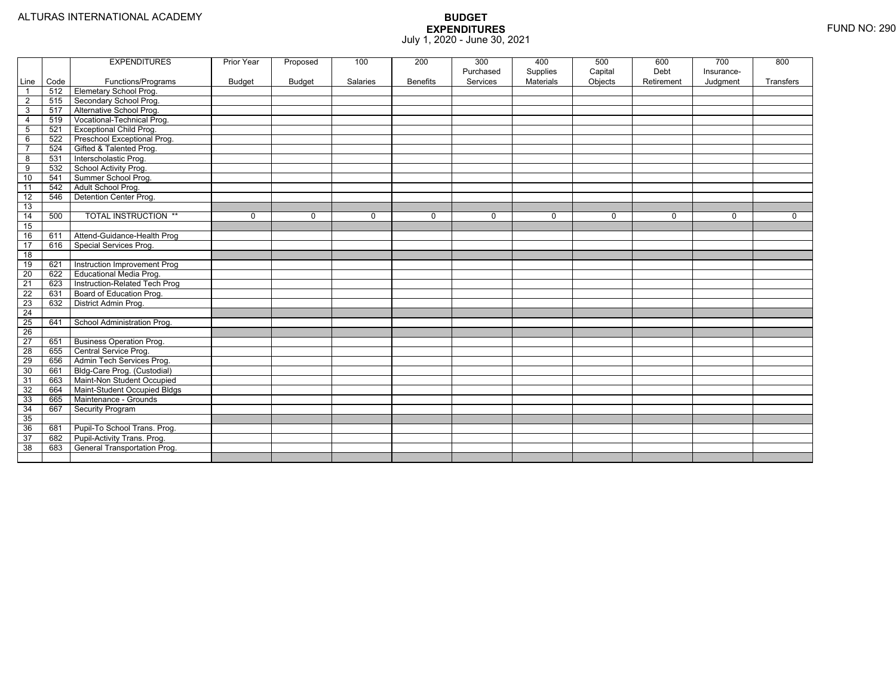ALTURAS INTERNATIONAL ACADEMY

FUND NO: 290

# BUDGET
## EXPENDITURES
July 1, 2020 - June 30, 2021

| Line | Code | EXPENDITURES Functions/Programs | Prior Year Budget | Proposed Budget | 100 Salaries | 200 Benefits | 300 Purchased Services | 400 Supplies Materials | 500 Capital Objects | 600 Debt Retirement | 700 Insurance-Judgment | 800 Transfers |
|---|---|---|---|---|---|---|---|---|---|---|---|---|
| 1 | 512 | Elemetary School Prog. | | | | | | | | | | |
| 2 | 515 | Secondary School Prog. | | | | | | | | | | |
| 3 | 517 | Alternative School Prog. | | | | | | | | | | |
| 4 | 519 | Vocational-Technical Prog. | | | | | | | | | | |
| 5 | 521 | Exceptional Child Prog. | | | | | | | | | | |
| 6 | 522 | Preschool Exceptional Prog. | | | | | | | | | | |
| 7 | 524 | Gifted & Talented Prog. | | | | | | | | | | |
| 8 | 531 | Interscholastic Prog. | | | | | | | | | | |
| 9 | 532 | School Activity Prog. | | | | | | | | | | |
| 10 | 541 | Summer School Prog. | | | | | | | | | | |
| 11 | 542 | Adult School Prog. | | | | | | | | | | |
| 12 | 546 | Detention Center Prog. | | | | | | | | | | |
| 13 | | | | | | | | | | | | |
| 14 | 500 | TOTAL INSTRUCTION ** | 0 | 0 | 0 | 0 | 0 | 0 | 0 | 0 | 0 | 0 |
| 15 | | | | | | | | | | | | |
| 16 | 611 | Attend-Guidance-Health Prog | | | | | | | | | | |
| 17 | 616 | Special Services Prog. | | | | | | | | | | |
| 18 | | | | | | | | | | | | |
| 19 | 621 | Instruction Improvement Prog | | | | | | | | | | |
| 20 | 622 | Educational Media Prog. | | | | | | | | | | |
| 21 | 623 | Instruction-Related Tech Prog | | | | | | | | | | |
| 22 | 631 | Board of Education Prog. | | | | | | | | | | |
| 23 | 632 | District Admin Prog. | | | | | | | | | | |
| 24 | | | | | | | | | | | | |
| 25 | 641 | School Administration Prog. | | | | | | | | | | |
| 26 | | | | | | | | | | | | |
| 27 | 651 | Business Operation Prog. | | | | | | | | | | |
| 28 | 655 | Central Service Prog. | | | | | | | | | | |
| 29 | 656 | Admin Tech Services Prog. | | | | | | | | | | |
| 30 | 661 | Bldg-Care Prog. (Custodial) | | | | | | | | | | |
| 31 | 663 | Maint-Non Student Occupied | | | | | | | | | | |
| 32 | 664 | Maint-Student Occupied Bldgs | | | | | | | | | | |
| 33 | 665 | Maintenance - Grounds | | | | | | | | | | |
| 34 | 667 | Security Program | | | | | | | | | | |
| 35 | | | | | | | | | | | | |
| 36 | 681 | Pupil-To School Trans. Prog. | | | | | | | | | | |
| 37 | 682 | Pupil-Activity Trans. Prog. | | | | | | | | | | |
| 38 | 683 | General Transportation Prog. | | | | | | | | | | |
| | | | | | | | | | | | | |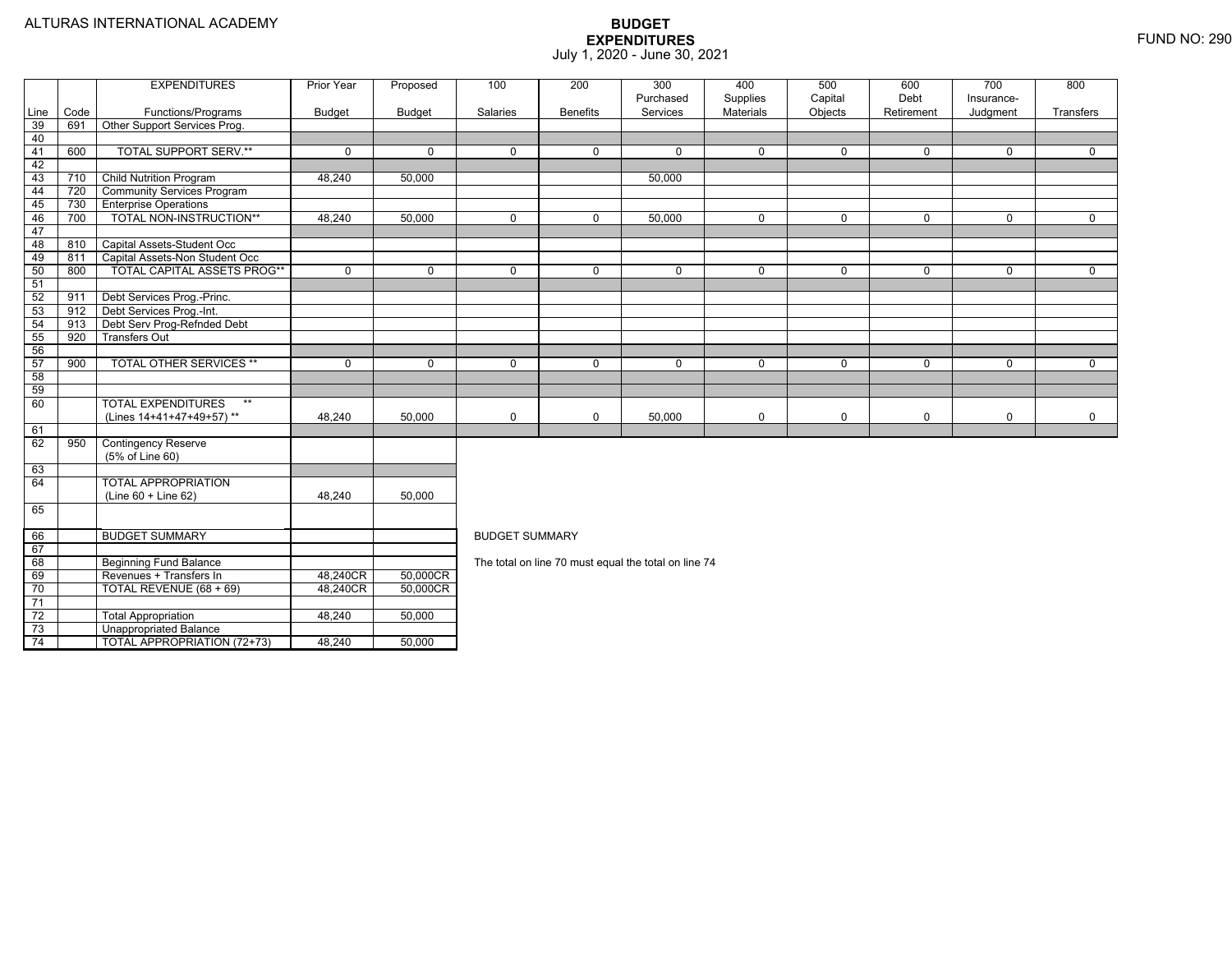ALTURAS INTERNATIONAL ACADEMY

# BUDGET EXPENDITURES

July 1, 2020 - June 30, 2021

FUND NO: 290

| Line | Code | EXPENDITURES Functions/Programs | Prior Year Budget | Proposed Budget | 100 Salaries | 200 Benefits | 300 Purchased Services | 400 Supplies Materials | 500 Capital Objects | 600 Debt Retirement | 700 Insurance-Judgment | 800 Transfers |
|---|---|---|---|---|---|---|---|---|---|---|---|---|
| 39 | 691 | Other Support Services Prog. | | | | | | | | | | |
| 40 | | | | | | | | | | | | |
| 41 | 600 | TOTAL SUPPORT SERV.** | 0 | 0 | 0 | 0 | 0 | 0 | 0 | 0 | 0 | 0 |
| 42 | | | | | | | | | | | | |
| 43 | 710 | Child Nutrition Program | 48,240 | 50,000 | | | 50,000 | | | | | |
| 44 | 720 | Community Services Program | | | | | | | | | | |
| 45 | 730 | Enterprise Operations | | | | | | | | | | |
| 46 | 700 | TOTAL NON-INSTRUCTION** | 48,240 | 50,000 | 0 | 0 | 50,000 | 0 | 0 | 0 | 0 | 0 |
| 47 | | | | | | | | | | | | |
| 48 | 810 | Capital Assets-Student Occ | | | | | | | | | | |
| 49 | 811 | Capital Assets-Non Student Occ | | | | | | | | | | |
| 50 | 800 | TOTAL CAPITAL ASSETS PROG** | 0 | 0 | 0 | 0 | 0 | 0 | 0 | 0 | 0 | 0 |
| 51 | | | | | | | | | | | | |
| 52 | 911 | Debt Services Prog.-Princ. | | | | | | | | | | |
| 53 | 912 | Debt Services Prog.-Int. | | | | | | | | | | |
| 54 | 913 | Debt Serv Prog-Refnded Debt | | | | | | | | | | |
| 55 | 920 | Transfers Out | | | | | | | | | | |
| 56 | | | | | | | | | | | | |
| 57 | 900 | TOTAL OTHER SERVICES ** | 0 | 0 | 0 | 0 | 0 | 0 | 0 | 0 | 0 | 0 |
| 58 | | | | | | | | | | | | |
| 59 | | | | | | | | | | | | |
| 60 | | TOTAL EXPENDITURES ** (Lines 14+41+47+49+57) ** | 48,240 | 50,000 | 0 | 0 | 50,000 | 0 | 0 | 0 | 0 | 0 |
| 61 | | | | | | | | | | | | |
| 62 | 950 | Contingency Reserve (5% of Line 60) | | | | | | | | | | |
| 63 | | | | | | | | | | | | |
| 64 | | TOTAL APPROPRIATION (Line 60 + Line 62) | 48,240 | 50,000 | | | | | | | | |
| 65 | | | | | | | | | | | | |

| Line | | BUDGET SUMMARY | | |
|---|---|---|---|---|
| 66 | | BUDGET SUMMARY | | |
| 67 | | | | |
| 68 | | Beginning Fund Balance | | |
| 69 | | Revenues + Transfers In | 48,240CR | 50,000CR |
| 70 | | TOTAL REVENUE (68 + 69) | 48,240CR | 50,000CR |
| 71 | | | | |
| 72 | | Total Appropriation | 48,240 | 50,000 |
| 73 | | Unappropriated Balance | | |
| 74 | | TOTAL APPROPRIATION (72+73) | 48,240 | 50,000 |

BUDGET SUMMARY

The total on line 70 must equal the total on line 74